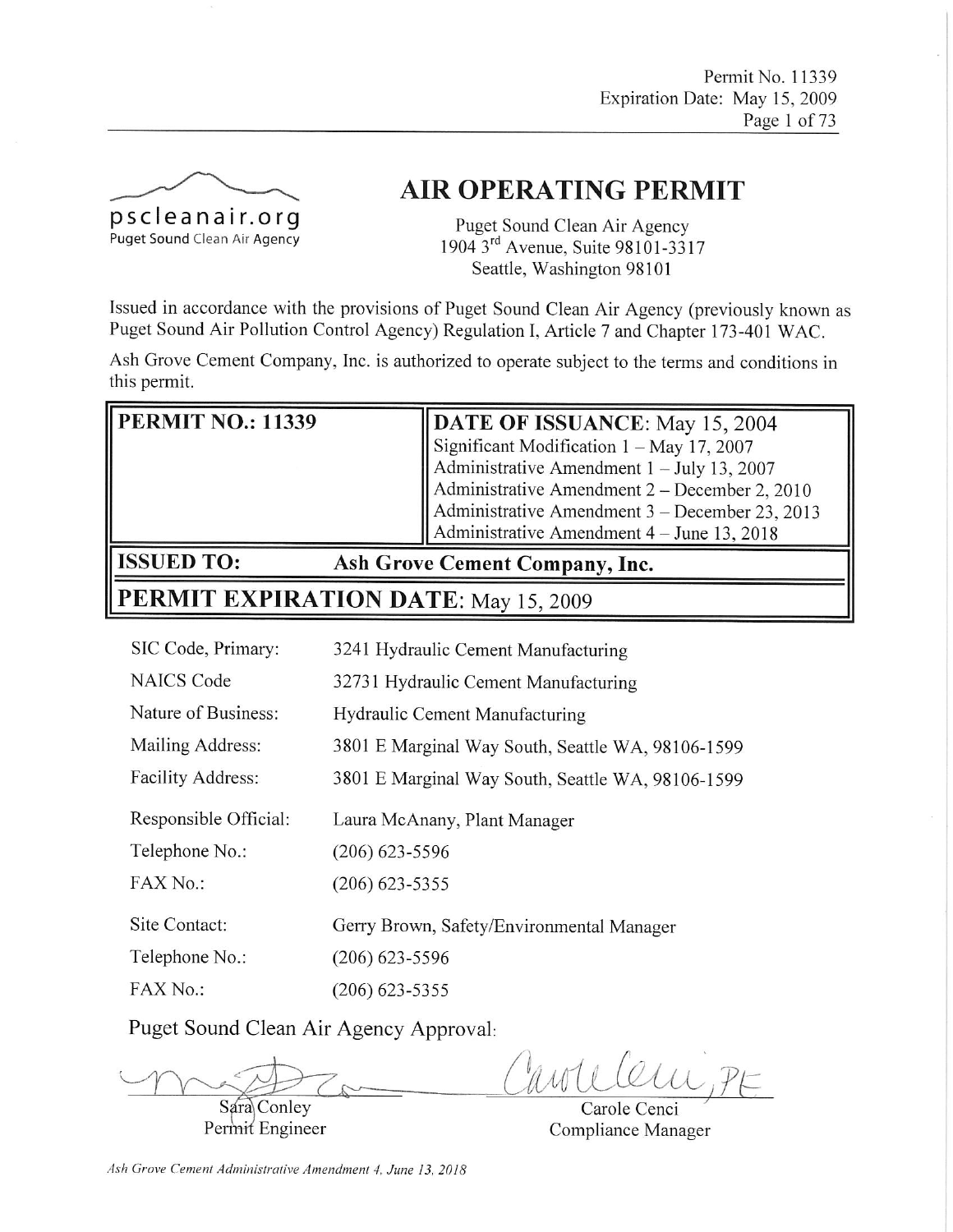pscleanair.org
Puget Sound Clean Air Agency

# AIR OPERATING PERMIT

Puget Sound Clean Air Agency
1904 3rd Avenue, Suite 98101-3317
Seattle, Washington 98101

Issued in accordance with the provisions of Puget Sound Clean Air Agency (previously known as Puget Sound Air Pollution Control Agency) Regulation I, Article 7 and Chapter 173-401 WAC.

Ash Grove Cement Company, Inc. is authorized to operate subject to the terms and conditions in this permit.

| **PERMIT NO.: 11339** | **DATE OF ISSUANCE**: May 15, 2004<br>Significant Modification 1 – May 17, 2007<br>Administrative Amendment 1 – July 13, 2007<br>Administrative Amendment 2 – December 2, 2010<br>Administrative Amendment 3 – December 23, 2013<br>Administrative Amendment 4 – June 13, 2018 |
|---|---|
| **ISSUED TO:** | **Ash Grove Cement Company, Inc.** |
| **PERMIT EXPIRATION DATE**: May 15, 2009 | |

| | |
|---|---|
| SIC Code, Primary: | 3241 Hydraulic Cement Manufacturing |
| NAICS Code | 32731 Hydraulic Cement Manufacturing |
| Nature of Business: | Hydraulic Cement Manufacturing |
| Mailing Address: | 3801 E Marginal Way South, Seattle WA, 98106-1599 |
| Facility Address: | 3801 E Marginal Way South, Seattle WA, 98106-1599 |
| Responsible Official: | Laura McAnany, Plant Manager |
| Telephone No.: | (206) 623-5596 |
| FAX No.: | (206) 623-5355 |
| Site Contact: | Gerry Brown, Safety/Environmental Manager |
| Telephone No.: | (206) 623-5596 |
| FAX No.: | (206) 623-5355 |

Puget Sound Clean Air Agency Approval:

Sara Conley
Permit Engineer

Carole Cenci, PE
Compliance Manager

*Ash Grove Cement Administrative Amendment 4, June 13, 2018*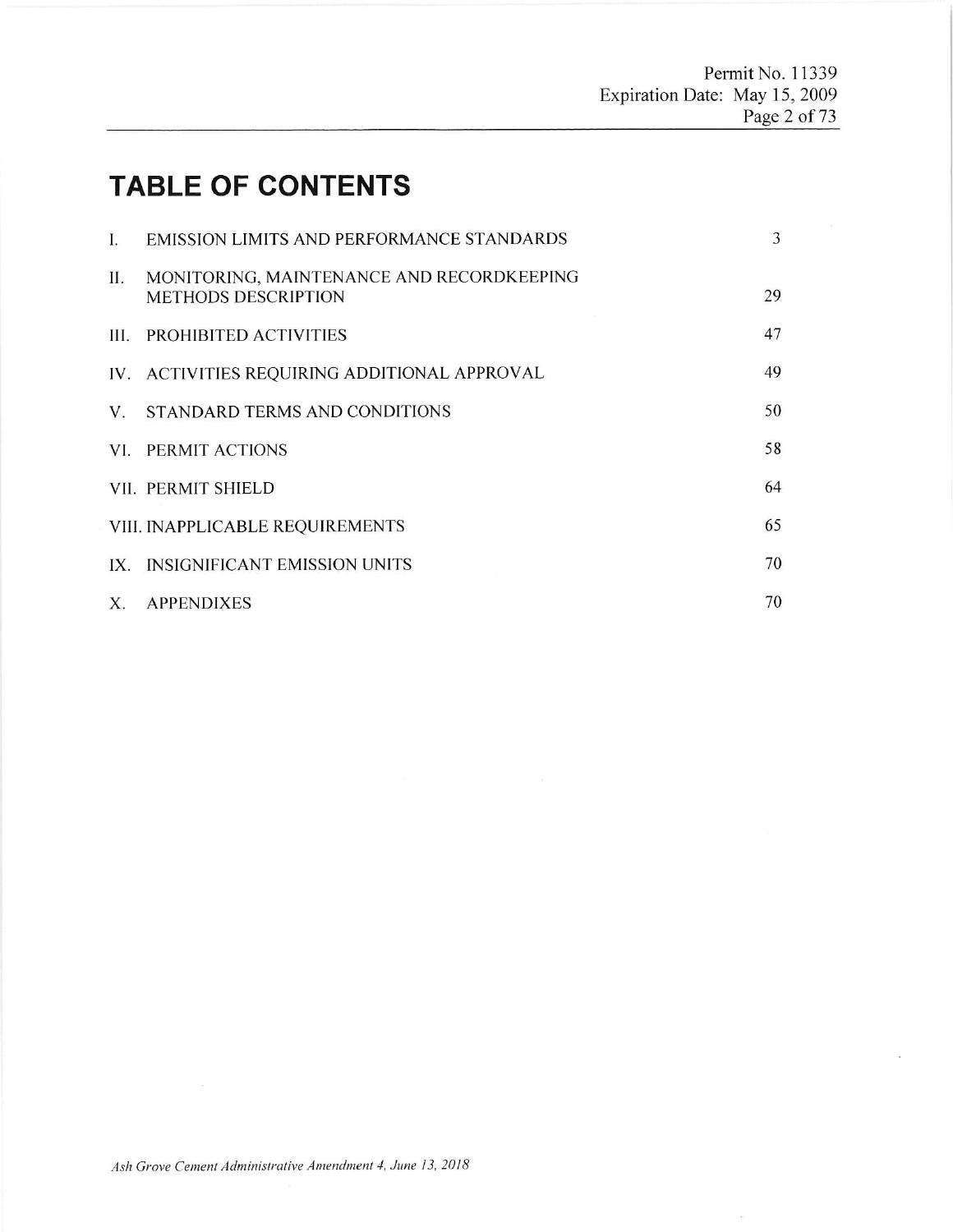# TABLE OF CONTENTS

| | | |
|---|---|---|
| I. | EMISSION LIMITS AND PERFORMANCE STANDARDS | 3 |
| II. | MONITORING, MAINTENANCE AND RECORDKEEPING METHODS DESCRIPTION | 29 |
| III. | PROHIBITED ACTIVITIES | 47 |
| IV. | ACTIVITIES REQUIRING ADDITIONAL APPROVAL | 49 |
| V. | STANDARD TERMS AND CONDITIONS | 50 |
| VI. | PERMIT ACTIONS | 58 |
| VII. | PERMIT SHIELD | 64 |
| VIII. | INAPPLICABLE REQUIREMENTS | 65 |
| IX. | INSIGNIFICANT EMISSION UNITS | 70 |
| X. | APPENDIXES | 70 |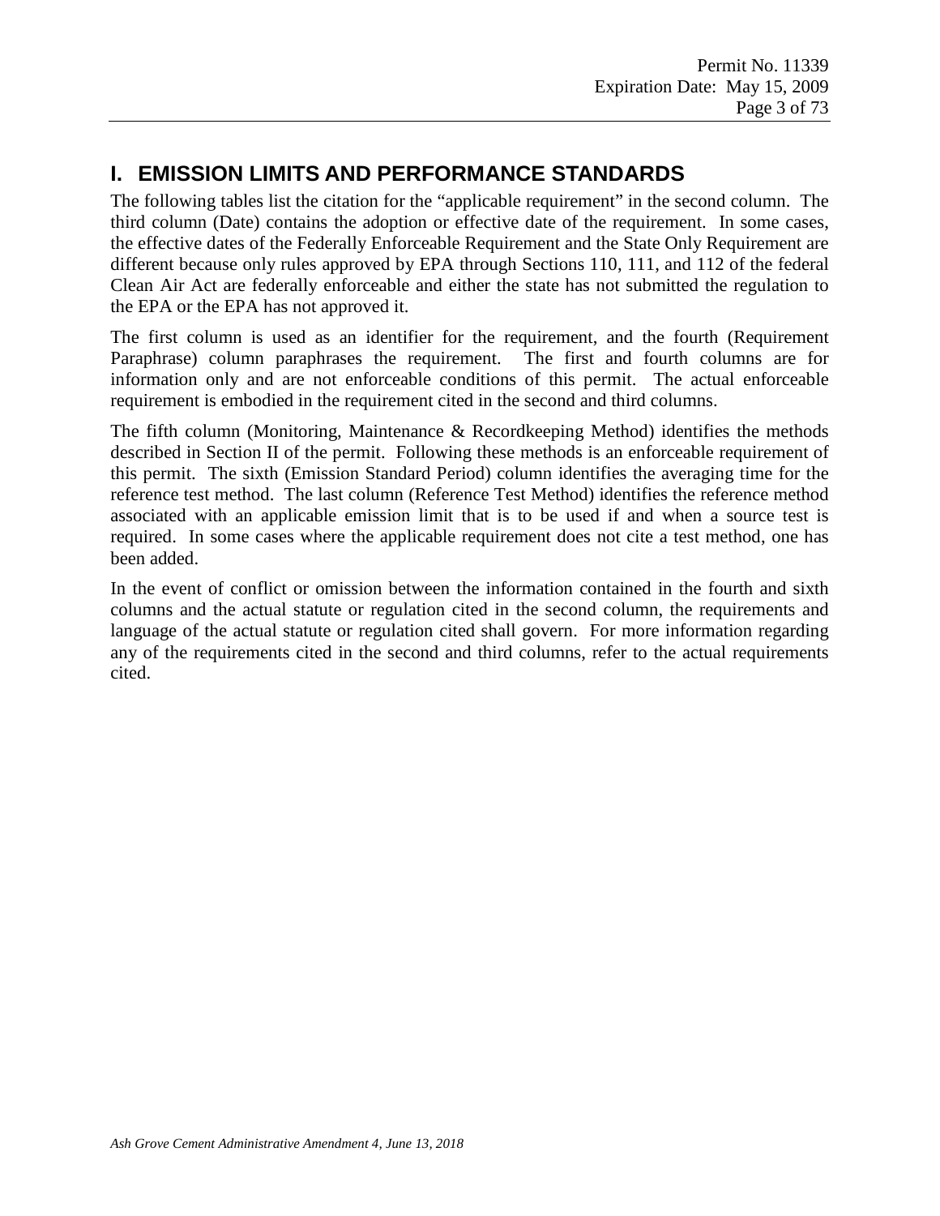# I. EMISSION LIMITS AND PERFORMANCE STANDARDS

The following tables list the citation for the "applicable requirement" in the second column. The third column (Date) contains the adoption or effective date of the requirement. In some cases, the effective dates of the Federally Enforceable Requirement and the State Only Requirement are different because only rules approved by EPA through Sections 110, 111, and 112 of the federal Clean Air Act are federally enforceable and either the state has not submitted the regulation to the EPA or the EPA has not approved it.

The first column is used as an identifier for the requirement, and the fourth (Requirement Paraphrase) column paraphrases the requirement. The first and fourth columns are for information only and are not enforceable conditions of this permit. The actual enforceable requirement is embodied in the requirement cited in the second and third columns.

The fifth column (Monitoring, Maintenance & Recordkeeping Method) identifies the methods described in Section II of the permit. Following these methods is an enforceable requirement of this permit. The sixth (Emission Standard Period) column identifies the averaging time for the reference test method. The last column (Reference Test Method) identifies the reference method associated with an applicable emission limit that is to be used if and when a source test is required. In some cases where the applicable requirement does not cite a test method, one has been added.

In the event of conflict or omission between the information contained in the fourth and sixth columns and the actual statute or regulation cited in the second column, the requirements and language of the actual statute or regulation cited shall govern. For more information regarding any of the requirements cited in the second and third columns, refer to the actual requirements cited.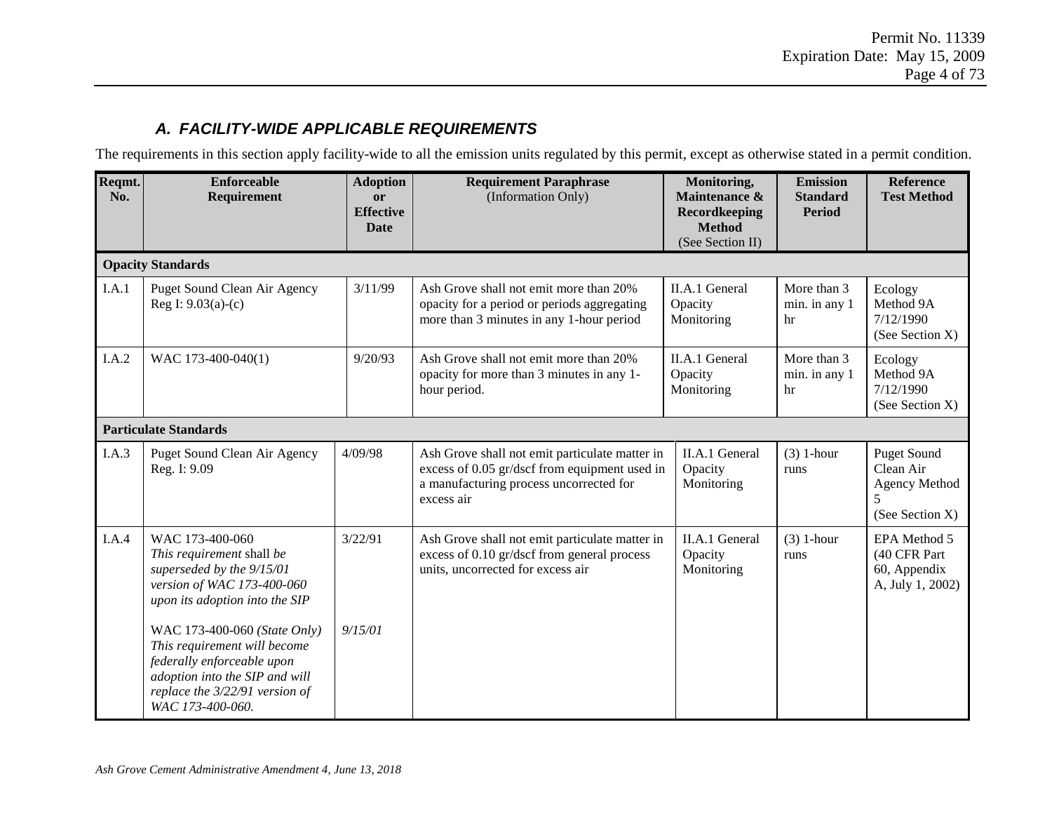### A. FACILITY-WIDE APPLICABLE REQUIREMENTS

The requirements in this section apply facility-wide to all the emission units regulated by this permit, except as otherwise stated in a permit condition.

| Reqmt. No. | Enforceable Requirement | Adoption or Effective Date | Requirement Paraphrase (Information Only) | Monitoring, Maintenance & Recordkeeping Method (See Section II) | Emission Standard Period | Reference Test Method |
|---|---|---|---|---|---|---|
| **Opacity Standards** | | | | | | |
| I.A.1 | Puget Sound Clean Air Agency Reg I: 9.03(a)-(c) | 3/11/99 | Ash Grove shall not emit more than 20% opacity for a period or periods aggregating more than 3 minutes in any 1-hour period | II.A.1 General Opacity Monitoring | More than 3 min. in any 1 hr | Ecology Method 9A 7/12/1990 (See Section X) |
| I.A.2 | WAC 173-400-040(1) | 9/20/93 | Ash Grove shall not emit more than 20% opacity for more than 3 minutes in any 1-hour period. | II.A.1 General Opacity Monitoring | More than 3 min. in any 1 hr | Ecology Method 9A 7/12/1990 (See Section X) |
| **Particulate Standards** | | | | | | |
| I.A.3 | Puget Sound Clean Air Agency Reg. I: 9.09 | 4/09/98 | Ash Grove shall not emit particulate matter in excess of 0.05 gr/dscf from equipment used in a manufacturing process uncorrected for excess air | II.A.1 General Opacity Monitoring | (3) 1-hour runs | Puget Sound Clean Air Agency Method 5 (See Section X) |
| I.A.4 | WAC 173-400-060 *This requirement shall be superseded by the 9/15/01 version of WAC 173-400-060 upon its adoption into the SIP*<br><br>WAC 173-400-060 *(State Only) This requirement will become federally enforceable upon adoption into the SIP and will replace the 3/22/91 version of WAC 173-400-060.* | 3/22/91<br><br>*9/15/01* | Ash Grove shall not emit particulate matter in excess of 0.10 gr/dscf from general process units, uncorrected for excess air | II.A.1 General Opacity Monitoring | (3) 1-hour runs | EPA Method 5 (40 CFR Part 60, Appendix A, July 1, 2002) |

*Ash Grove Cement Administrative Amendment 4, June 13, 2018*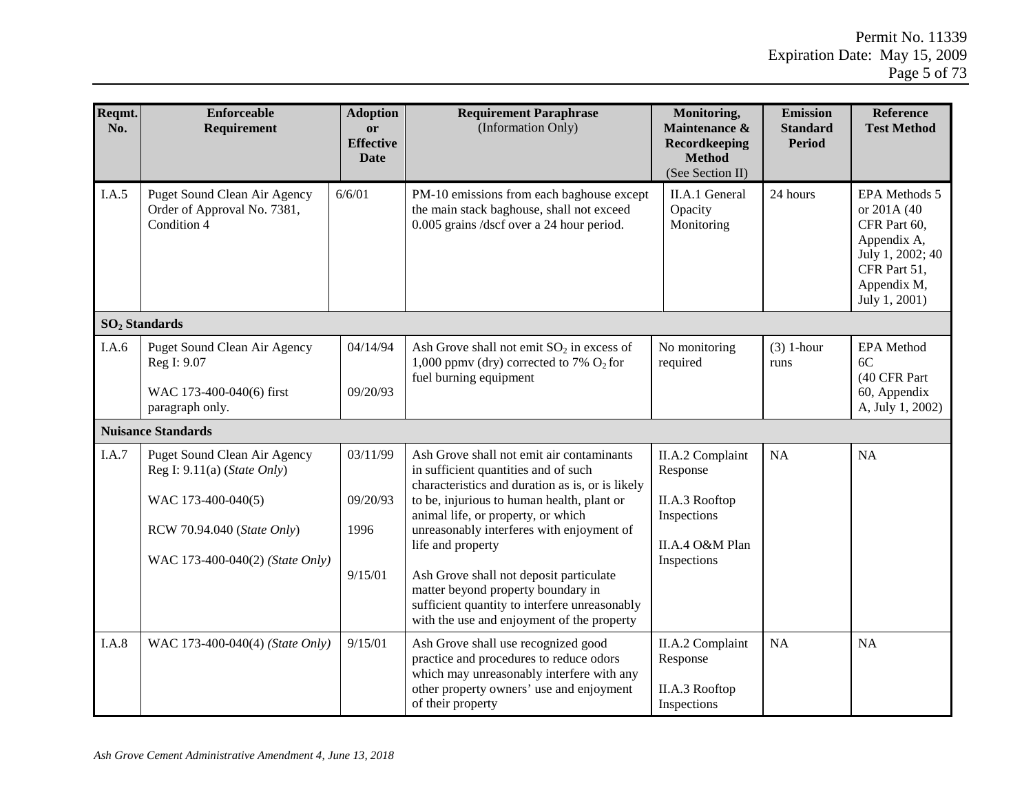| Reqmt. No. | Enforceable Requirement | Adoption or Effective Date | Requirement Paraphrase (Information Only) | Monitoring, Maintenance & Recordkeeping Method (See Section II) | Emission Standard Period | Reference Test Method |
|---|---|---|---|---|---|---|
| I.A.5 | Puget Sound Clean Air Agency Order of Approval No. 7381, Condition 4 | 6/6/01 | PM-10 emissions from each baghouse except the main stack baghouse, shall not exceed 0.005 grains /dscf over a 24 hour period. | II.A.1 General Opacity Monitoring | 24 hours | EPA Methods 5 or 201A (40 CFR Part 60, Appendix A, July 1, 2002; 40 CFR Part 51, Appendix M, July 1, 2001) |
| **$SO_2$ Standards** | | | | | | |
| I.A.6 | Puget Sound Clean Air Agency Reg I: 9.07<br><br>WAC 173-400-040(6) first paragraph only. | 04/14/94<br><br>09/20/93 | Ash Grove shall not emit $SO_2$ in excess of 1,000 ppmv (dry) corrected to 7% $O_2$ for fuel burning equipment | No monitoring required | (3) 1-hour runs | EPA Method 6C (40 CFR Part 60, Appendix A, July 1, 2002) |
| **Nuisance Standards** | | | | | | |
| I.A.7 | Puget Sound Clean Air Agency Reg I: 9.11(a) (*State Only*)<br><br>WAC 173-400-040(5)<br><br>RCW 70.94.040 (*State Only*)<br><br>WAC 173-400-040(2) *(State Only)* | 03/11/99<br><br>09/20/93<br><br>1996<br><br>9/15/01 | Ash Grove shall not emit air contaminants in sufficient quantities and of such characteristics and duration as is, or is likely to be, injurious to human health, plant or animal life, or property, or which unreasonably interferes with enjoyment of life and property<br><br>Ash Grove shall not deposit particulate matter beyond property boundary in sufficient quantity to interfere unreasonably with the use and enjoyment of the property | II.A.2 Complaint Response<br><br>II.A.3 Rooftop Inspections<br><br>II.A.4 O&M Plan Inspections | NA | NA |
| I.A.8 | WAC 173-400-040(4) *(State Only)* | 9/15/01 | Ash Grove shall use recognized good practice and procedures to reduce odors which may unreasonably interfere with any other property owners' use and enjoyment of their property | II.A.2 Complaint Response<br><br>II.A.3 Rooftop Inspections | NA | NA |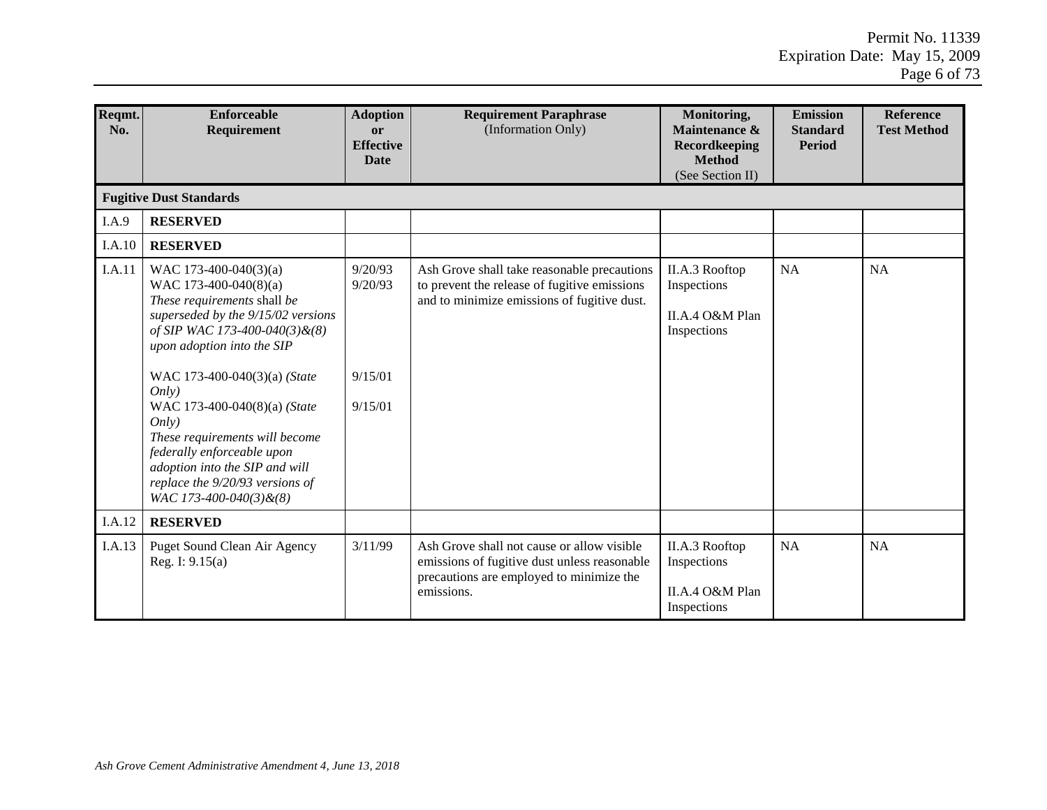| Reqmt. No. | Enforceable Requirement | Adoption or Effective Date | Requirement Paraphrase (Information Only) | Monitoring, Maintenance & Recordkeeping Method (See Section II) | Emission Standard Period | Reference Test Method |
|---|---|---|---|---|---|---|
| **Fugitive Dust Standards** | | | | | | |
| I.A.9 | **RESERVED** | | | | | |
| I.A.10 | **RESERVED** | | | | | |
| I.A.11 | WAC 173-400-040(3)(a)<br>WAC 173-400-040(8)(a)<br>*These requirements* shall *be superseded by the 9/15/02 versions of SIP WAC 173-400-040(3)&(8) upon adoption into the SIP*<br><br>WAC 173-400-040(3)(a) *(State Only)*<br>WAC 173-400-040(8)(a) *(State Only)*<br>*These requirements will become federally enforceable upon adoption into the SIP and will replace the 9/20/93 versions of WAC 173-400-040(3)&(8)* | 9/20/93<br>9/20/93<br><br><br><br><br>9/15/01<br><br>9/15/01 | Ash Grove shall take reasonable precautions to prevent the release of fugitive emissions and to minimize emissions of fugitive dust. | II.A.3 Rooftop Inspections<br><br>II.A.4 O&M Plan Inspections | NA | NA |
| I.A.12 | **RESERVED** | | | | | |
| I.A.13 | Puget Sound Clean Air Agency Reg. I: 9.15(a) | 3/11/99 | Ash Grove shall not cause or allow visible emissions of fugitive dust unless reasonable precautions are employed to minimize the emissions. | II.A.3 Rooftop Inspections<br><br>II.A.4 O&M Plan Inspections | NA | NA |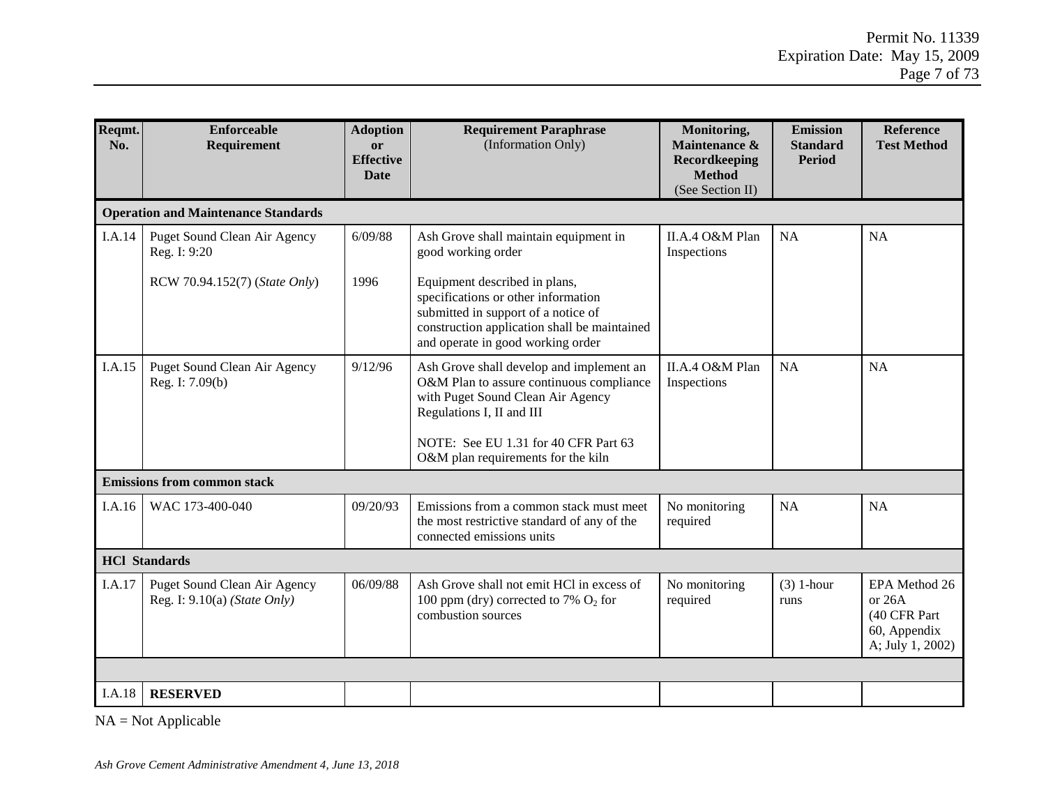| Reqmt. No. | Enforceable Requirement | Adoption or Effective Date | Requirement Paraphrase (Information Only) | Monitoring, Maintenance & Recordkeeping Method (See Section II) | Emission Standard Period | Reference Test Method |
|---|---|---|---|---|---|---|
| **Operation and Maintenance Standards** | | | | | | |
| I.A.14 | Puget Sound Clean Air Agency Reg. I: 9:20<br><br>RCW 70.94.152(7) (*State Only*) | 6/09/88<br><br>1996 | Ash Grove shall maintain equipment in good working order<br><br>Equipment described in plans, specifications or other information submitted in support of a notice of construction application shall be maintained and operate in good working order | II.A.4 O&M Plan Inspections | NA | NA |
| I.A.15 | Puget Sound Clean Air Agency Reg. I: 7.09(b) | 9/12/96 | Ash Grove shall develop and implement an O&M Plan to assure continuous compliance with Puget Sound Clean Air Agency Regulations I, II and III<br><br>NOTE: See EU 1.31 for 40 CFR Part 63 O&M plan requirements for the kiln | II.A.4 O&M Plan Inspections | NA | NA |
| **Emissions from common stack** | | | | | | |
| I.A.16 | WAC 173-400-040 | 09/20/93 | Emissions from a common stack must meet the most restrictive standard of any of the connected emissions units | No monitoring required | NA | NA |
| **HCl Standards** | | | | | | |
| I.A.17 | Puget Sound Clean Air Agency Reg. I: 9.10(a) *(State Only)* | 06/09/88 | Ash Grove shall not emit HCl in excess of 100 ppm (dry) corrected to 7% $O_2$ for combustion sources | No monitoring required | (3) 1-hour runs | EPA Method 26 or 26A (40 CFR Part 60, Appendix A; July 1, 2002) |
| | | | | | | |
| I.A.18 | **RESERVED** | | | | | |

NA = Not Applicable

*Ash Grove Cement Administrative Amendment 4, June 13, 2018*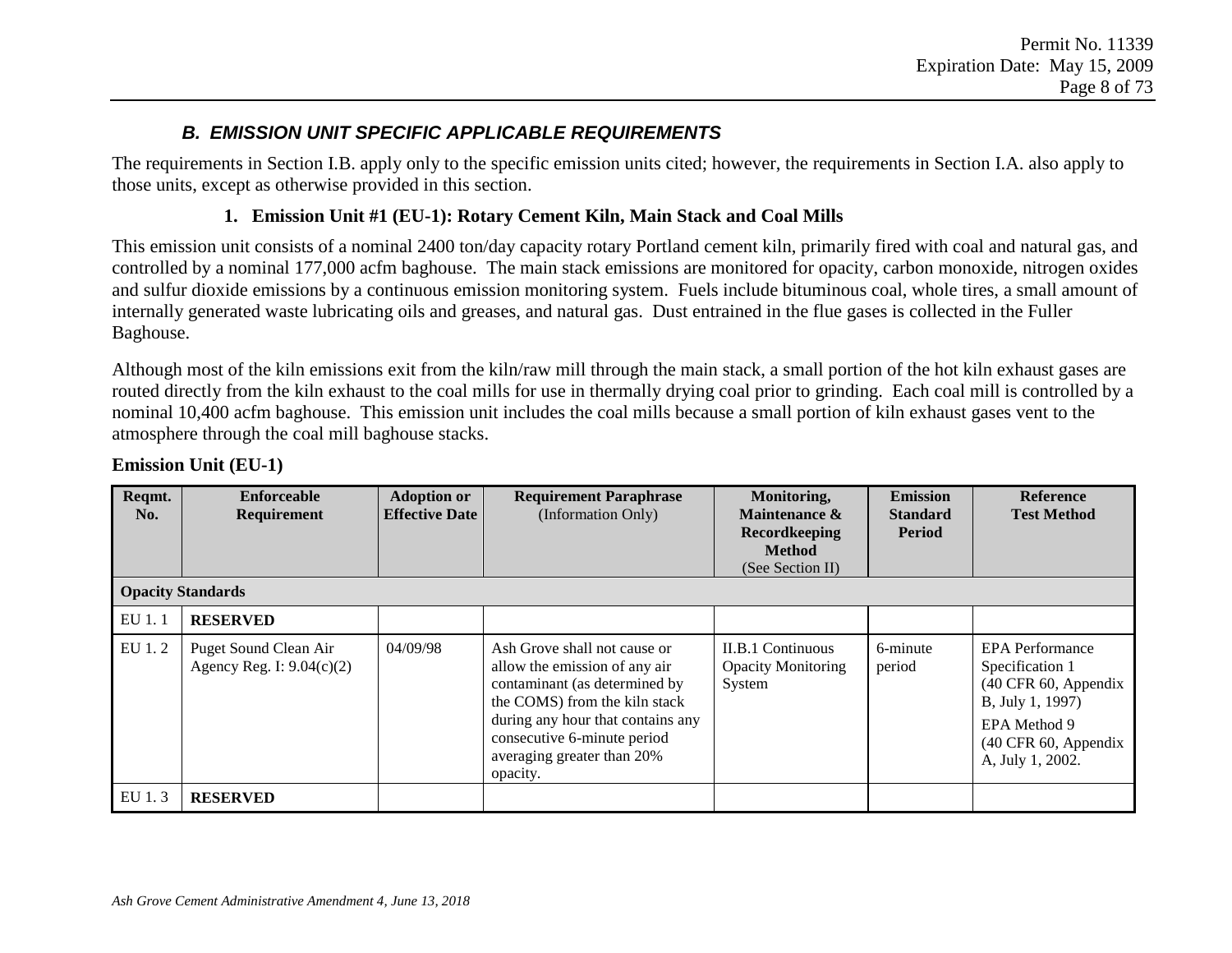## *B. EMISSION UNIT SPECIFIC APPLICABLE REQUIREMENTS*

The requirements in Section I.B. apply only to the specific emission units cited; however, the requirements in Section I.A. also apply to those units, except as otherwise provided in this section.

### 1. Emission Unit #1 (EU-1): Rotary Cement Kiln, Main Stack and Coal Mills

This emission unit consists of a nominal 2400 ton/day capacity rotary Portland cement kiln, primarily fired with coal and natural gas, and controlled by a nominal 177,000 acfm baghouse. The main stack emissions are monitored for opacity, carbon monoxide, nitrogen oxides and sulfur dioxide emissions by a continuous emission monitoring system. Fuels include bituminous coal, whole tires, a small amount of internally generated waste lubricating oils and greases, and natural gas. Dust entrained in the flue gases is collected in the Fuller Baghouse.

Although most of the kiln emissions exit from the kiln/raw mill through the main stack, a small portion of the hot kiln exhaust gases are routed directly from the kiln exhaust to the coal mills for use in thermally drying coal prior to grinding. Each coal mill is controlled by a nominal 10,400 acfm baghouse. This emission unit includes the coal mills because a small portion of kiln exhaust gases vent to the atmosphere through the coal mill baghouse stacks.

**Emission Unit (EU-1)**

| Reqmt. No. | Enforceable Requirement | Adoption or Effective Date | Requirement Paraphrase (Information Only) | Monitoring, Maintenance & Recordkeeping Method (See Section II) | Emission Standard Period | Reference Test Method |
|---|---|---|---|---|---|---|
| **Opacity Standards** | | | | | | |
| EU 1. 1 | **RESERVED** | | | | | |
| EU 1. 2 | Puget Sound Clean Air Agency Reg. I: 9.04(c)(2) | 04/09/98 | Ash Grove shall not cause or allow the emission of any air contaminant (as determined by the COMS) from the kiln stack during any hour that contains any consecutive 6-minute period averaging greater than 20% opacity. | II.B.1 Continuous Opacity Monitoring System | 6-minute period | EPA Performance Specification 1 (40 CFR 60, Appendix B, July 1, 1997) EPA Method 9 (40 CFR 60, Appendix A, July 1, 2002. |
| EU 1. 3 | **RESERVED** | | | | | |

*Ash Grove Cement Administrative Amendment 4, June 13, 2018*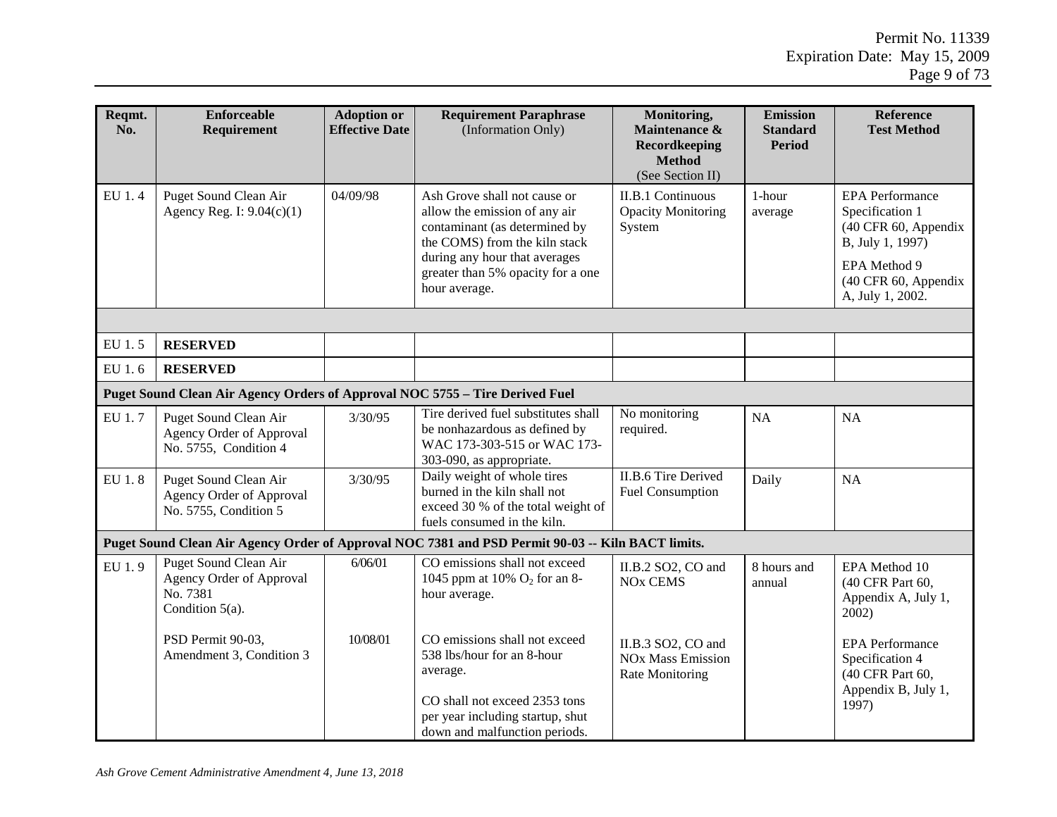| Reqmt. No. | Enforceable Requirement | Adoption or Effective Date | Requirement Paraphrase (Information Only) | Monitoring, Maintenance & Recordkeeping Method (See Section II) | Emission Standard Period | Reference Test Method |
|---|---|---|---|---|---|---|
| EU 1. 4 | Puget Sound Clean Air Agency Reg. I: 9.04(c)(1) | 04/09/98 | Ash Grove shall not cause or allow the emission of any air contaminant (as determined by the COMS) from the kiln stack during any hour that averages greater than 5% opacity for a one hour average. | II.B.1 Continuous Opacity Monitoring System | 1-hour average | EPA Performance Specification 1 (40 CFR 60, Appendix B, July 1, 1997) EPA Method 9 (40 CFR 60, Appendix A, July 1, 2002. |
| | | | | | | |
| EU 1. 5 | **RESERVED** | | | | | |
| EU 1. 6 | **RESERVED** | | | | | |
| **Puget Sound Clean Air Agency Orders of Approval NOC 5755 – Tire Derived Fuel** | | | | | | |
| EU 1. 7 | Puget Sound Clean Air Agency Order of Approval No. 5755, Condition 4 | 3/30/95 | Tire derived fuel substitutes shall be nonhazardous as defined by WAC 173-303-515 or WAC 173-303-090, as appropriate. | No monitoring required. | NA | NA |
| EU 1. 8 | Puget Sound Clean Air Agency Order of Approval No. 5755, Condition 5 | 3/30/95 | Daily weight of whole tires burned in the kiln shall not exceed 30 % of the total weight of fuels consumed in the kiln. | II.B.6 Tire Derived Fuel Consumption | Daily | NA |
| **Puget Sound Clean Air Agency Order of Approval NOC 7381 and PSD Permit 90-03 -- Kiln BACT limits.** | | | | | | |
| EU 1. 9 | Puget Sound Clean Air Agency Order of Approval No. 7381 Condition 5(a). | 6/06/01 | CO emissions shall not exceed 1045 ppm at 10% $O_2$ for an 8-hour average. | II.B.2 SO2, CO and NOx CEMS | 8 hours and annual | EPA Method 10 (40 CFR Part 60, Appendix A, July 1, 2002) |
| | PSD Permit 90-03, Amendment 3, Condition 3 | 10/08/01 | CO emissions shall not exceed 538 lbs/hour for an 8-hour average. CO shall not exceed 2353 tons per year including startup, shut down and malfunction periods. | II.B.3 SO2, CO and NOx Mass Emission Rate Monitoring | | EPA Performance Specification 4 (40 CFR Part 60, Appendix B, July 1, 1997) |

*Ash Grove Cement Administrative Amendment 4, June 13, 2018*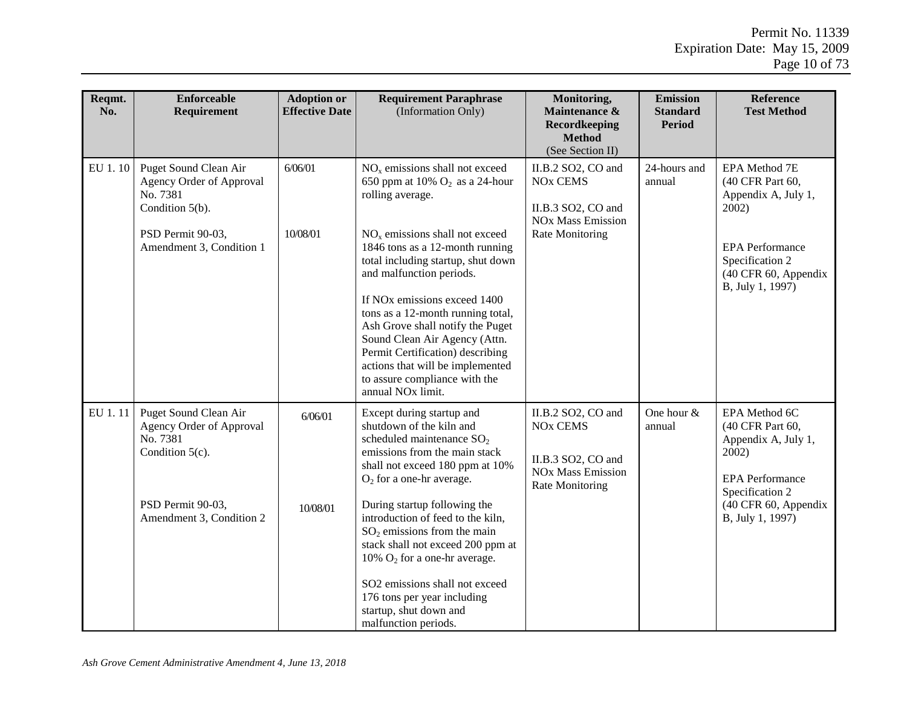| Reqmt. No. | Enforceable Requirement | Adoption or Effective Date | Requirement Paraphrase (Information Only) | Monitoring, Maintenance & Recordkeeping Method (See Section II) | Emission Standard Period | Reference Test Method |
|---|---|---|---|---|---|---|
| EU 1. 10 | Puget Sound Clean Air Agency Order of Approval No. 7381 Condition 5(b). <br><br> PSD Permit 90-03, Amendment 3, Condition 1 | 6/06/01 <br><br> 10/08/01 | $NO_x$ emissions shall not exceed 650 ppm at 10% $O_2$ as a 24-hour rolling average. <br><br> $NO_x$ emissions shall not exceed 1846 tons as a 12-month running total including startup, shut down and malfunction periods. <br><br> If NOx emissions exceed 1400 tons as a 12-month running total, Ash Grove shall notify the Puget Sound Clean Air Agency (Attn. Permit Certification) describing actions that will be implemented to assure compliance with the annual NOx limit. | II.B.2 SO2, CO and NOx CEMS <br><br> II.B.3 SO2, CO and NOx Mass Emission Rate Monitoring | 24-hours and annual | EPA Method 7E (40 CFR Part 60, Appendix A, July 1, 2002) <br><br> EPA Performance Specification 2 (40 CFR 60, Appendix B, July 1, 1997) |
| EU 1. 11 | Puget Sound Clean Air Agency Order of Approval No. 7381 Condition 5(c). <br><br> PSD Permit 90-03, Amendment 3, Condition 2 | 6/06/01 <br><br> 10/08/01 | Except during startup and shutdown of the kiln and scheduled maintenance $SO_2$ emissions from the main stack shall not exceed 180 ppm at 10% $O_2$ for a one-hr average. <br><br> During startup following the introduction of feed to the kiln, $SO_2$ emissions from the main stack shall not exceed 200 ppm at 10% $O_2$ for a one-hr average. <br><br> SO2 emissions shall not exceed 176 tons per year including startup, shut down and malfunction periods. | II.B.2 SO2, CO and NOx CEMS <br><br> II.B.3 SO2, CO and NOx Mass Emission Rate Monitoring | One hour & annual | EPA Method 6C (40 CFR Part 60, Appendix A, July 1, 2002) <br><br> EPA Performance Specification 2 (40 CFR 60, Appendix B, July 1, 1997) |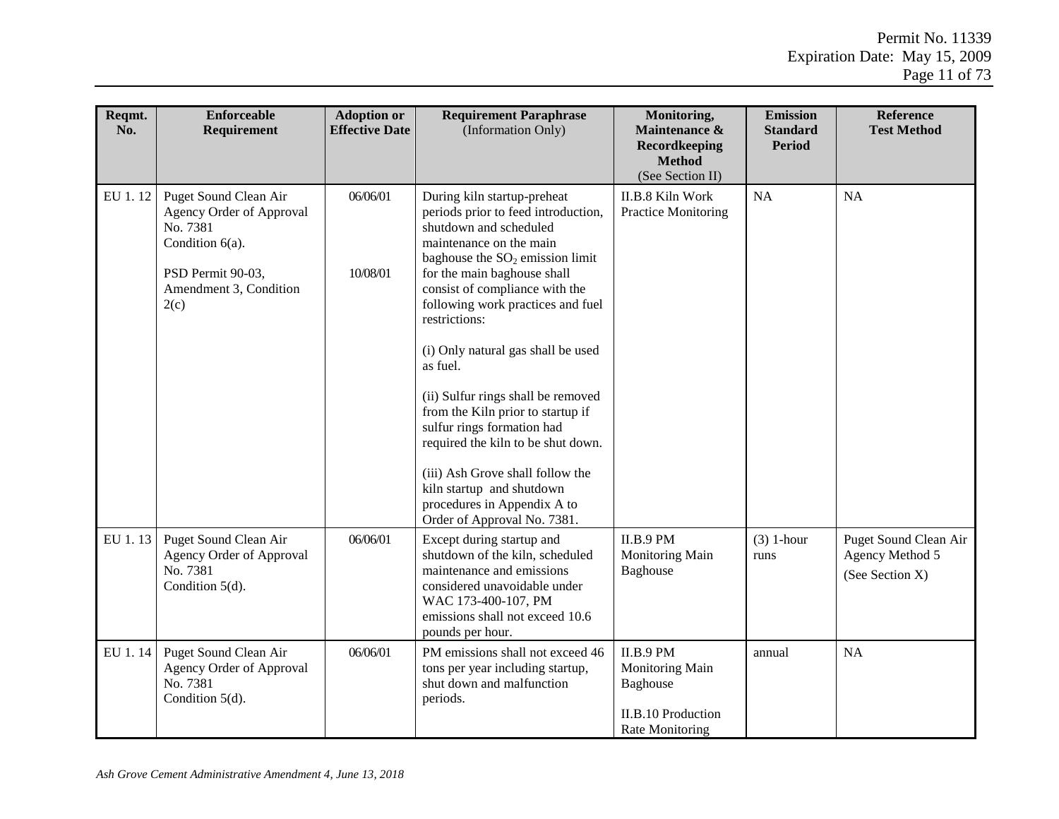| Reqmt. No. | Enforceable Requirement | Adoption or Effective Date | Requirement Paraphrase (Information Only) | Monitoring, Maintenance & Recordkeeping Method (See Section II) | Emission Standard Period | Reference Test Method |
|---|---|---|---|---|---|---|
| EU 1. 12 | Puget Sound Clean Air Agency Order of Approval No. 7381 Condition 6(a).<br><br>PSD Permit 90-03, Amendment 3, Condition 2(c) | 06/06/01<br><br>10/08/01 | During kiln startup-preheat periods prior to feed introduction, shutdown and scheduled maintenance on the main baghouse the $SO_2$ emission limit for the main baghouse shall consist of compliance with the following work practices and fuel restrictions:<br><br>(i) Only natural gas shall be used as fuel.<br><br>(ii) Sulfur rings shall be removed from the Kiln prior to startup if sulfur rings formation had required the kiln to be shut down.<br><br>(iii) Ash Grove shall follow the kiln startup and shutdown procedures in Appendix A to Order of Approval No. 7381. | II.B.8 Kiln Work Practice Monitoring | NA | NA |
| EU 1. 13 | Puget Sound Clean Air Agency Order of Approval No. 7381 Condition 5(d). | 06/06/01 | Except during startup and shutdown of the kiln, scheduled maintenance and emissions considered unavoidable under WAC 173-400-107, PM emissions shall not exceed 10.6 pounds per hour. | II.B.9 PM Monitoring Main Baghouse | (3) 1-hour runs | Puget Sound Clean Air Agency Method 5<br><br>(See Section X) |
| EU 1. 14 | Puget Sound Clean Air Agency Order of Approval No. 7381 Condition 5(d). | 06/06/01 | PM emissions shall not exceed 46 tons per year including startup, shut down and malfunction periods. | II.B.9 PM Monitoring Main Baghouse<br><br>II.B.10 Production Rate Monitoring | annual | NA |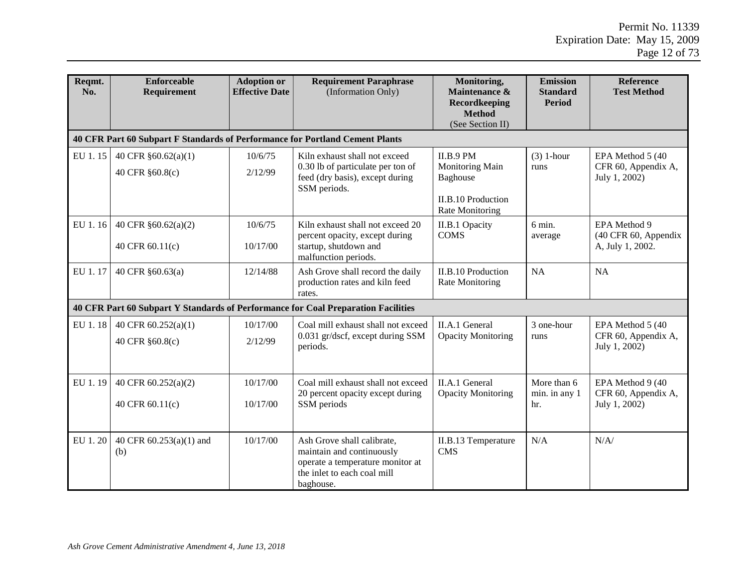| Reqmt. No. | Enforceable Requirement | Adoption or Effective Date | Requirement Paraphrase (Information Only) | Monitoring, Maintenance & Recordkeeping Method (See Section II) | Emission Standard Period | Reference Test Method |
|---|---|---|---|---|---|---|
| **40 CFR Part 60 Subpart F Standards of Performance for Portland Cement Plants** | | | | | | |
| EU 1. 15 | 40 CFR §60.62(a)(1)<br>40 CFR §60.8(c) | 10/6/75<br>2/12/99 | Kiln exhaust shall not exceed 0.30 lb of particulate per ton of feed (dry basis), except during SSM periods. | II.B.9 PM Monitoring Main Baghouse<br>II.B.10 Production Rate Monitoring | (3) 1-hour runs | EPA Method 5 (40 CFR 60, Appendix A, July 1, 2002) |
| EU 1. 16 | 40 CFR §60.62(a)(2)<br>40 CFR 60.11(c) | 10/6/75<br>10/17/00 | Kiln exhaust shall not exceed 20 percent opacity, except during startup, shutdown and malfunction periods. | II.B.1 Opacity COMS | 6 min. average | EPA Method 9 (40 CFR 60, Appendix A, July 1, 2002. |
| EU 1. 17 | 40 CFR §60.63(a) | 12/14/88 | Ash Grove shall record the daily production rates and kiln feed rates. | II.B.10 Production Rate Monitoring | NA | NA |
| **40 CFR Part 60 Subpart Y Standards of Performance for Coal Preparation Facilities** | | | | | | |
| EU 1. 18 | 40 CFR 60.252(a)(1)<br>40 CFR §60.8(c) | 10/17/00<br>2/12/99 | Coal mill exhaust shall not exceed 0.031 gr/dscf, except during SSM periods. | II.A.1 General Opacity Monitoring | 3 one-hour runs | EPA Method 5 (40 CFR 60, Appendix A, July 1, 2002) |
| EU 1. 19 | 40 CFR 60.252(a)(2)<br>40 CFR 60.11(c) | 10/17/00<br>10/17/00 | Coal mill exhaust shall not exceed 20 percent opacity except during SSM periods | II.A.1 General Opacity Monitoring | More than 6 min. in any 1 hr. | EPA Method 9 (40 CFR 60, Appendix A, July 1, 2002) |
| EU 1. 20 | 40 CFR 60.253(a)(1) and (b) | 10/17/00 | Ash Grove shall calibrate, maintain and continuously operate a temperature monitor at the inlet to each coal mill baghouse. | II.B.13 Temperature CMS | N/A | N/A/ |

*Ash Grove Cement Administrative Amendment 4, June 13, 2018*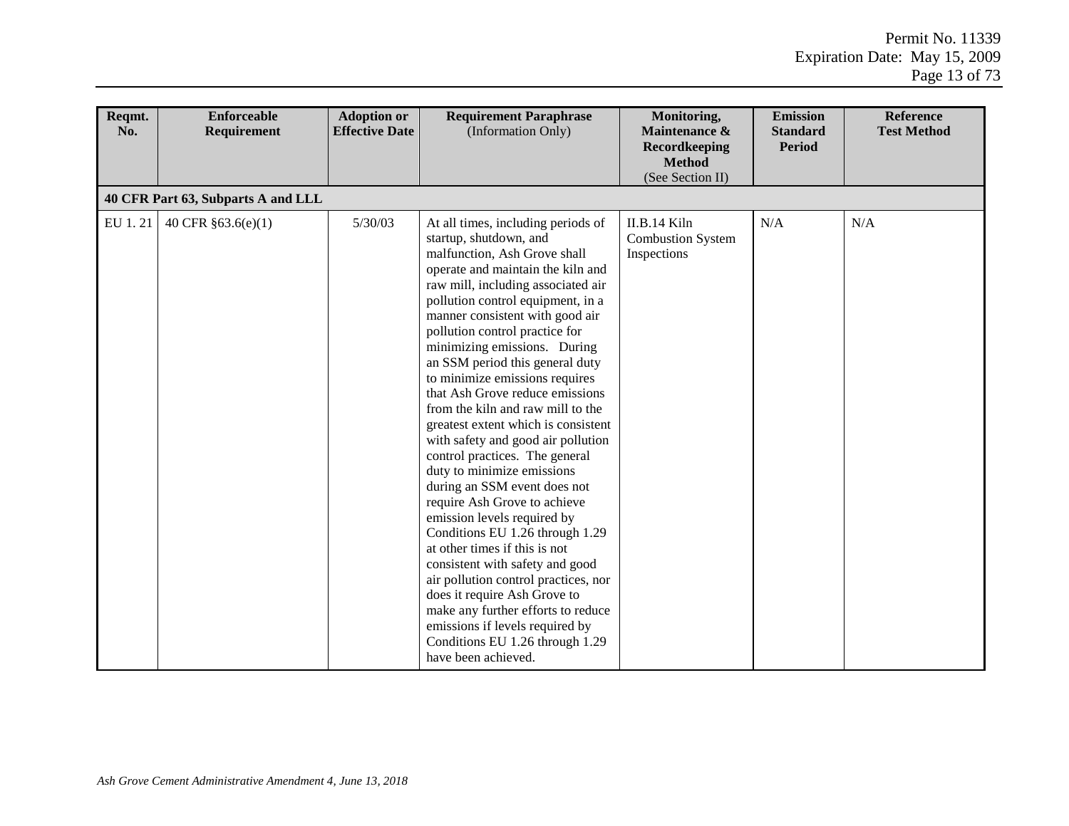| Reqmt. No. | Enforceable Requirement | Adoption or Effective Date | Requirement Paraphrase (Information Only) | Monitoring, Maintenance & Recordkeeping Method (See Section II) | Emission Standard Period | Reference Test Method |
|---|---|---|---|---|---|---|
| **40 CFR Part 63, Subparts A and LLL** | | | | | | |
| EU 1. 21 | 40 CFR §63.6(e)(1) | 5/30/03 | At all times, including periods of startup, shutdown, and malfunction, Ash Grove shall operate and maintain the kiln and raw mill, including associated air pollution control equipment, in a manner consistent with good air pollution control practice for minimizing emissions. During an SSM period this general duty to minimize emissions requires that Ash Grove reduce emissions from the kiln and raw mill to the greatest extent which is consistent with safety and good air pollution control practices. The general duty to minimize emissions during an SSM event does not require Ash Grove to achieve emission levels required by Conditions EU 1.26 through 1.29 at other times if this is not consistent with safety and good air pollution control practices, nor does it require Ash Grove to make any further efforts to reduce emissions if levels required by Conditions EU 1.26 through 1.29 have been achieved. | II.B.14 Kiln Combustion System Inspections | N/A | N/A |

*Ash Grove Cement Administrative Amendment 4, June 13, 2018*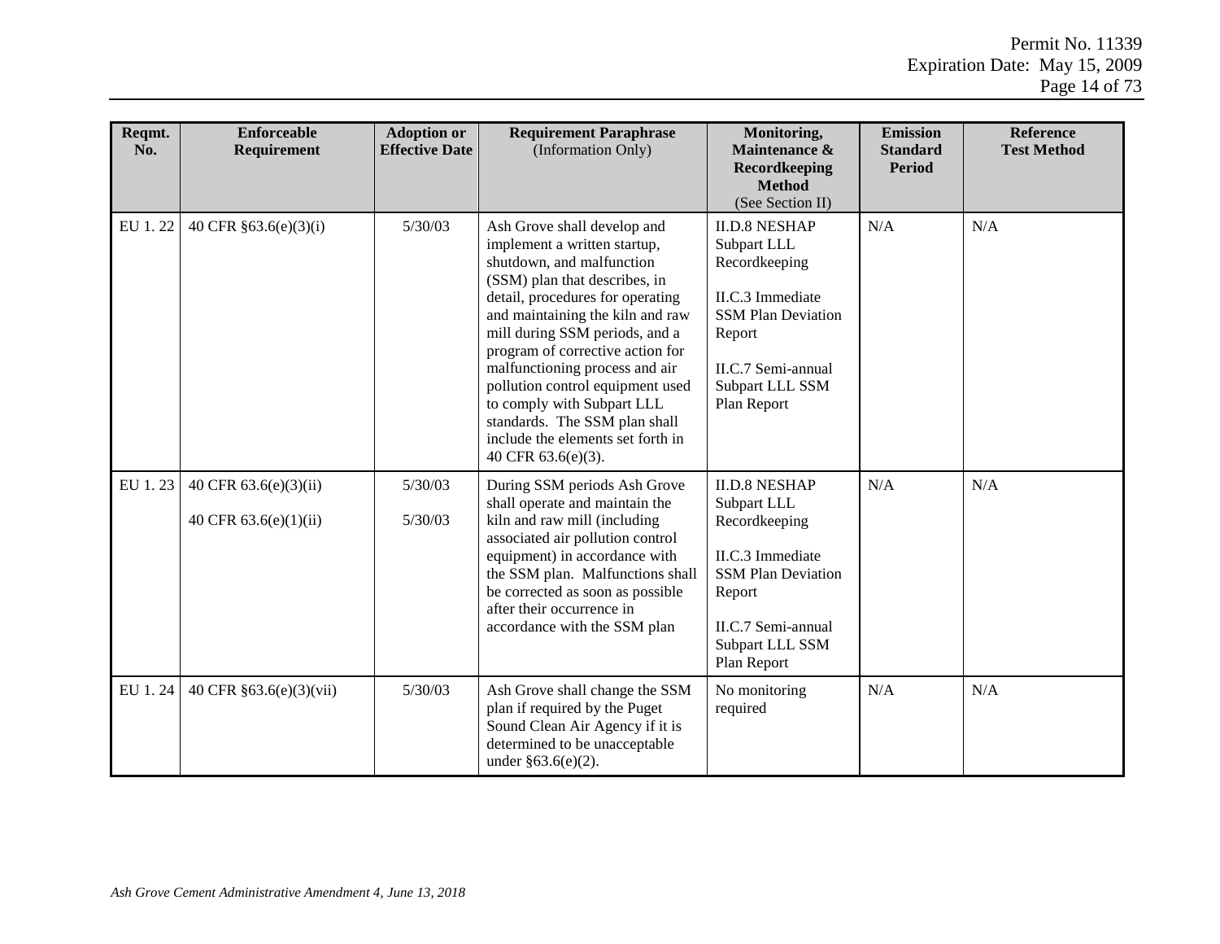| Reqmt. No. | Enforceable Requirement | Adoption or Effective Date | Requirement Paraphrase (Information Only) | Monitoring, Maintenance & Recordkeeping Method (See Section II) | Emission Standard Period | Reference Test Method |
|---|---|---|---|---|---|---|
| EU 1. 22 | 40 CFR §63.6(e)(3)(i) | 5/30/03 | Ash Grove shall develop and implement a written startup, shutdown, and malfunction (SSM) plan that describes, in detail, procedures for operating and maintaining the kiln and raw mill during SSM periods, and a program of corrective action for malfunctioning process and air pollution control equipment used to comply with Subpart LLL standards. The SSM plan shall include the elements set forth in 40 CFR 63.6(e)(3). | II.D.8 NESHAP Subpart LLL Recordkeeping<br><br>II.C.3 Immediate SSM Plan Deviation Report<br><br>II.C.7 Semi-annual Subpart LLL SSM Plan Report | N/A | N/A |
| EU 1. 23 | 40 CFR 63.6(e)(3)(ii)<br><br>40 CFR 63.6(e)(1)(ii) | 5/30/03<br><br>5/30/03 | During SSM periods Ash Grove shall operate and maintain the kiln and raw mill (including associated air pollution control equipment) in accordance with the SSM plan. Malfunctions shall be corrected as soon as possible after their occurrence in accordance with the SSM plan | II.D.8 NESHAP Subpart LLL Recordkeeping<br><br>II.C.3 Immediate SSM Plan Deviation Report<br><br>II.C.7 Semi-annual Subpart LLL SSM Plan Report | N/A | N/A |
| EU 1. 24 | 40 CFR §63.6(e)(3)(vii) | 5/30/03 | Ash Grove shall change the SSM plan if required by the Puget Sound Clean Air Agency if it is determined to be unacceptable under §63.6(e)(2). | No monitoring required | N/A | N/A |

*Ash Grove Cement Administrative Amendment 4, June 13, 2018*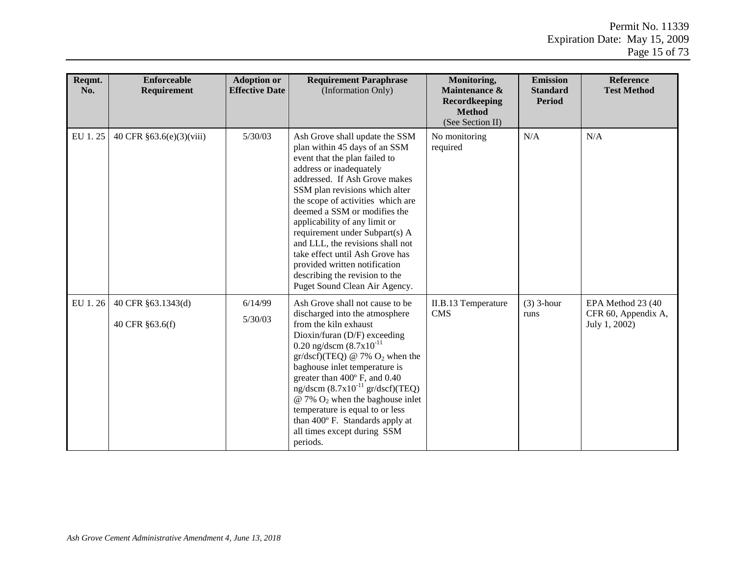| Reqmt. No. | Enforceable Requirement | Adoption or Effective Date | Requirement Paraphrase (Information Only) | Monitoring, Maintenance & Recordkeeping Method (See Section II) | Emission Standard Period | Reference Test Method |
|---|---|---|---|---|---|---|
| EU 1. 25 | 40 CFR §63.6(e)(3)(viii) | 5/30/03 | Ash Grove shall update the SSM plan within 45 days of an SSM event that the plan failed to address or inadequately addressed. If Ash Grove makes SSM plan revisions which alter the scope of activities which are deemed a SSM or modifies the applicability of any limit or requirement under Subpart(s) A and LLL, the revisions shall not take effect until Ash Grove has provided written notification describing the revision to the Puget Sound Clean Air Agency. | No monitoring required | N/A | N/A |
| EU 1. 26 | 40 CFR §63.1343(d)<br><br>40 CFR §63.6(f) | 6/14/99<br><br>5/30/03 | Ash Grove shall not cause to be discharged into the atmosphere from the kiln exhaust Dioxin/furan (D/F) exceeding 0.20 ng/dscm ($8.7x10^{-11}$ gr/dscf)(TEQ) @ 7% $O_2$ when the baghouse inlet temperature is greater than 400º F, and 0.40 ng/dscm ($8.7x10^{-11}$ gr/dscf)(TEQ) @ 7% $O_2$ when the baghouse inlet temperature is equal to or less than 400º F. Standards apply at all times except during SSM periods. | II.B.13 Temperature CMS | (3) 3-hour runs | EPA Method 23 (40 CFR 60, Appendix A, July 1, 2002) |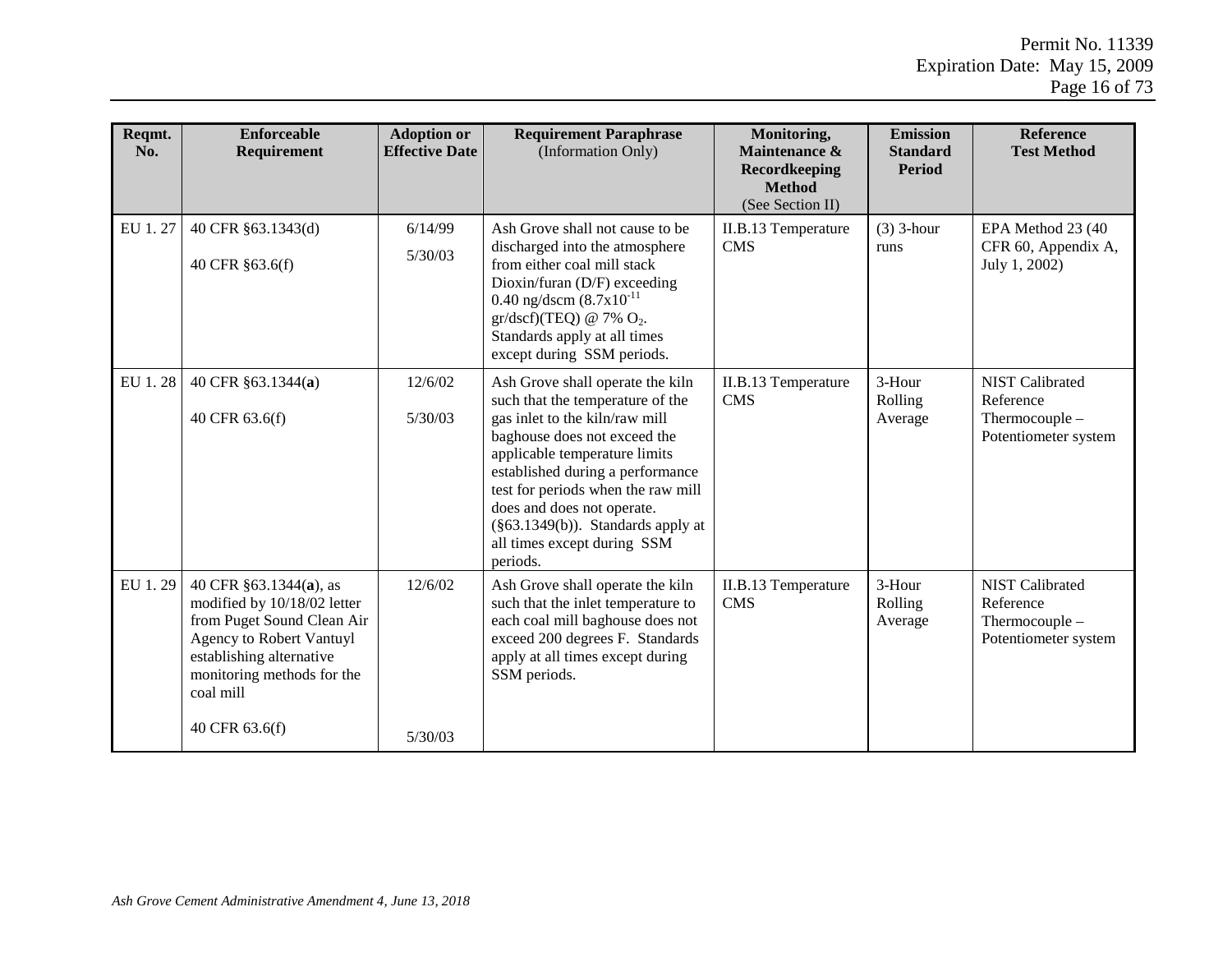| Reqmt. No. | Enforceable Requirement | Adoption or Effective Date | Requirement Paraphrase (Information Only) | Monitoring, Maintenance & Recordkeeping Method (See Section II) | Emission Standard Period | Reference Test Method |
|---|---|---|---|---|---|---|
| EU 1. 27 | 40 CFR §63.1343(d)<br><br>40 CFR §63.6(f) | 6/14/99<br><br>5/30/03 | Ash Grove shall not cause to be discharged into the atmosphere from either coal mill stack Dioxin/furan (D/F) exceeding 0.40 ng/dscm ($8.7x10^{-11}$ gr/dscf)(TEQ) @ 7% $O_2$. Standards apply at all times except during SSM periods. | II.B.13 Temperature CMS | (3) 3-hour runs | EPA Method 23 (40 CFR 60, Appendix A, July 1, 2002) |
| EU 1. 28 | 40 CFR §63.1344(**a**)<br><br>40 CFR 63.6(f) | 12/6/02<br><br>5/30/03 | Ash Grove shall operate the kiln such that the temperature of the gas inlet to the kiln/raw mill baghouse does not exceed the applicable temperature limits established during a performance test for periods when the raw mill does and does not operate. (§63.1349(b)). Standards apply at all times except during SSM periods. | II.B.13 Temperature CMS | 3-Hour Rolling Average | NIST Calibrated Reference Thermocouple – Potentiometer system |
| EU 1. 29 | 40 CFR §63.1344(**a**), as modified by 10/18/02 letter from Puget Sound Clean Air Agency to Robert Vantuyl establishing alternative monitoring methods for the coal mill<br><br>40 CFR 63.6(f) | 12/6/02<br><br>5/30/03 | Ash Grove shall operate the kiln such that the inlet temperature to each coal mill baghouse does not exceed 200 degrees F. Standards apply at all times except during SSM periods. | II.B.13 Temperature CMS | 3-Hour Rolling Average | NIST Calibrated Reference Thermocouple – Potentiometer system |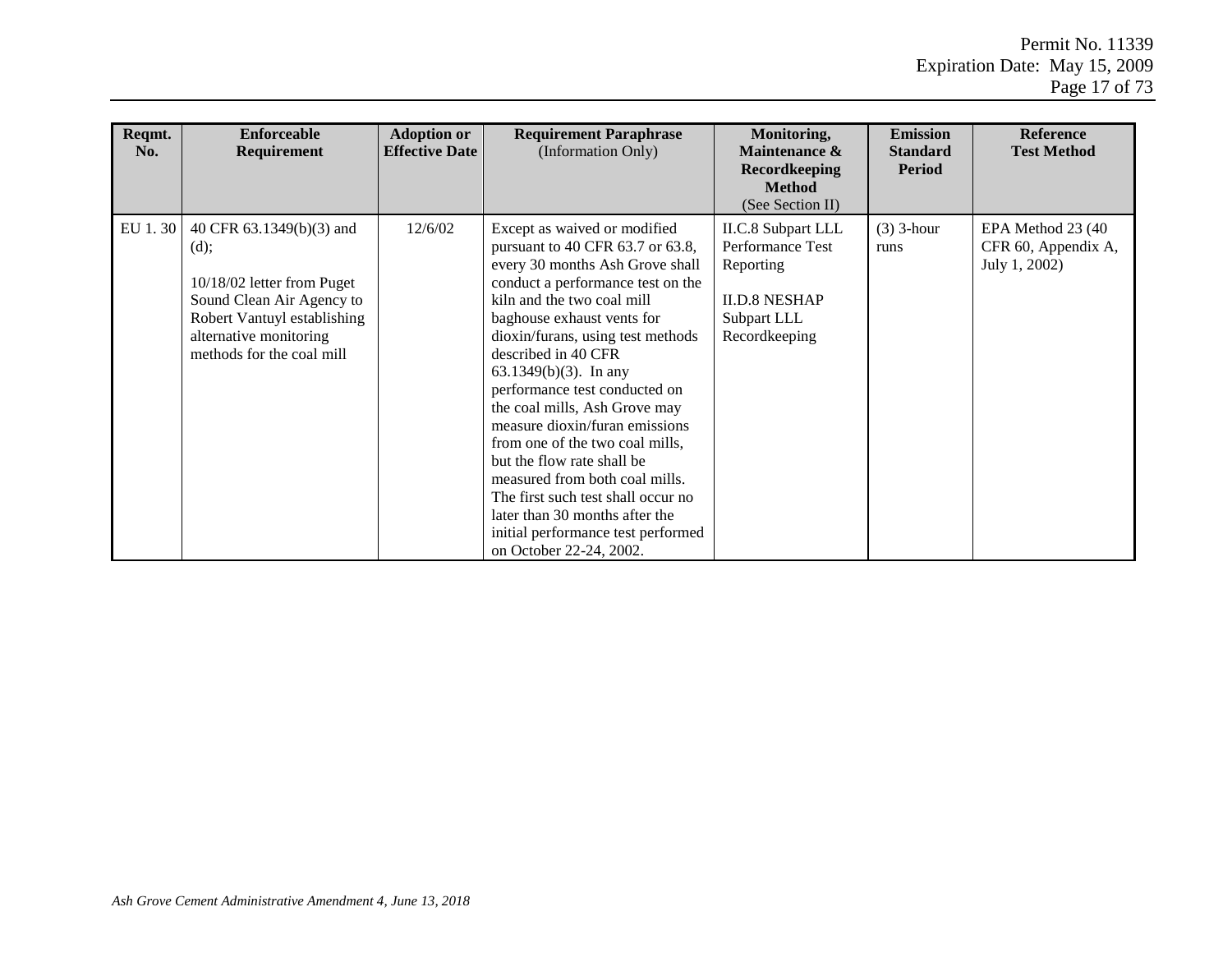| Reqmt. No. | Enforceable Requirement | Adoption or Effective Date | Requirement Paraphrase (Information Only) | Monitoring, Maintenance & Recordkeeping Method (See Section II) | Emission Standard Period | Reference Test Method |
|---|---|---|---|---|---|---|
| EU 1. 30 | 40 CFR 63.1349(b)(3) and (d);<br><br>10/18/02 letter from Puget Sound Clean Air Agency to Robert Vantuyl establishing alternative monitoring methods for the coal mill | 12/6/02 | Except as waived or modified pursuant to 40 CFR 63.7 or 63.8, every 30 months Ash Grove shall conduct a performance test on the kiln and the two coal mill baghouse exhaust vents for dioxin/furans, using test methods described in 40 CFR 63.1349(b)(3). In any performance test conducted on the coal mills, Ash Grove may measure dioxin/furan emissions from one of the two coal mills, but the flow rate shall be measured from both coal mills. The first such test shall occur no later than 30 months after the initial performance test performed on October 22-24, 2002. | II.C.8 Subpart LLL Performance Test Reporting<br><br>II.D.8 NESHAP Subpart LLL Recordkeeping | (3) 3-hour runs | EPA Method 23 (40 CFR 60, Appendix A, July 1, 2002) |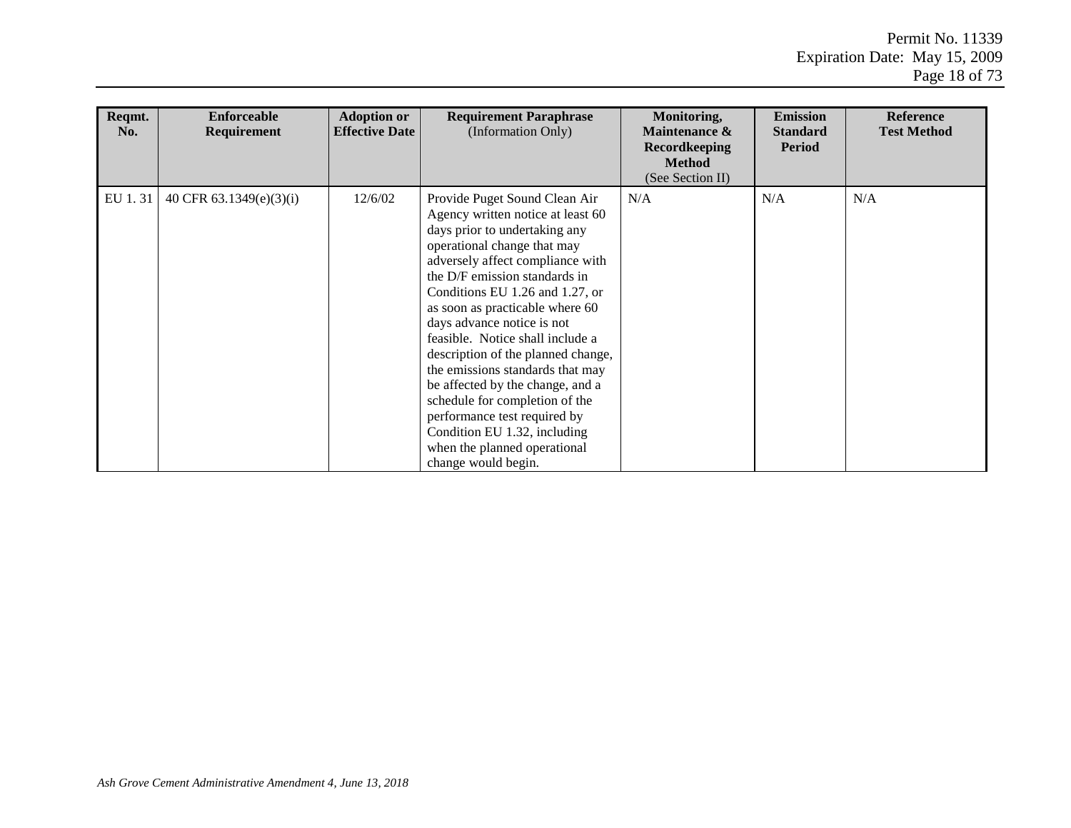| Reqmt. No. | Enforceable Requirement | Adoption or Effective Date | Requirement Paraphrase (Information Only) | Monitoring, Maintenance & Recordkeeping Method (See Section II) | Emission Standard Period | Reference Test Method |
|---|---|---|---|---|---|---|
| EU 1. 31 | 40 CFR 63.1349(e)(3)(i) | 12/6/02 | Provide Puget Sound Clean Air Agency written notice at least 60 days prior to undertaking any operational change that may adversely affect compliance with the D/F emission standards in Conditions EU 1.26 and 1.27, or as soon as practicable where 60 days advance notice is not feasible. Notice shall include a description of the planned change, the emissions standards that may be affected by the change, and a schedule for completion of the performance test required by Condition EU 1.32, including when the planned operational change would begin. | N/A | N/A | N/A |

*Ash Grove Cement Administrative Amendment 4, June 13, 2018*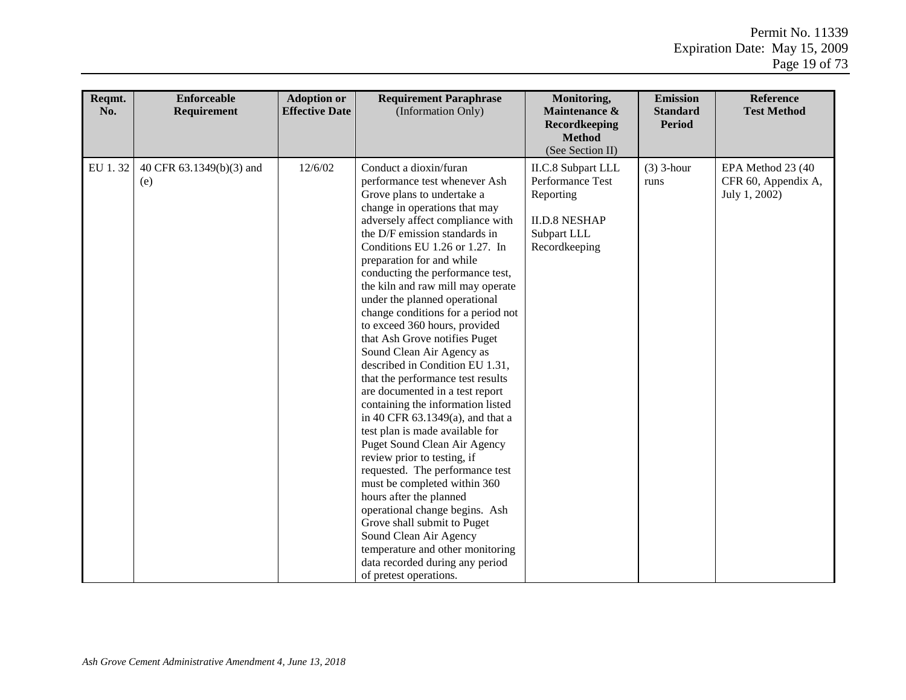| Reqmt. No. | Enforceable Requirement | Adoption or Effective Date | Requirement Paraphrase (Information Only) | Monitoring, Maintenance & Recordkeeping Method (See Section II) | Emission Standard Period | Reference Test Method |
|---|---|---|---|---|---|---|
| EU 1. 32 | 40 CFR 63.1349(b)(3) and (e) | 12/6/02 | Conduct a dioxin/furan performance test whenever Ash Grove plans to undertake a change in operations that may adversely affect compliance with the D/F emission standards in Conditions EU 1.26 or 1.27. In preparation for and while conducting the performance test, the kiln and raw mill may operate under the planned operational change conditions for a period not to exceed 360 hours, provided that Ash Grove notifies Puget Sound Clean Air Agency as described in Condition EU 1.31, that the performance test results are documented in a test report containing the information listed in 40 CFR 63.1349(a), and that a test plan is made available for Puget Sound Clean Air Agency review prior to testing, if requested. The performance test must be completed within 360 hours after the planned operational change begins. Ash Grove shall submit to Puget Sound Clean Air Agency temperature and other monitoring data recorded during any period of pretest operations. | II.C.8 Subpart LLL Performance Test Reporting<br><br>II.D.8 NESHAP Subpart LLL Recordkeeping | (3) 3-hour runs | EPA Method 23 (40 CFR 60, Appendix A, July 1, 2002) |

*Ash Grove Cement Administrative Amendment 4, June 13, 2018*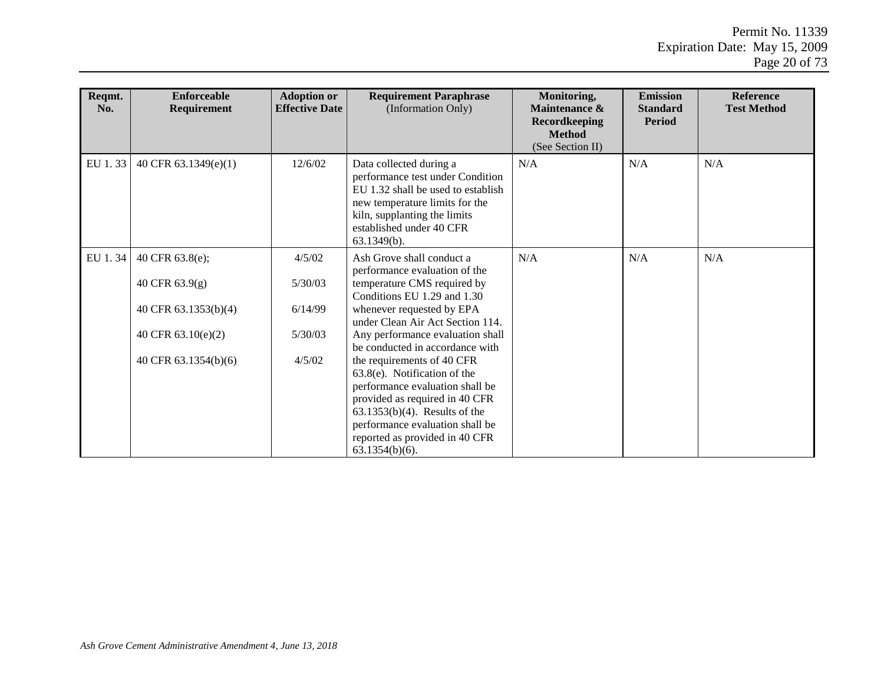| Reqmt. No. | Enforceable Requirement | Adoption or Effective Date | Requirement Paraphrase (Information Only) | Monitoring, Maintenance & Recordkeeping Method (See Section II) | Emission Standard Period | Reference Test Method |
|---|---|---|---|---|---|---|
| EU 1. 33 | 40 CFR 63.1349(e)(1) | 12/6/02 | Data collected during a performance test under Condition EU 1.32 shall be used to establish new temperature limits for the kiln, supplanting the limits established under 40 CFR 63.1349(b). | N/A | N/A | N/A |
| EU 1. 34 | 40 CFR 63.8(e);<br><br>40 CFR 63.9(g)<br><br>40 CFR 63.1353(b)(4)<br><br>40 CFR 63.10(e)(2)<br><br>40 CFR 63.1354(b)(6) | 4/5/02<br><br>5/30/03<br><br>6/14/99<br><br>5/30/03<br><br>4/5/02 | Ash Grove shall conduct a performance evaluation of the temperature CMS required by Conditions EU 1.29 and 1.30 whenever requested by EPA under Clean Air Act Section 114. Any performance evaluation shall be conducted in accordance with the requirements of 40 CFR 63.8(e). Notification of the performance evaluation shall be provided as required in 40 CFR 63.1353(b)(4). Results of the performance evaluation shall be reported as provided in 40 CFR 63.1354(b)(6). | N/A | N/A | N/A |

*Ash Grove Cement Administrative Amendment 4, June 13, 2018*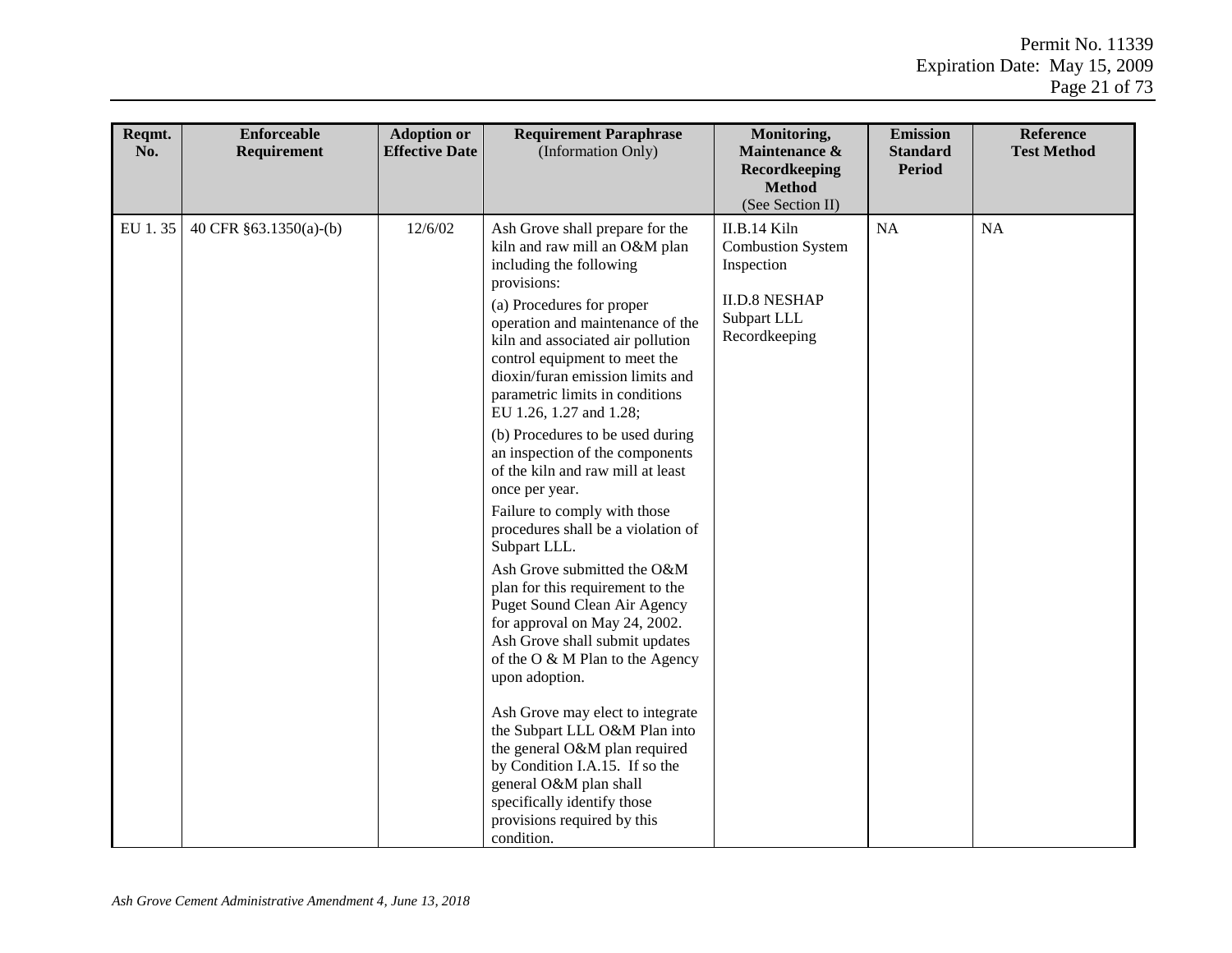| Reqmt. No. | Enforceable Requirement | Adoption or Effective Date | Requirement Paraphrase (Information Only) | Monitoring, Maintenance & Recordkeeping Method (See Section II) | Emission Standard Period | Reference Test Method |
|---|---|---|---|---|---|---|
| EU 1. 35 | 40 CFR §63.1350(a)-(b) | 12/6/02 | Ash Grove shall prepare for the kiln and raw mill an O&M plan including the following provisions:<br><br>(a) Procedures for proper operation and maintenance of the kiln and associated air pollution control equipment to meet the dioxin/furan emission limits and parametric limits in conditions EU 1.26, 1.27 and 1.28;<br><br>(b) Procedures to be used during an inspection of the components of the kiln and raw mill at least once per year.<br><br>Failure to comply with those procedures shall be a violation of Subpart LLL.<br><br>Ash Grove submitted the O&M plan for this requirement to the Puget Sound Clean Air Agency for approval on May 24, 2002. Ash Grove shall submit updates of the O & M Plan to the Agency upon adoption.<br><br>Ash Grove may elect to integrate the Subpart LLL O&M Plan into the general O&M plan required by Condition I.A.15. If so the general O&M plan shall specifically identify those provisions required by this condition. | II.B.14 Kiln Combustion System Inspection<br><br>II.D.8 NESHAP Subpart LLL Recordkeeping | NA | NA |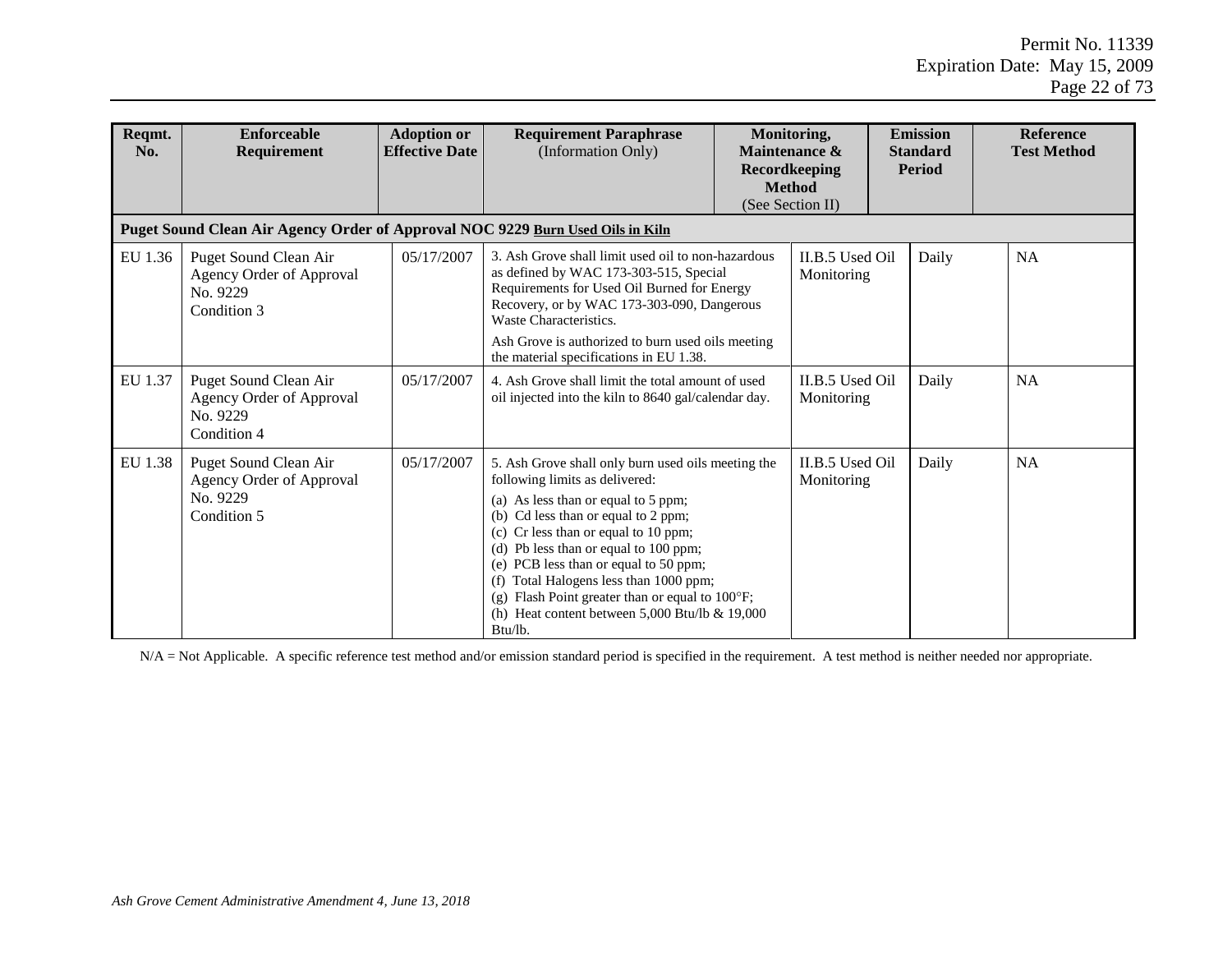| Reqmt. No. | Enforceable Requirement | Adoption or Effective Date | Requirement Paraphrase (Information Only) | Monitoring, Maintenance & Recordkeeping Method (See Section II) | Emission Standard Period | Reference Test Method |
|---|---|---|---|---|---|---|
| **Puget Sound Clean Air Agency Order of Approval NOC 9229 Burn Used Oils in Kiln** | | | | | | |
| EU 1.36 | Puget Sound Clean Air Agency Order of Approval No. 9229 Condition 3 | 05/17/2007 | 3. Ash Grove shall limit used oil to non-hazardous as defined by WAC 173-303-515, Special Requirements for Used Oil Burned for Energy Recovery, or by WAC 173-303-090, Dangerous Waste Characteristics.<br><br>Ash Grove is authorized to burn used oils meeting the material specifications in EU 1.38. | II.B.5 Used Oil Monitoring | Daily | NA |
| EU 1.37 | Puget Sound Clean Air Agency Order of Approval No. 9229 Condition 4 | 05/17/2007 | 4. Ash Grove shall limit the total amount of used oil injected into the kiln to 8640 gal/calendar day. | II.B.5 Used Oil Monitoring | Daily | NA |
| EU 1.38 | Puget Sound Clean Air Agency Order of Approval No. 9229 Condition 5 | 05/17/2007 | 5. Ash Grove shall only burn used oils meeting the following limits as delivered:<br>(a) As less than or equal to 5 ppm;<br>(b) Cd less than or equal to 2 ppm;<br>(c) Cr less than or equal to 10 ppm;<br>(d) Pb less than or equal to 100 ppm;<br>(e) PCB less than or equal to 50 ppm;<br>(f) Total Halogens less than 1000 ppm;<br>(g) Flash Point greater than or equal to 100°F;<br>(h) Heat content between 5,000 Btu/lb & 19,000 Btu/lb. | II.B.5 Used Oil Monitoring | Daily | NA |

N/A = Not Applicable. A specific reference test method and/or emission standard period is specified in the requirement. A test method is neither needed nor appropriate.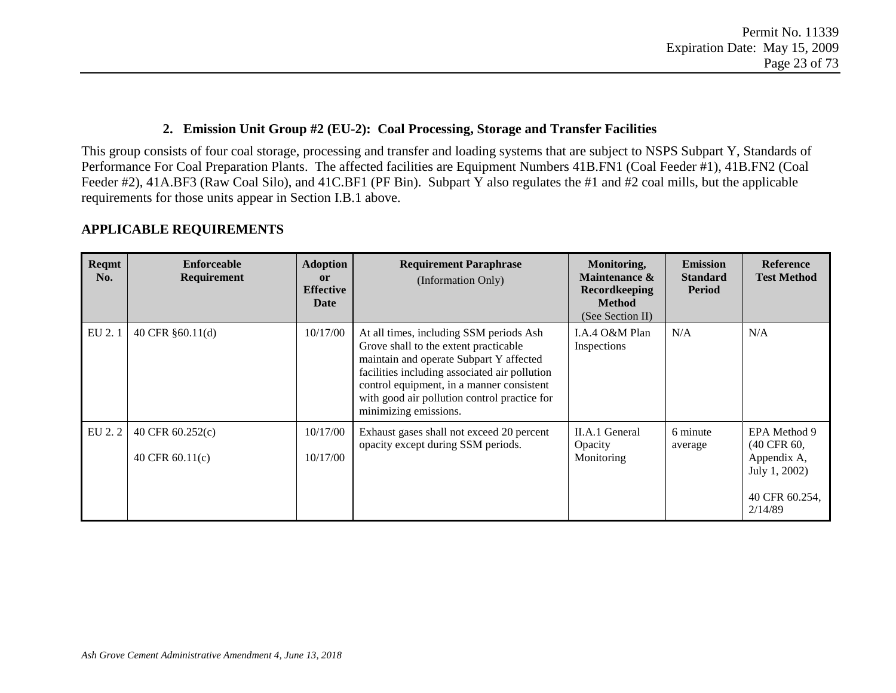### 2. Emission Unit Group #2 (EU-2): Coal Processing, Storage and Transfer Facilities

This group consists of four coal storage, processing and transfer and loading systems that are subject to NSPS Subpart Y, Standards of Performance For Coal Preparation Plants. The affected facilities are Equipment Numbers 41B.FN1 (Coal Feeder #1), 41B.FN2 (Coal Feeder #2), 41A.BF3 (Raw Coal Silo), and 41C.BF1 (PF Bin). Subpart Y also regulates the #1 and #2 coal mills, but the applicable requirements for those units appear in Section I.B.1 above.

## APPLICABLE REQUIREMENTS

| Reqmt No. | Enforceable Requirement | Adoption or Effective Date | Requirement Paraphrase (Information Only) | Monitoring, Maintenance & Recordkeeping Method (See Section II) | Emission Standard Period | Reference Test Method |
|---|---|---|---|---|---|---|
| EU 2. 1 | 40 CFR §60.11(d) | 10/17/00 | At all times, including SSM periods Ash Grove shall to the extent practicable maintain and operate Subpart Y affected facilities including associated air pollution control equipment, in a manner consistent with good air pollution control practice for minimizing emissions. | I.A.4 O&M Plan Inspections | N/A | N/A |
| EU 2. 2 | 40 CFR 60.252(c)<br><br>40 CFR 60.11(c) | 10/17/00<br><br>10/17/00 | Exhaust gases shall not exceed 20 percent opacity except during SSM periods. | II.A.1 General Opacity Monitoring | 6 minute average | EPA Method 9 (40 CFR 60, Appendix A, July 1, 2002)<br><br>40 CFR 60.254, 2/14/89 |

*Ash Grove Cement Administrative Amendment 4, June 13, 2018*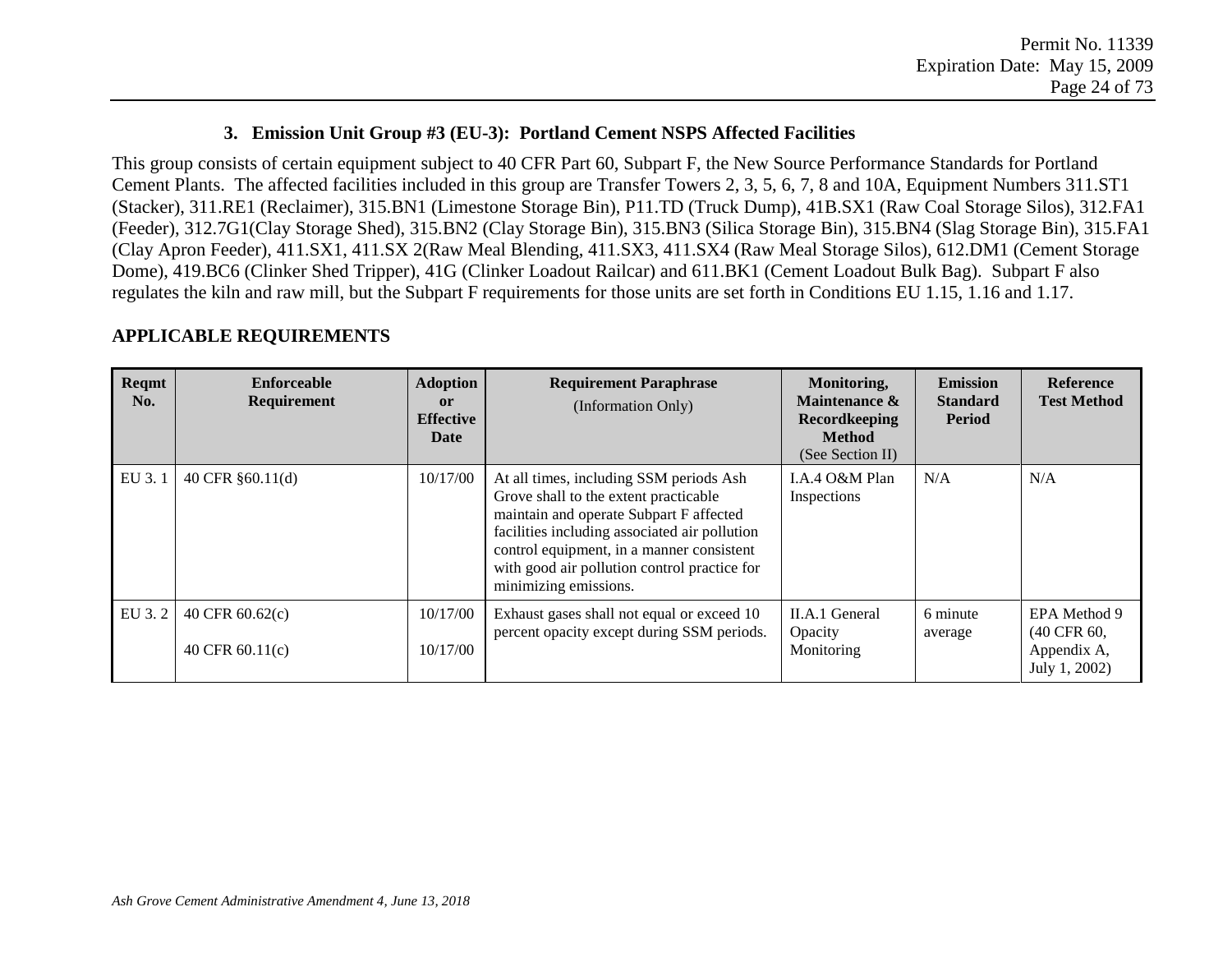### 3. Emission Unit Group #3 (EU-3): Portland Cement NSPS Affected Facilities

This group consists of certain equipment subject to 40 CFR Part 60, Subpart F, the New Source Performance Standards for Portland Cement Plants. The affected facilities included in this group are Transfer Towers 2, 3, 5, 6, 7, 8 and 10A, Equipment Numbers 311.ST1 (Stacker), 311.RE1 (Reclaimer), 315.BN1 (Limestone Storage Bin), P11.TD (Truck Dump), 41B.SX1 (Raw Coal Storage Silos), 312.FA1 (Feeder), 312.7G1(Clay Storage Shed), 315.BN2 (Clay Storage Bin), 315.BN3 (Silica Storage Bin), 315.BN4 (Slag Storage Bin), 315.FA1 (Clay Apron Feeder), 411.SX1, 411.SX 2(Raw Meal Blending, 411.SX3, 411.SX4 (Raw Meal Storage Silos), 612.DM1 (Cement Storage Dome), 419.BC6 (Clinker Shed Tripper), 41G (Clinker Loadout Railcar) and 611.BK1 (Cement Loadout Bulk Bag). Subpart F also regulates the kiln and raw mill, but the Subpart F requirements for those units are set forth in Conditions EU 1.15, 1.16 and 1.17.

## APPLICABLE REQUIREMENTS

| Reqmt No. | Enforceable Requirement | Adoption or Effective Date | Requirement Paraphrase (Information Only) | Monitoring, Maintenance & Recordkeeping Method (See Section II) | Emission Standard Period | Reference Test Method |
|---|---|---|---|---|---|---|
| EU 3. 1 | 40 CFR §60.11(d) | 10/17/00 | At all times, including SSM periods Ash Grove shall to the extent practicable maintain and operate Subpart F affected facilities including associated air pollution control equipment, in a manner consistent with good air pollution control practice for minimizing emissions. | I.A.4 O&M Plan Inspections | N/A | N/A |
| EU 3. 2 | 40 CFR 60.62(c)<br><br>40 CFR 60.11(c) | 10/17/00<br><br>10/17/00 | Exhaust gases shall not equal or exceed 10 percent opacity except during SSM periods. | II.A.1 General Opacity Monitoring | 6 minute average | EPA Method 9 (40 CFR 60, Appendix A, July 1, 2002) |

*Ash Grove Cement Administrative Amendment 4, June 13, 2018*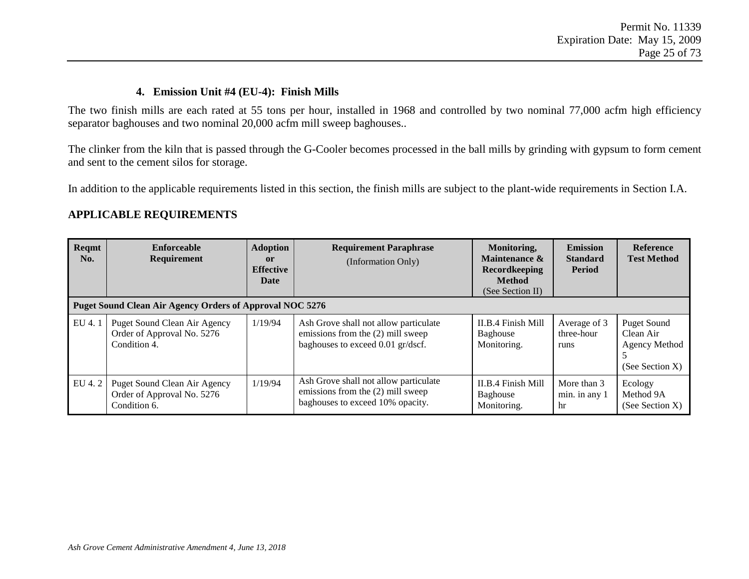### 4. Emission Unit #4 (EU-4): Finish Mills

The two finish mills are each rated at 55 tons per hour, installed in 1968 and controlled by two nominal 77,000 acfm high efficiency separator baghouses and two nominal 20,000 acfm mill sweep baghouses..

The clinker from the kiln that is passed through the G-Cooler becomes processed in the ball mills by grinding with gypsum to form cement and sent to the cement silos for storage.

In addition to the applicable requirements listed in this section, the finish mills are subject to the plant-wide requirements in Section I.A.

## APPLICABLE REQUIREMENTS

| Reqmt No. | Enforceable Requirement | Adoption or Effective Date | Requirement Paraphrase (Information Only) | Monitoring, Maintenance & Recordkeeping Method (See Section II) | Emission Standard Period | Reference Test Method |
|---|---|---|---|---|---|---|
| **Puget Sound Clean Air Agency Orders of Approval NOC 5276** | | | | | | |
| EU 4. 1 | Puget Sound Clean Air Agency Order of Approval No. 5276 Condition 4. | 1/19/94 | Ash Grove shall not allow particulate emissions from the (2) mill sweep baghouses to exceed 0.01 gr/dscf. | II.B.4 Finish Mill Baghouse Monitoring. | Average of 3 three-hour runs | Puget Sound Clean Air Agency Method 5 (See Section X) |
| EU 4. 2 | Puget Sound Clean Air Agency Order of Approval No. 5276 Condition 6. | 1/19/94 | Ash Grove shall not allow particulate emissions from the (2) mill sweep baghouses to exceed 10% opacity. | II.B.4 Finish Mill Baghouse Monitoring. | More than 3 min. in any 1 hr | Ecology Method 9A (See Section X) |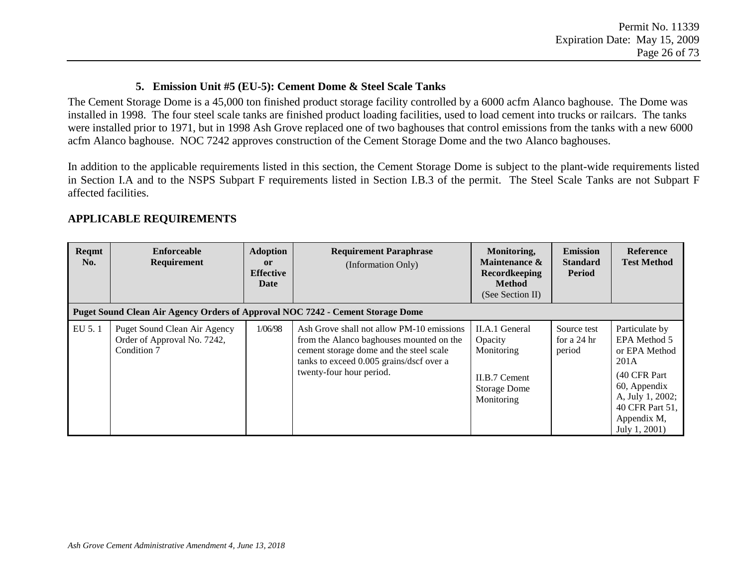### 5. Emission Unit #5 (EU-5): Cement Dome & Steel Scale Tanks

The Cement Storage Dome is a 45,000 ton finished product storage facility controlled by a 6000 acfm Alanco baghouse. The Dome was installed in 1998. The four steel scale tanks are finished product loading facilities, used to load cement into trucks or railcars. The tanks were installed prior to 1971, but in 1998 Ash Grove replaced one of two baghouses that control emissions from the tanks with a new 6000 acfm Alanco baghouse. NOC 7242 approves construction of the Cement Storage Dome and the two Alanco baghouses.

In addition to the applicable requirements listed in this section, the Cement Storage Dome is subject to the plant-wide requirements listed in Section I.A and to the NSPS Subpart F requirements listed in Section I.B.3 of the permit. The Steel Scale Tanks are not Subpart F affected facilities.

## APPLICABLE REQUIREMENTS

| Reqmt No. | Enforceable Requirement | Adoption or Effective Date | Requirement Paraphrase (Information Only) | Monitoring, Maintenance & Recordkeeping Method (See Section II) | Emission Standard Period | Reference Test Method |
|---|---|---|---|---|---|---|
| **Puget Sound Clean Air Agency Orders of Approval NOC 7242 - Cement Storage Dome** | | | | | | |
| EU 5. 1 | Puget Sound Clean Air Agency Order of Approval No. 7242, Condition 7 | 1/06/98 | Ash Grove shall not allow PM-10 emissions from the Alanco baghouses mounted on the cement storage dome and the steel scale tanks to exceed 0.005 grains/dscf over a twenty-four hour period. | II.A.1 General Opacity Monitoring<br><br>II.B.7 Cement Storage Dome Monitoring | Source test for a 24 hr period | Particulate by EPA Method 5 or EPA Method 201A<br><br>(40 CFR Part 60, Appendix A, July 1, 2002; 40 CFR Part 51, Appendix M, July 1, 2001) |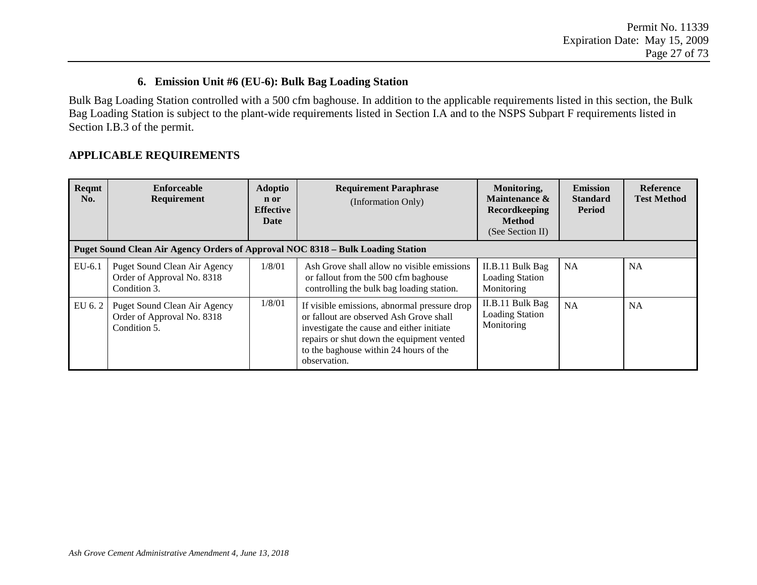### 6. Emission Unit #6 (EU-6): Bulk Bag Loading Station

Bulk Bag Loading Station controlled with a 500 cfm baghouse. In addition to the applicable requirements listed in this section, the Bulk Bag Loading Station is subject to the plant-wide requirements listed in Section I.A and to the NSPS Subpart F requirements listed in Section I.B.3 of the permit.

## APPLICABLE REQUIREMENTS

| Reqmt No. | Enforceable Requirement | Adoption or Effective Date | Requirement Paraphrase (Information Only) | Monitoring, Maintenance & Recordkeeping Method (See Section II) | Emission Standard Period | Reference Test Method |
|---|---|---|---|---|---|---|
| **Puget Sound Clean Air Agency Orders of Approval NOC 8318 – Bulk Loading Station** | | | | | | |
| EU-6.1 | Puget Sound Clean Air Agency Order of Approval No. 8318 Condition 3. | 1/8/01 | Ash Grove shall allow no visible emissions or fallout from the 500 cfm baghouse controlling the bulk bag loading station. | II.B.11 Bulk Bag Loading Station Monitoring | NA | NA |
| EU 6. 2 | Puget Sound Clean Air Agency Order of Approval No. 8318 Condition 5. | 1/8/01 | If visible emissions, abnormal pressure drop or fallout are observed Ash Grove shall investigate the cause and either initiate repairs or shut down the equipment vented to the baghouse within 24 hours of the observation. | II.B.11 Bulk Bag Loading Station Monitoring | NA | NA |

*Ash Grove Cement Administrative Amendment 4, June 13, 2018*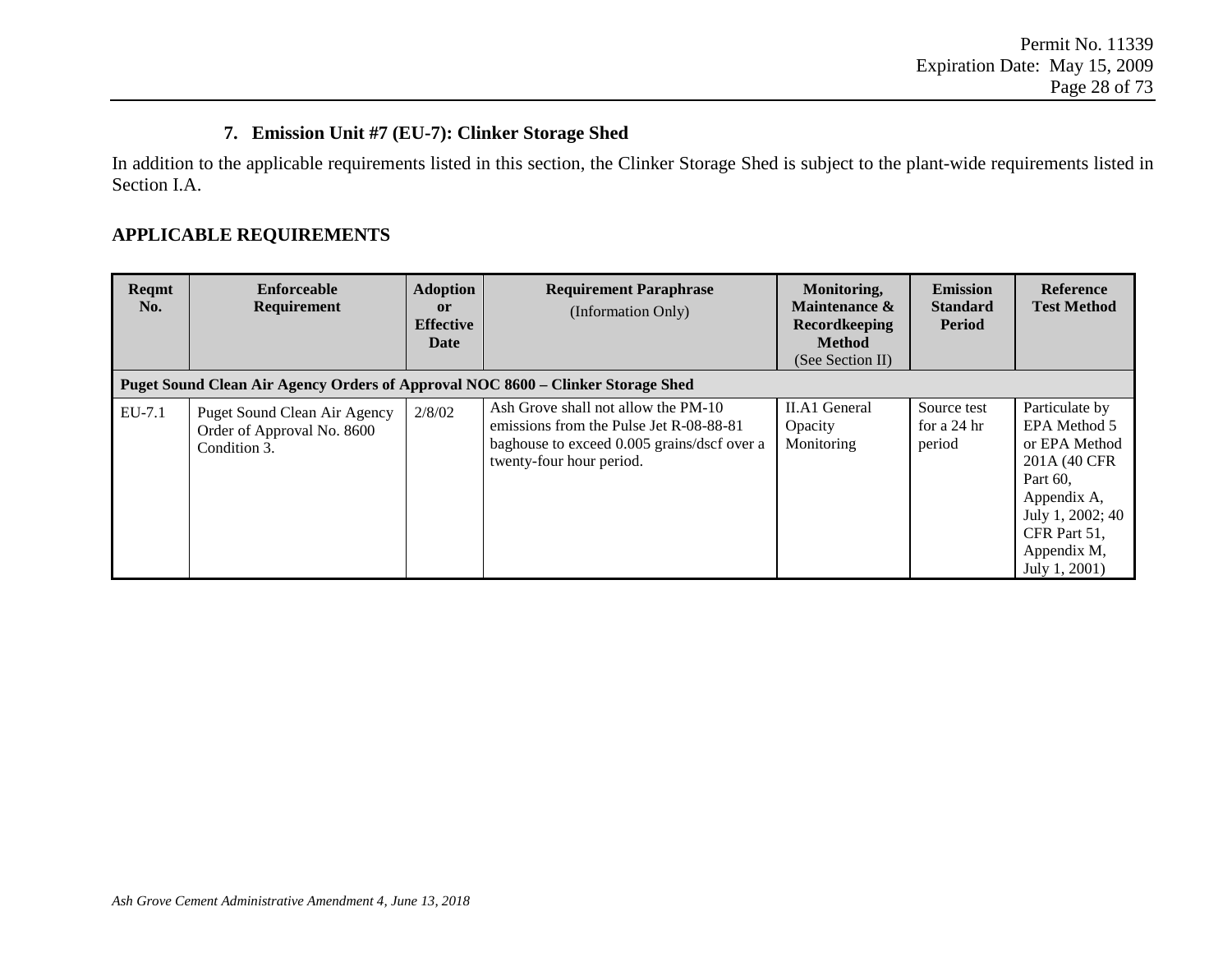### 7. Emission Unit #7 (EU-7): Clinker Storage Shed

In addition to the applicable requirements listed in this section, the Clinker Storage Shed is subject to the plant-wide requirements listed in Section I.A.

## APPLICABLE REQUIREMENTS

| Reqmt No. | Enforceable Requirement | Adoption or Effective Date | Requirement Paraphrase (Information Only) | Monitoring, Maintenance & Recordkeeping Method (See Section II) | Emission Standard Period | Reference Test Method |
|---|---|---|---|---|---|---|
| **Puget Sound Clean Air Agency Orders of Approval NOC 8600 – Clinker Storage Shed** | | | | | | |
| EU-7.1 | Puget Sound Clean Air Agency Order of Approval No. 8600 Condition 3. | 2/8/02 | Ash Grove shall not allow the PM-10 emissions from the Pulse Jet R-08-88-81 baghouse to exceed 0.005 grains/dscf over a twenty-four hour period. | II.A1 General Opacity Monitoring | Source test for a 24 hr period | Particulate by EPA Method 5 or EPA Method 201A (40 CFR Part 60, Appendix A, July 1, 2002; 40 CFR Part 51, Appendix M, July 1, 2001) |

*Ash Grove Cement Administrative Amendment 4, June 13, 2018*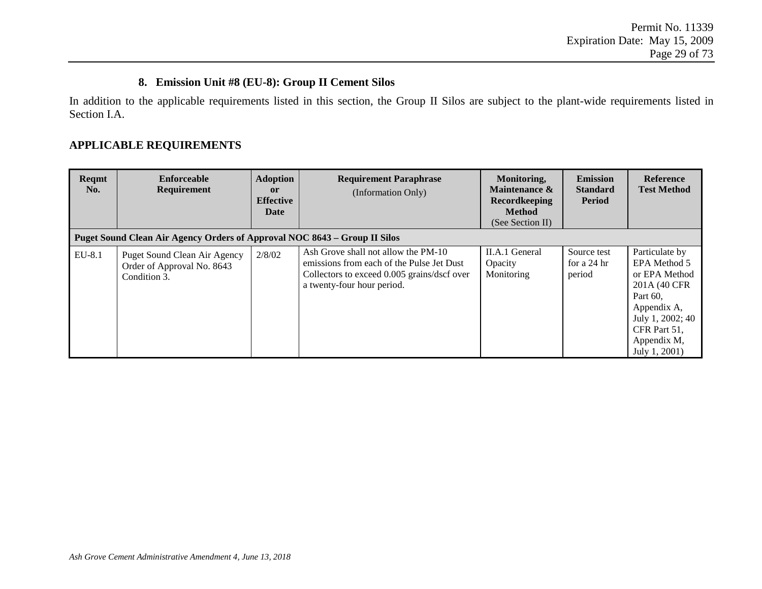### 8. Emission Unit #8 (EU-8): Group II Cement Silos

In addition to the applicable requirements listed in this section, the Group II Silos are subject to the plant-wide requirements listed in Section I.A.

## APPLICABLE REQUIREMENTS

| Reqmt No. | Enforceable Requirement | Adoption or Effective Date | Requirement Paraphrase (Information Only) | Monitoring, Maintenance & Recordkeeping Method (See Section II) | Emission Standard Period | Reference Test Method |
|---|---|---|---|---|---|---|
| **Puget Sound Clean Air Agency Orders of Approval NOC 8643 – Group II Silos** | | | | | | |
| EU-8.1 | Puget Sound Clean Air Agency Order of Approval No. 8643 Condition 3. | 2/8/02 | Ash Grove shall not allow the PM-10 emissions from each of the Pulse Jet Dust Collectors to exceed 0.005 grains/dscf over a twenty-four hour period. | II.A.1 General Opacity Monitoring | Source test for a 24 hr period | Particulate by EPA Method 5 or EPA Method 201A (40 CFR Part 60, Appendix A, July 1, 2002; 40 CFR Part 51, Appendix M, July 1, 2001) |

*Ash Grove Cement Administrative Amendment 4, June 13, 2018*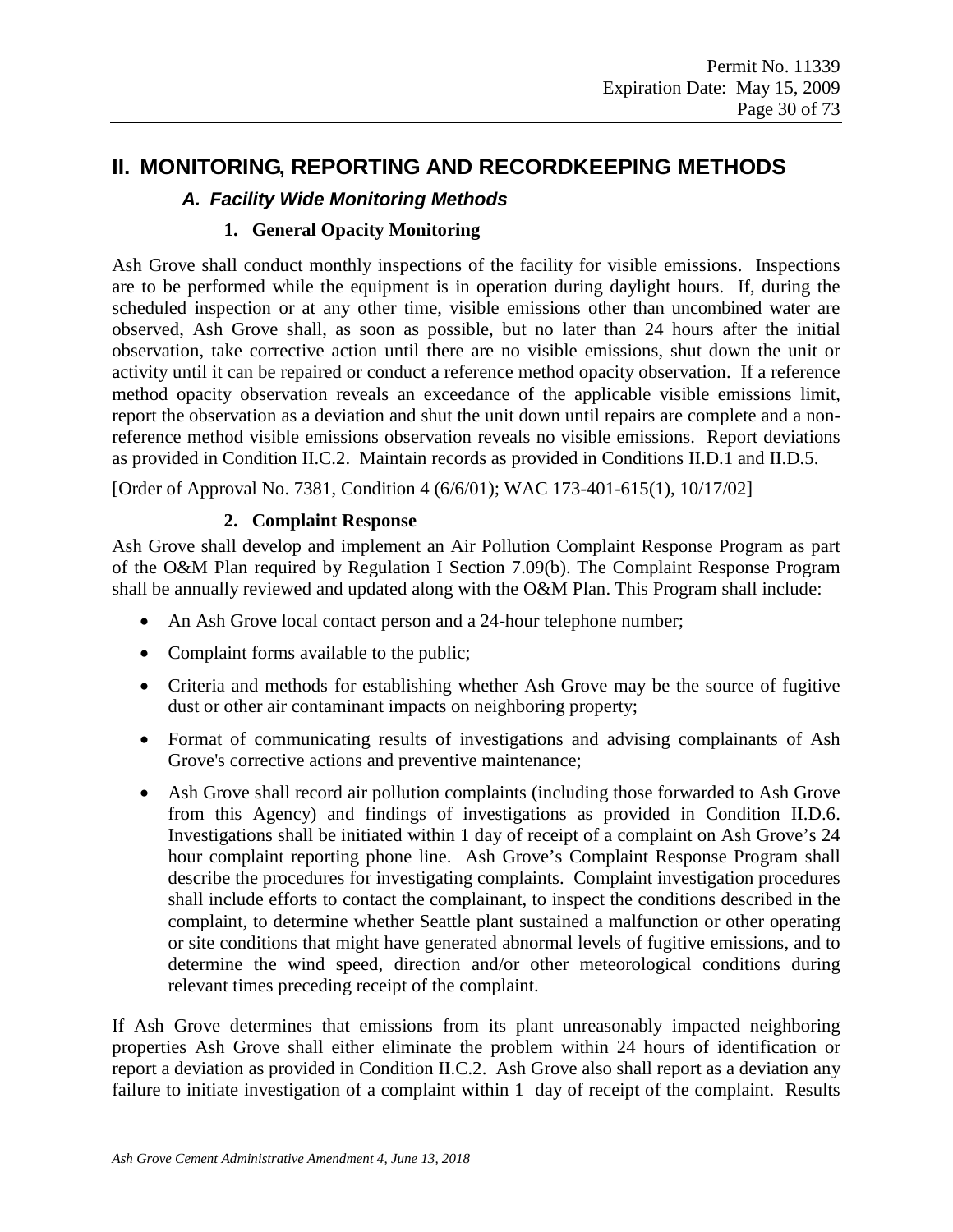# II. MONITORING, REPORTING AND RECORDKEEPING METHODS

## *A. Facility Wide Monitoring Methods*

### 1. General Opacity Monitoring

Ash Grove shall conduct monthly inspections of the facility for visible emissions. Inspections are to be performed while the equipment is in operation during daylight hours. If, during the scheduled inspection or at any other time, visible emissions other than uncombined water are observed, Ash Grove shall, as soon as possible, but no later than 24 hours after the initial observation, take corrective action until there are no visible emissions, shut down the unit or activity until it can be repaired or conduct a reference method opacity observation. If a reference method opacity observation reveals an exceedance of the applicable visible emissions limit, report the observation as a deviation and shut the unit down until repairs are complete and a non-reference method visible emissions observation reveals no visible emissions. Report deviations as provided in Condition II.C.2. Maintain records as provided in Conditions II.D.1 and II.D.5.

[Order of Approval No. 7381, Condition 4 (6/6/01); WAC 173-401-615(1), 10/17/02]

### 2. Complaint Response

Ash Grove shall develop and implement an Air Pollution Complaint Response Program as part of the O&M Plan required by Regulation I Section 7.09(b). The Complaint Response Program shall be annually reviewed and updated along with the O&M Plan. This Program shall include:

- An Ash Grove local contact person and a 24-hour telephone number;
- Complaint forms available to the public;
- Criteria and methods for establishing whether Ash Grove may be the source of fugitive dust or other air contaminant impacts on neighboring property;
- Format of communicating results of investigations and advising complainants of Ash Grove's corrective actions and preventive maintenance;
- Ash Grove shall record air pollution complaints (including those forwarded to Ash Grove from this Agency) and findings of investigations as provided in Condition II.D.6. Investigations shall be initiated within 1 day of receipt of a complaint on Ash Grove's 24 hour complaint reporting phone line. Ash Grove's Complaint Response Program shall describe the procedures for investigating complaints. Complaint investigation procedures shall include efforts to contact the complainant, to inspect the conditions described in the complaint, to determine whether Seattle plant sustained a malfunction or other operating or site conditions that might have generated abnormal levels of fugitive emissions, and to determine the wind speed, direction and/or other meteorological conditions during relevant times preceding receipt of the complaint.

If Ash Grove determines that emissions from its plant unreasonably impacted neighboring properties Ash Grove shall either eliminate the problem within 24 hours of identification or report a deviation as provided in Condition II.C.2. Ash Grove also shall report as a deviation any failure to initiate investigation of a complaint within 1 day of receipt of the complaint. Results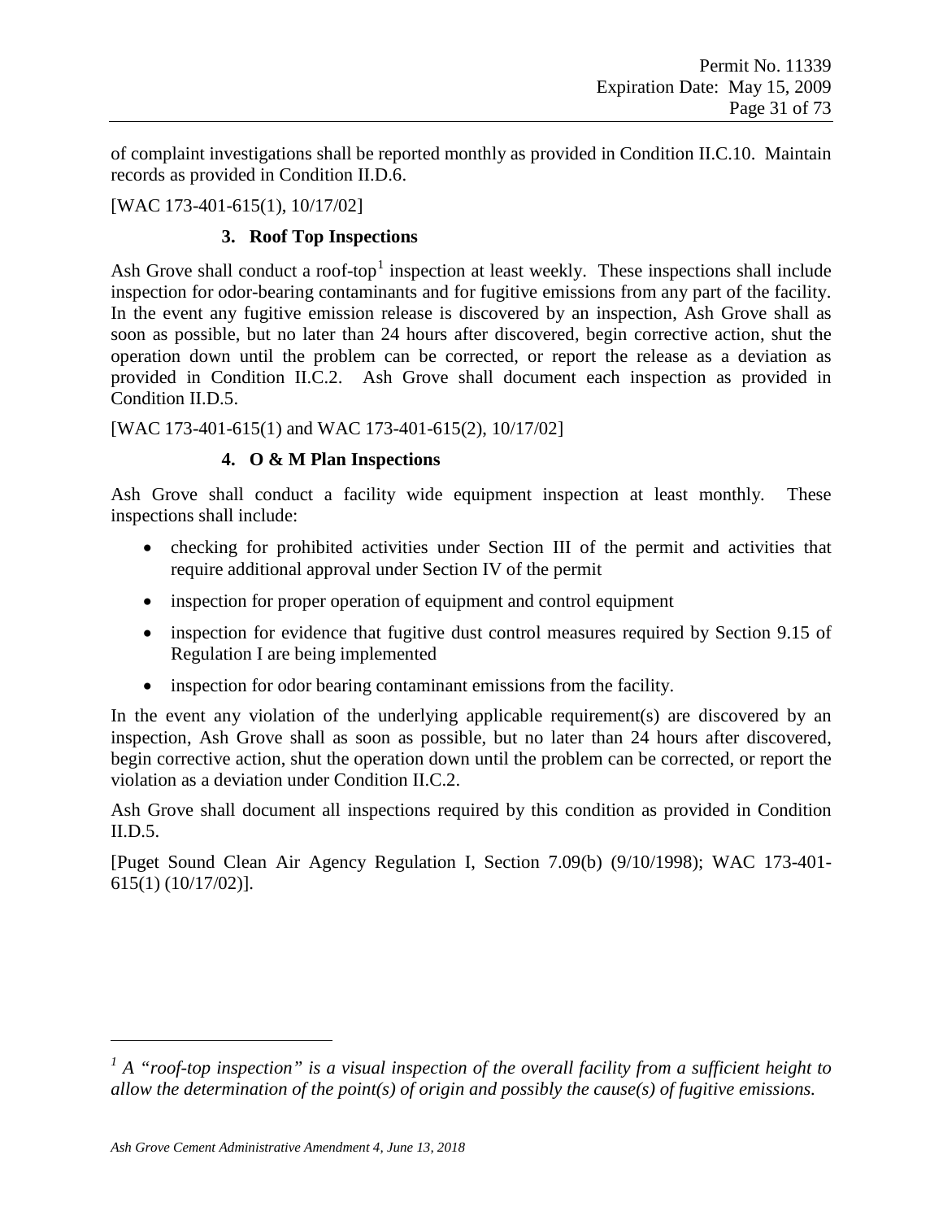of complaint investigations shall be reported monthly as provided in Condition II.C.10. Maintain records as provided in Condition II.D.6.

[WAC 173-401-615(1), 10/17/02]

### 3. Roof Top Inspections

Ash Grove shall conduct a roof-top[1] inspection at least weekly. These inspections shall include inspection for odor-bearing contaminants and for fugitive emissions from any part of the facility. In the event any fugitive emission release is discovered by an inspection, Ash Grove shall as soon as possible, but no later than 24 hours after discovered, begin corrective action, shut the operation down until the problem can be corrected, or report the release as a deviation as provided in Condition II.C.2. Ash Grove shall document each inspection as provided in Condition II.D.5.

[WAC 173-401-615(1) and WAC 173-401-615(2), 10/17/02]

### 4. O & M Plan Inspections

Ash Grove shall conduct a facility wide equipment inspection at least monthly. These inspections shall include:

- checking for prohibited activities under Section III of the permit and activities that require additional approval under Section IV of the permit
- inspection for proper operation of equipment and control equipment
- inspection for evidence that fugitive dust control measures required by Section 9.15 of Regulation I are being implemented
- inspection for odor bearing contaminant emissions from the facility.

In the event any violation of the underlying applicable requirement(s) are discovered by an inspection, Ash Grove shall as soon as possible, but no later than 24 hours after discovered, begin corrective action, shut the operation down until the problem can be corrected, or report the violation as a deviation under Condition II.C.2.

Ash Grove shall document all inspections required by this condition as provided in Condition II.D.5.

[Puget Sound Clean Air Agency Regulation I, Section 7.09(b) (9/10/1998); WAC 173-401-615(1) (10/17/02)].

---

[1] *A "roof-top inspection" is a visual inspection of the overall facility from a sufficient height to allow the determination of the point(s) of origin and possibly the cause(s) of fugitive emissions.*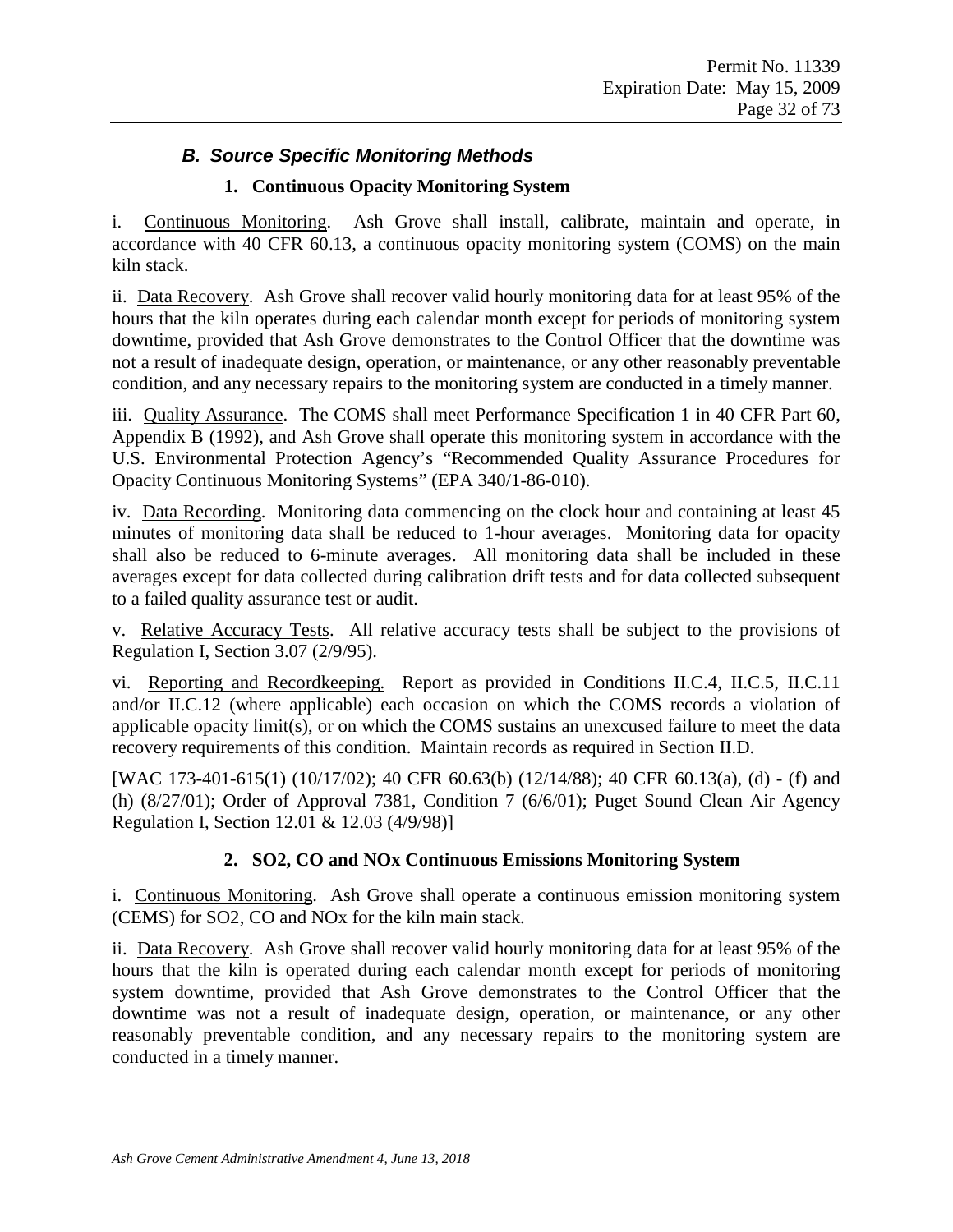### *B. Source Specific Monitoring Methods*

#### 1. Continuous Opacity Monitoring System

i. Continuous Monitoring. Ash Grove shall install, calibrate, maintain and operate, in accordance with 40 CFR 60.13, a continuous opacity monitoring system (COMS) on the main kiln stack.

ii. Data Recovery. Ash Grove shall recover valid hourly monitoring data for at least 95% of the hours that the kiln operates during each calendar month except for periods of monitoring system downtime, provided that Ash Grove demonstrates to the Control Officer that the downtime was not a result of inadequate design, operation, or maintenance, or any other reasonably preventable condition, and any necessary repairs to the monitoring system are conducted in a timely manner.

iii. Quality Assurance. The COMS shall meet Performance Specification 1 in 40 CFR Part 60, Appendix B (1992), and Ash Grove shall operate this monitoring system in accordance with the U.S. Environmental Protection Agency's "Recommended Quality Assurance Procedures for Opacity Continuous Monitoring Systems" (EPA 340/1-86-010).

iv. Data Recording. Monitoring data commencing on the clock hour and containing at least 45 minutes of monitoring data shall be reduced to 1-hour averages. Monitoring data for opacity shall also be reduced to 6-minute averages. All monitoring data shall be included in these averages except for data collected during calibration drift tests and for data collected subsequent to a failed quality assurance test or audit.

v. Relative Accuracy Tests. All relative accuracy tests shall be subject to the provisions of Regulation I, Section 3.07 (2/9/95).

vi. Reporting and Recordkeeping. Report as provided in Conditions II.C.4, II.C.5, II.C.11 and/or II.C.12 (where applicable) each occasion on which the COMS records a violation of applicable opacity limit(s), or on which the COMS sustains an unexcused failure to meet the data recovery requirements of this condition. Maintain records as required in Section II.D.

[WAC 173-401-615(1) (10/17/02); 40 CFR 60.63(b) (12/14/88); 40 CFR 60.13(a), (d) - (f) and (h) (8/27/01); Order of Approval 7381, Condition 7 (6/6/01); Puget Sound Clean Air Agency Regulation I, Section 12.01 & 12.03 (4/9/98)]

#### 2. SO2, CO and NOx Continuous Emissions Monitoring System

i. Continuous Monitoring. Ash Grove shall operate a continuous emission monitoring system (CEMS) for SO2, CO and NOx for the kiln main stack.

ii. Data Recovery. Ash Grove shall recover valid hourly monitoring data for at least 95% of the hours that the kiln is operated during each calendar month except for periods of monitoring system downtime, provided that Ash Grove demonstrates to the Control Officer that the downtime was not a result of inadequate design, operation, or maintenance, or any other reasonably preventable condition, and any necessary repairs to the monitoring system are conducted in a timely manner.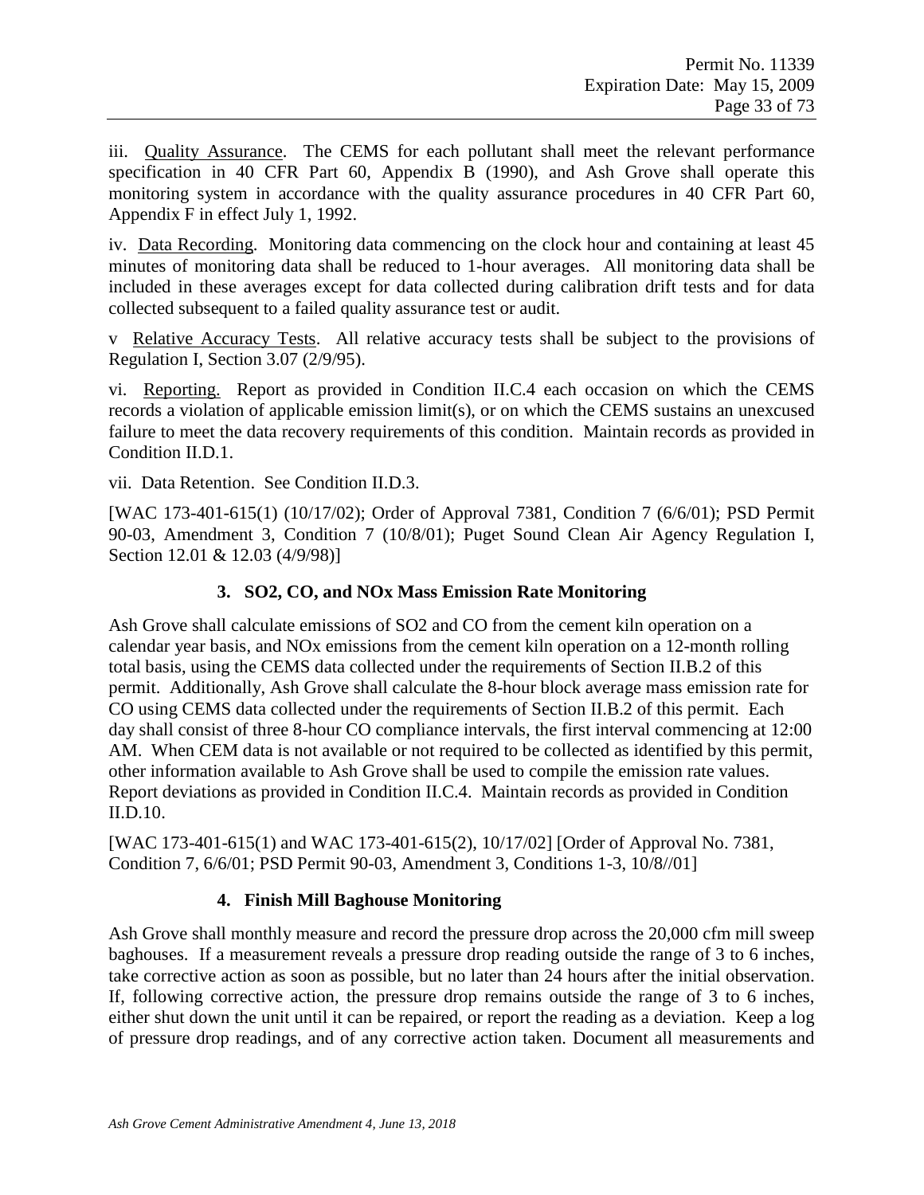iii. Quality Assurance. The CEMS for each pollutant shall meet the relevant performance specification in 40 CFR Part 60, Appendix B (1990), and Ash Grove shall operate this monitoring system in accordance with the quality assurance procedures in 40 CFR Part 60, Appendix F in effect July 1, 1992.

iv. Data Recording. Monitoring data commencing on the clock hour and containing at least 45 minutes of monitoring data shall be reduced to 1-hour averages. All monitoring data shall be included in these averages except for data collected during calibration drift tests and for data collected subsequent to a failed quality assurance test or audit.

v Relative Accuracy Tests. All relative accuracy tests shall be subject to the provisions of Regulation I, Section 3.07 (2/9/95).

vi. Reporting. Report as provided in Condition II.C.4 each occasion on which the CEMS records a violation of applicable emission limit(s), or on which the CEMS sustains an unexcused failure to meet the data recovery requirements of this condition. Maintain records as provided in Condition II.D.1.

vii. Data Retention. See Condition II.D.3.

[WAC 173-401-615(1) (10/17/02); Order of Approval 7381, Condition 7 (6/6/01); PSD Permit 90-03, Amendment 3, Condition 7 (10/8/01); Puget Sound Clean Air Agency Regulation I, Section 12.01 & 12.03 (4/9/98)]

### 3. SO2, CO, and NOx Mass Emission Rate Monitoring

Ash Grove shall calculate emissions of SO2 and CO from the cement kiln operation on a calendar year basis, and NOx emissions from the cement kiln operation on a 12-month rolling total basis, using the CEMS data collected under the requirements of Section II.B.2 of this permit. Additionally, Ash Grove shall calculate the 8-hour block average mass emission rate for CO using CEMS data collected under the requirements of Section II.B.2 of this permit. Each day shall consist of three 8-hour CO compliance intervals, the first interval commencing at 12:00 AM. When CEM data is not available or not required to be collected as identified by this permit, other information available to Ash Grove shall be used to compile the emission rate values. Report deviations as provided in Condition II.C.4. Maintain records as provided in Condition II.D.10.

[WAC 173-401-615(1) and WAC 173-401-615(2), 10/17/02] [Order of Approval No. 7381, Condition 7, 6/6/01; PSD Permit 90-03, Amendment 3, Conditions 1-3, 10/8//01]

### 4. Finish Mill Baghouse Monitoring

Ash Grove shall monthly measure and record the pressure drop across the 20,000 cfm mill sweep baghouses. If a measurement reveals a pressure drop reading outside the range of 3 to 6 inches, take corrective action as soon as possible, but no later than 24 hours after the initial observation. If, following corrective action, the pressure drop remains outside the range of 3 to 6 inches, either shut down the unit until it can be repaired, or report the reading as a deviation. Keep a log of pressure drop readings, and of any corrective action taken. Document all measurements and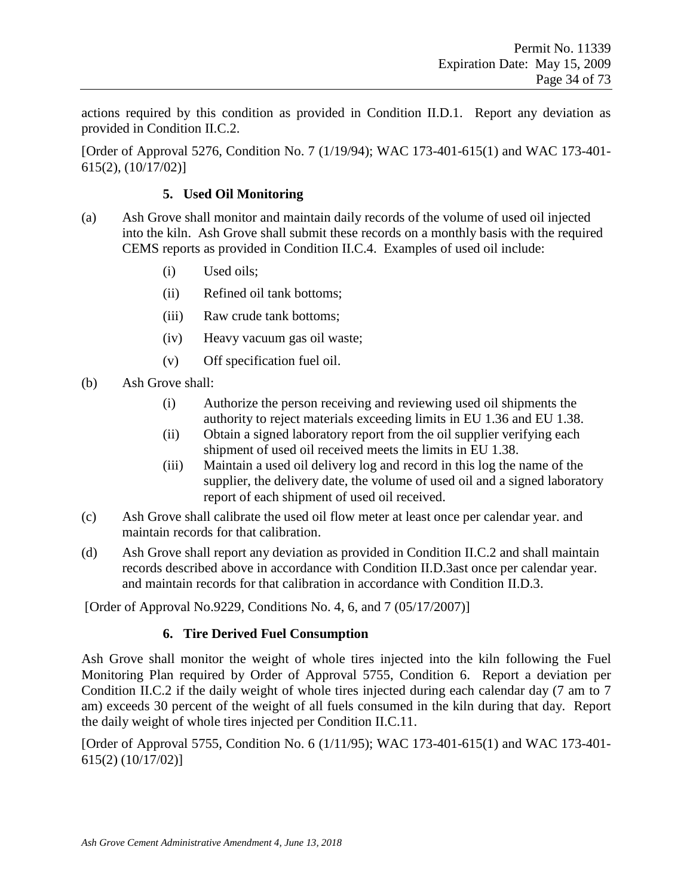actions required by this condition as provided in Condition II.D.1. Report any deviation as provided in Condition II.C.2.

[Order of Approval 5276, Condition No. 7 (1/19/94); WAC 173-401-615(1) and WAC 173-401-615(2), (10/17/02)]

### 5. Used Oil Monitoring

(a) Ash Grove shall monitor and maintain daily records of the volume of used oil injected into the kiln. Ash Grove shall submit these records on a monthly basis with the required CEMS reports as provided in Condition II.C.4. Examples of used oil include:

  - (i) Used oils;
  - (ii) Refined oil tank bottoms;
  - (iii) Raw crude tank bottoms;
  - (iv) Heavy vacuum gas oil waste;
  - (v) Off specification fuel oil.

(b) Ash Grove shall:

  - (i) Authorize the person receiving and reviewing used oil shipments the authority to reject materials exceeding limits in EU 1.36 and EU 1.38.
  - (ii) Obtain a signed laboratory report from the oil supplier verifying each shipment of used oil received meets the limits in EU 1.38.
  - (iii) Maintain a used oil delivery log and record in this log the name of the supplier, the delivery date, the volume of used oil and a signed laboratory report of each shipment of used oil received.

(c) Ash Grove shall calibrate the used oil flow meter at least once per calendar year. and maintain records for that calibration.

(d) Ash Grove shall report any deviation as provided in Condition II.C.2 and shall maintain records described above in accordance with Condition II.D.3ast once per calendar year. and maintain records for that calibration in accordance with Condition II.D.3.

[Order of Approval No.9229, Conditions No. 4, 6, and 7 (05/17/2007)]

### 6. Tire Derived Fuel Consumption

Ash Grove shall monitor the weight of whole tires injected into the kiln following the Fuel Monitoring Plan required by Order of Approval 5755, Condition 6. Report a deviation per Condition II.C.2 if the daily weight of whole tires injected during each calendar day (7 am to 7 am) exceeds 30 percent of the weight of all fuels consumed in the kiln during that day. Report the daily weight of whole tires injected per Condition II.C.11.

[Order of Approval 5755, Condition No. 6 (1/11/95); WAC 173-401-615(1) and WAC 173-401-615(2) (10/17/02)]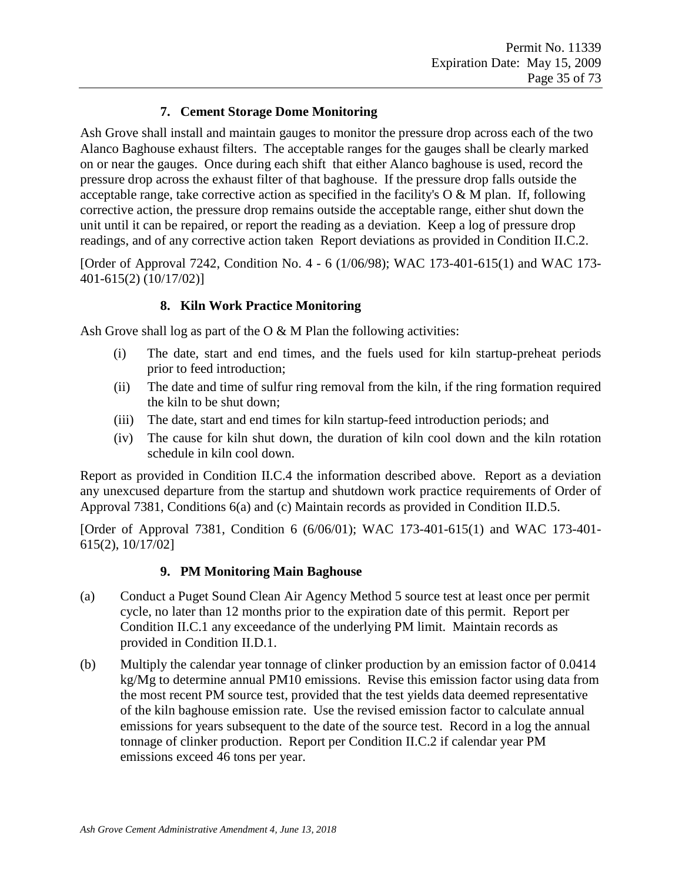### 7. Cement Storage Dome Monitoring

Ash Grove shall install and maintain gauges to monitor the pressure drop across each of the two Alanco Baghouse exhaust filters. The acceptable ranges for the gauges shall be clearly marked on or near the gauges. Once during each shift that either Alanco baghouse is used, record the pressure drop across the exhaust filter of that baghouse. If the pressure drop falls outside the acceptable range, take corrective action as specified in the facility's O & M plan. If, following corrective action, the pressure drop remains outside the acceptable range, either shut down the unit until it can be repaired, or report the reading as a deviation. Keep a log of pressure drop readings, and of any corrective action taken Report deviations as provided in Condition II.C.2.

[Order of Approval 7242, Condition No. 4 - 6 (1/06/98); WAC 173-401-615(1) and WAC 173-401-615(2) (10/17/02)]

### 8. Kiln Work Practice Monitoring

Ash Grove shall log as part of the O & M Plan the following activities:

(i) The date, start and end times, and the fuels used for kiln startup-preheat periods prior to feed introduction;

(ii) The date and time of sulfur ring removal from the kiln, if the ring formation required the kiln to be shut down;

(iii) The date, start and end times for kiln startup-feed introduction periods; and

(iv) The cause for kiln shut down, the duration of kiln cool down and the kiln rotation schedule in kiln cool down.

Report as provided in Condition II.C.4 the information described above. Report as a deviation any unexcused departure from the startup and shutdown work practice requirements of Order of Approval 7381, Conditions 6(a) and (c) Maintain records as provided in Condition II.D.5.

[Order of Approval 7381, Condition 6 (6/06/01); WAC 173-401-615(1) and WAC 173-401-615(2), 10/17/02]

### 9. PM Monitoring Main Baghouse

(a) Conduct a Puget Sound Clean Air Agency Method 5 source test at least once per permit cycle, no later than 12 months prior to the expiration date of this permit. Report per Condition II.C.1 any exceedance of the underlying PM limit. Maintain records as provided in Condition II.D.1.

(b) Multiply the calendar year tonnage of clinker production by an emission factor of 0.0414 kg/Mg to determine annual PM10 emissions. Revise this emission factor using data from the most recent PM source test, provided that the test yields data deemed representative of the kiln baghouse emission rate. Use the revised emission factor to calculate annual emissions for years subsequent to the date of the source test. Record in a log the annual tonnage of clinker production. Report per Condition II.C.2 if calendar year PM emissions exceed 46 tons per year.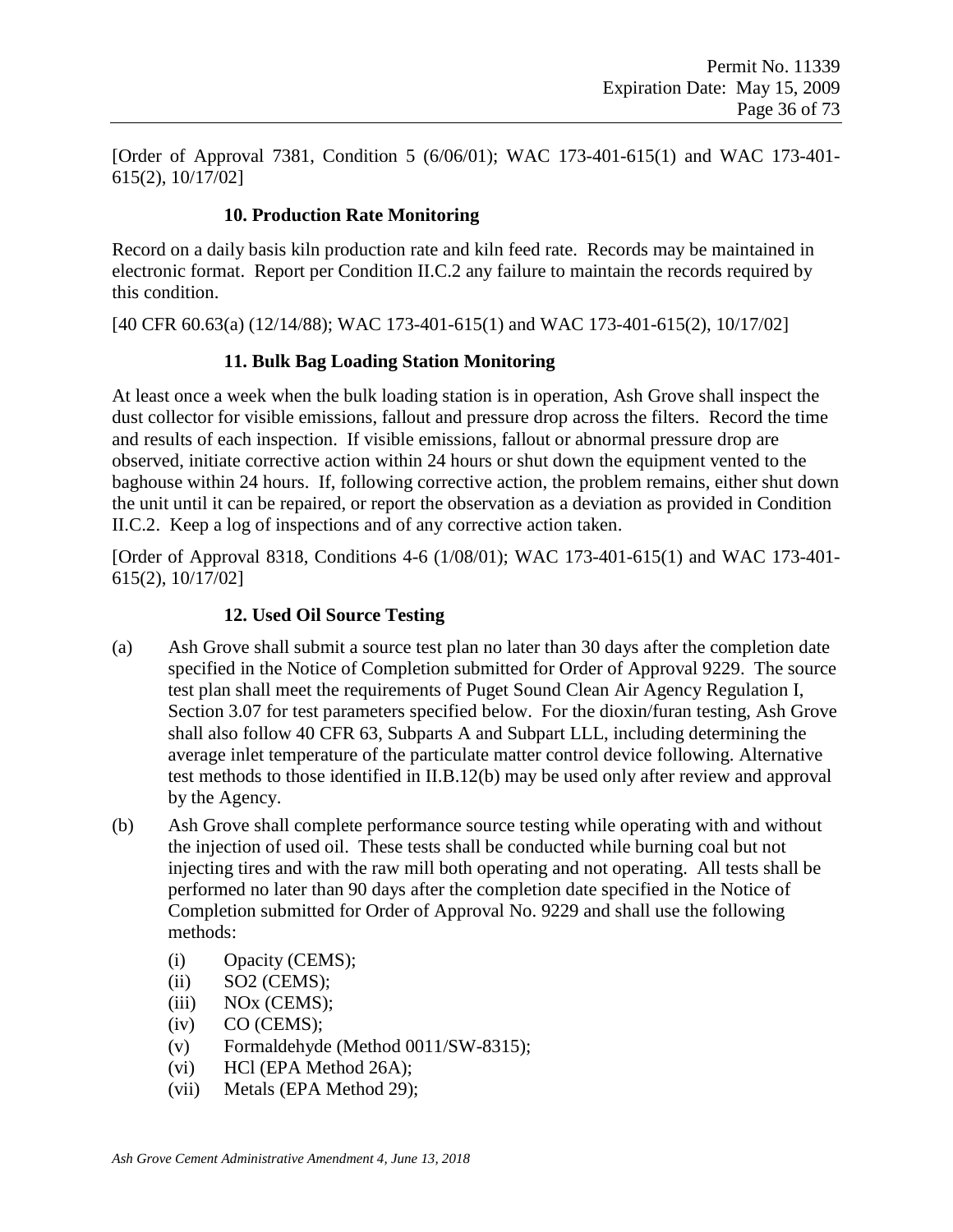[Order of Approval 7381, Condition 5 (6/06/01); WAC 173-401-615(1) and WAC 173-401-615(2), 10/17/02]

### 10. Production Rate Monitoring

Record on a daily basis kiln production rate and kiln feed rate. Records may be maintained in electronic format. Report per Condition II.C.2 any failure to maintain the records required by this condition.

[40 CFR 60.63(a) (12/14/88); WAC 173-401-615(1) and WAC 173-401-615(2), 10/17/02]

### 11. Bulk Bag Loading Station Monitoring

At least once a week when the bulk loading station is in operation, Ash Grove shall inspect the dust collector for visible emissions, fallout and pressure drop across the filters. Record the time and results of each inspection. If visible emissions, fallout or abnormal pressure drop are observed, initiate corrective action within 24 hours or shut down the equipment vented to the baghouse within 24 hours. If, following corrective action, the problem remains, either shut down the unit until it can be repaired, or report the observation as a deviation as provided in Condition II.C.2. Keep a log of inspections and of any corrective action taken.

[Order of Approval 8318, Conditions 4-6 (1/08/01); WAC 173-401-615(1) and WAC 173-401-615(2), 10/17/02]

### 12. Used Oil Source Testing

(a) Ash Grove shall submit a source test plan no later than 30 days after the completion date specified in the Notice of Completion submitted for Order of Approval 9229. The source test plan shall meet the requirements of Puget Sound Clean Air Agency Regulation I, Section 3.07 for test parameters specified below. For the dioxin/furan testing, Ash Grove shall also follow 40 CFR 63, Subparts A and Subpart LLL, including determining the average inlet temperature of the particulate matter control device following. Alternative test methods to those identified in II.B.12(b) may be used only after review and approval by the Agency.

(b) Ash Grove shall complete performance source testing while operating with and without the injection of used oil. These tests shall be conducted while burning coal but not injecting tires and with the raw mill both operating and not operating. All tests shall be performed no later than 90 days after the completion date specified in the Notice of Completion submitted for Order of Approval No. 9229 and shall use the following methods:

- (i) Opacity (CEMS);
- (ii) $SO_2$ (CEMS);
- (iii) $NO_x$ (CEMS);
- (iv) CO (CEMS);
- (v) Formaldehyde (Method 0011/SW-8315);
- (vi) HCl (EPA Method 26A);
- (vii) Metals (EPA Method 29);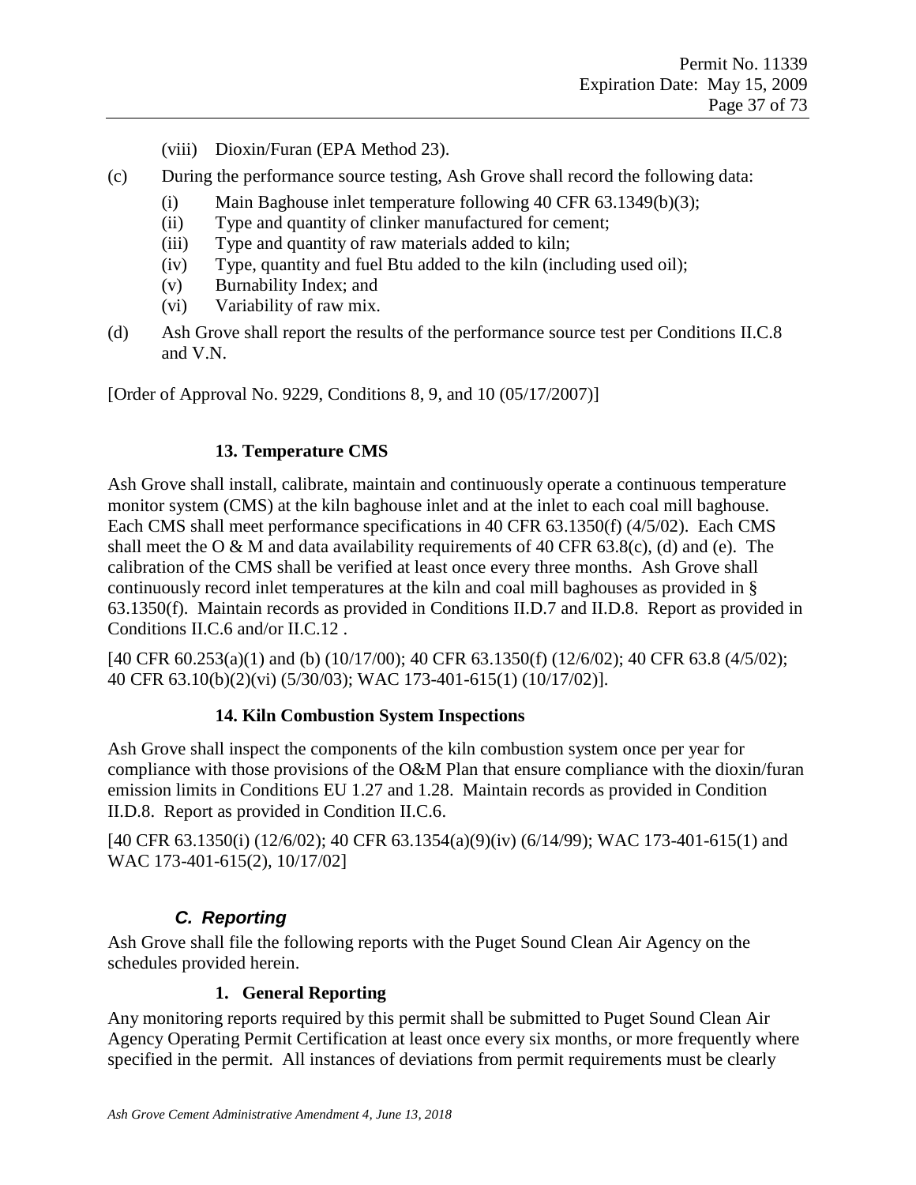(viii) Dioxin/Furan (EPA Method 23).

(c) During the performance source testing, Ash Grove shall record the following data:

- (i) Main Baghouse inlet temperature following 40 CFR 63.1349(b)(3);
- (ii) Type and quantity of clinker manufactured for cement;
- (iii) Type and quantity of raw materials added to kiln;
- (iv) Type, quantity and fuel Btu added to the kiln (including used oil);
- (v) Burnability Index; and
- (vi) Variability of raw mix.

(d) Ash Grove shall report the results of the performance source test per Conditions II.C.8 and V.N.

[Order of Approval No. 9229, Conditions 8, 9, and 10 (05/17/2007)]

#### 13. Temperature CMS

Ash Grove shall install, calibrate, maintain and continuously operate a continuous temperature monitor system (CMS) at the kiln baghouse inlet and at the inlet to each coal mill baghouse. Each CMS shall meet performance specifications in 40 CFR 63.1350(f) (4/5/02). Each CMS shall meet the O & M and data availability requirements of 40 CFR 63.8(c), (d) and (e). The calibration of the CMS shall be verified at least once every three months. Ash Grove shall continuously record inlet temperatures at the kiln and coal mill baghouses as provided in § 63.1350(f). Maintain records as provided in Conditions II.D.7 and II.D.8. Report as provided in Conditions II.C.6 and/or II.C.12 .

[40 CFR 60.253(a)(1) and (b) (10/17/00); 40 CFR 63.1350(f) (12/6/02); 40 CFR 63.8 (4/5/02); 40 CFR 63.10(b)(2)(vi) (5/30/03); WAC 173-401-615(1) (10/17/02)].

#### 14. Kiln Combustion System Inspections

Ash Grove shall inspect the components of the kiln combustion system once per year for compliance with those provisions of the O&M Plan that ensure compliance with the dioxin/furan emission limits in Conditions EU 1.27 and 1.28. Maintain records as provided in Condition II.D.8. Report as provided in Condition II.C.6.

[40 CFR 63.1350(i) (12/6/02); 40 CFR 63.1354(a)(9)(iv) (6/14/99); WAC 173-401-615(1) and WAC 173-401-615(2), 10/17/02]

### *C. Reporting*

Ash Grove shall file the following reports with the Puget Sound Clean Air Agency on the schedules provided herein.

#### 1. General Reporting

Any monitoring reports required by this permit shall be submitted to Puget Sound Clean Air Agency Operating Permit Certification at least once every six months, or more frequently where specified in the permit. All instances of deviations from permit requirements must be clearly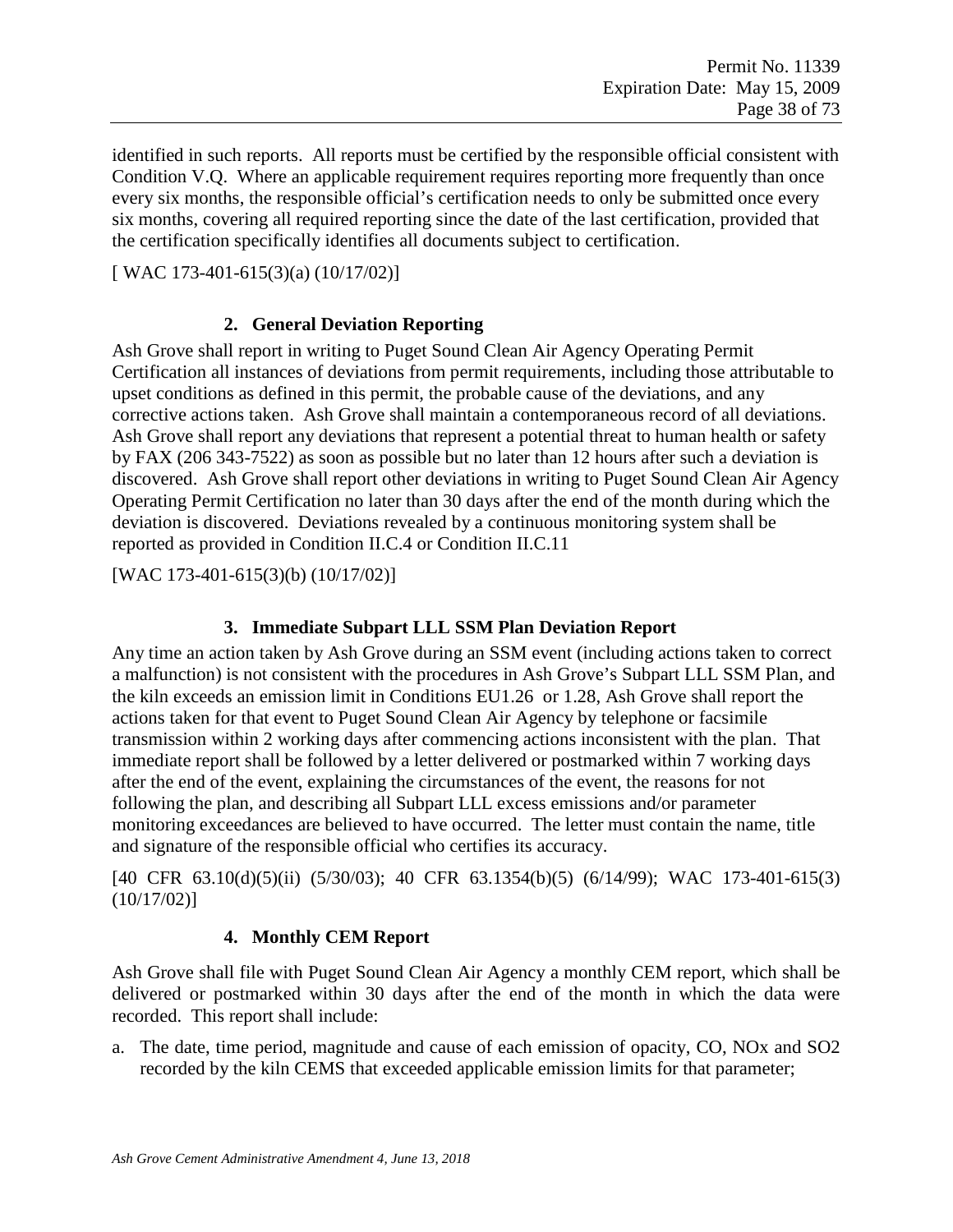identified in such reports. All reports must be certified by the responsible official consistent with Condition V.Q. Where an applicable requirement requires reporting more frequently than once every six months, the responsible official's certification needs to only be submitted once every six months, covering all required reporting since the date of the last certification, provided that the certification specifically identifies all documents subject to certification.

[ WAC 173-401-615(3)(a) (10/17/02)]

### 2. General Deviation Reporting

Ash Grove shall report in writing to Puget Sound Clean Air Agency Operating Permit Certification all instances of deviations from permit requirements, including those attributable to upset conditions as defined in this permit, the probable cause of the deviations, and any corrective actions taken. Ash Grove shall maintain a contemporaneous record of all deviations. Ash Grove shall report any deviations that represent a potential threat to human health or safety by FAX (206 343-7522) as soon as possible but no later than 12 hours after such a deviation is discovered. Ash Grove shall report other deviations in writing to Puget Sound Clean Air Agency Operating Permit Certification no later than 30 days after the end of the month during which the deviation is discovered. Deviations revealed by a continuous monitoring system shall be reported as provided in Condition II.C.4 or Condition II.C.11

[WAC 173-401-615(3)(b) (10/17/02)]

### 3. Immediate Subpart LLL SSM Plan Deviation Report

Any time an action taken by Ash Grove during an SSM event (including actions taken to correct a malfunction) is not consistent with the procedures in Ash Grove's Subpart LLL SSM Plan, and the kiln exceeds an emission limit in Conditions EU1.26 or 1.28, Ash Grove shall report the actions taken for that event to Puget Sound Clean Air Agency by telephone or facsimile transmission within 2 working days after commencing actions inconsistent with the plan. That immediate report shall be followed by a letter delivered or postmarked within 7 working days after the end of the event, explaining the circumstances of the event, the reasons for not following the plan, and describing all Subpart LLL excess emissions and/or parameter monitoring exceedances are believed to have occurred. The letter must contain the name, title and signature of the responsible official who certifies its accuracy.

[40 CFR 63.10(d)(5)(ii) (5/30/03); 40 CFR 63.1354(b)(5) (6/14/99); WAC 173-401-615(3) (10/17/02)]

### 4. Monthly CEM Report

Ash Grove shall file with Puget Sound Clean Air Agency a monthly CEM report, which shall be delivered or postmarked within 30 days after the end of the month in which the data were recorded. This report shall include:

a. The date, time period, magnitude and cause of each emission of opacity, CO, NOx and $SO_2$ recorded by the kiln CEMS that exceeded applicable emission limits for that parameter;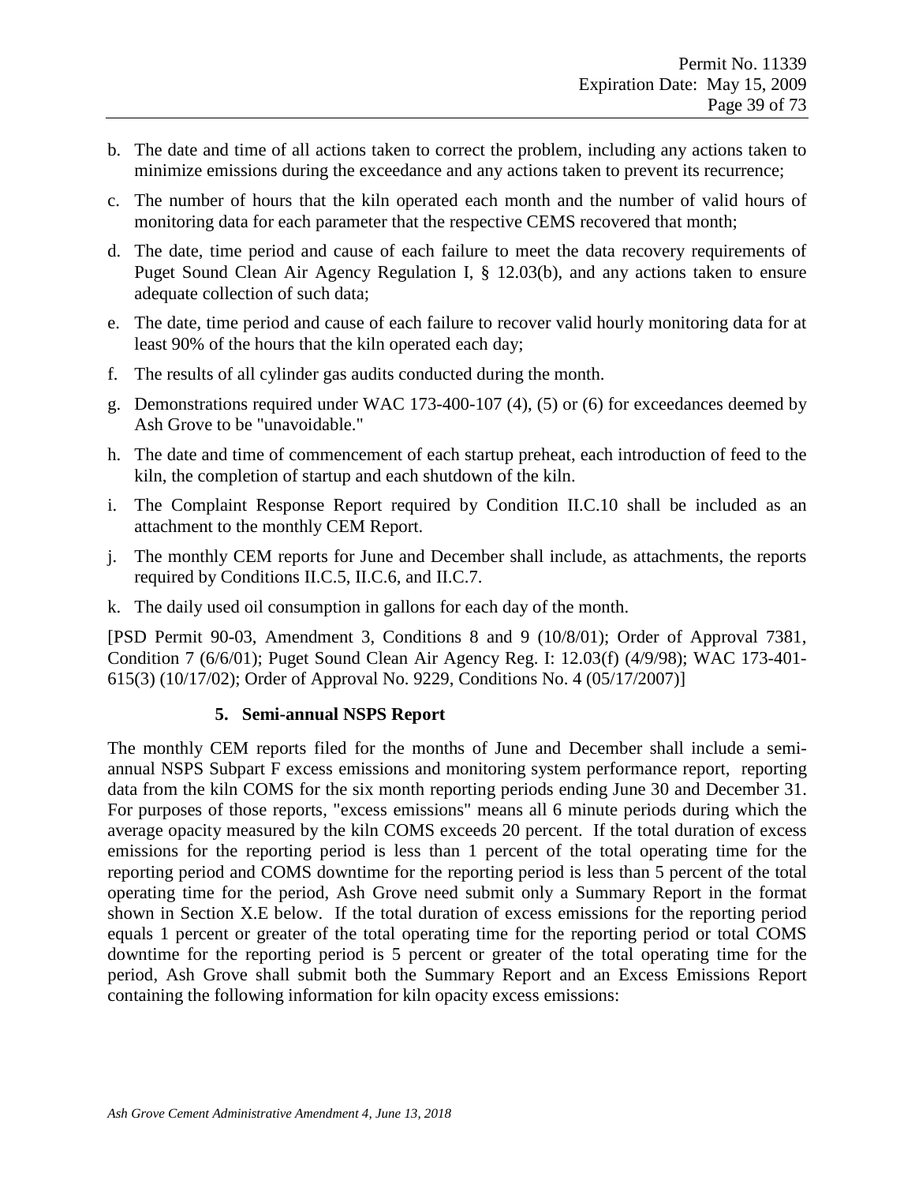b. The date and time of all actions taken to correct the problem, including any actions taken to minimize emissions during the exceedance and any actions taken to prevent its recurrence;

c. The number of hours that the kiln operated each month and the number of valid hours of monitoring data for each parameter that the respective CEMS recovered that month;

d. The date, time period and cause of each failure to meet the data recovery requirements of Puget Sound Clean Air Agency Regulation I, § 12.03(b), and any actions taken to ensure adequate collection of such data;

e. The date, time period and cause of each failure to recover valid hourly monitoring data for at least 90% of the hours that the kiln operated each day;

f. The results of all cylinder gas audits conducted during the month.

g. Demonstrations required under WAC 173-400-107 (4), (5) or (6) for exceedances deemed by Ash Grove to be "unavoidable."

h. The date and time of commencement of each startup preheat, each introduction of feed to the kiln, the completion of startup and each shutdown of the kiln.

i. The Complaint Response Report required by Condition II.C.10 shall be included as an attachment to the monthly CEM Report.

j. The monthly CEM reports for June and December shall include, as attachments, the reports required by Conditions II.C.5, II.C.6, and II.C.7.

k. The daily used oil consumption in gallons for each day of the month.

[PSD Permit 90-03, Amendment 3, Conditions 8 and 9 (10/8/01); Order of Approval 7381, Condition 7 (6/6/01); Puget Sound Clean Air Agency Reg. I: 12.03(f) (4/9/98); WAC 173-401-615(3) (10/17/02); Order of Approval No. 9229, Conditions No. 4 (05/17/2007)]

**5. Semi-annual NSPS Report**

The monthly CEM reports filed for the months of June and December shall include a semi-annual NSPS Subpart F excess emissions and monitoring system performance report, reporting data from the kiln COMS for the six month reporting periods ending June 30 and December 31. For purposes of those reports, "excess emissions" means all 6 minute periods during which the average opacity measured by the kiln COMS exceeds 20 percent. If the total duration of excess emissions for the reporting period is less than 1 percent of the total operating time for the reporting period and COMS downtime for the reporting period is less than 5 percent of the total operating time for the period, Ash Grove need submit only a Summary Report in the format shown in Section X.E below. If the total duration of excess emissions for the reporting period equals 1 percent or greater of the total operating time for the reporting period or total COMS downtime for the reporting period is 5 percent or greater of the total operating time for the period, Ash Grove shall submit both the Summary Report and an Excess Emissions Report containing the following information for kiln opacity excess emissions: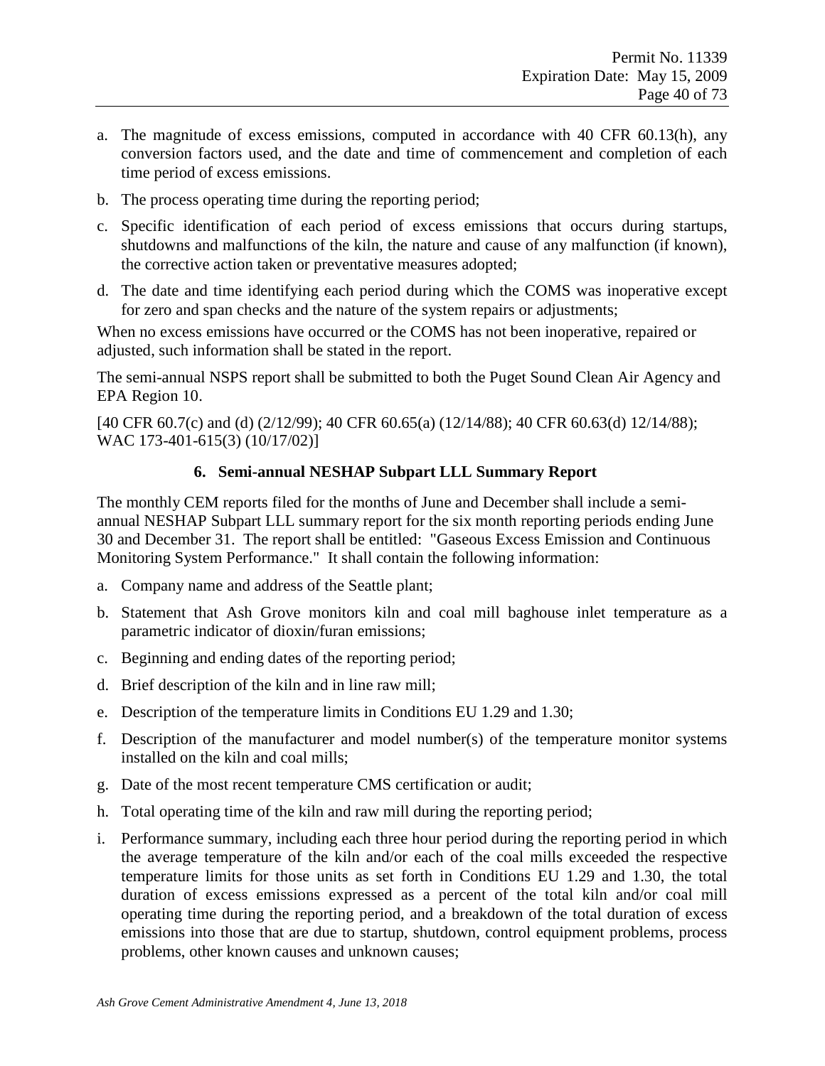a. The magnitude of excess emissions, computed in accordance with 40 CFR 60.13(h), any conversion factors used, and the date and time of commencement and completion of each time period of excess emissions.

b. The process operating time during the reporting period;

c. Specific identification of each period of excess emissions that occurs during startups, shutdowns and malfunctions of the kiln, the nature and cause of any malfunction (if known), the corrective action taken or preventative measures adopted;

d. The date and time identifying each period during which the COMS was inoperative except for zero and span checks and the nature of the system repairs or adjustments;

When no excess emissions have occurred or the COMS has not been inoperative, repaired or adjusted, such information shall be stated in the report.

The semi-annual NSPS report shall be submitted to both the Puget Sound Clean Air Agency and EPA Region 10.

[40 CFR 60.7(c) and (d) (2/12/99); 40 CFR 60.65(a) (12/14/88); 40 CFR 60.63(d) 12/14/88); WAC 173-401-615(3) (10/17/02)]

### 6. Semi-annual NESHAP Subpart LLL Summary Report

The monthly CEM reports filed for the months of June and December shall include a semi-annual NESHAP Subpart LLL summary report for the six month reporting periods ending June 30 and December 31. The report shall be entitled: "Gaseous Excess Emission and Continuous Monitoring System Performance." It shall contain the following information:

a. Company name and address of the Seattle plant;

b. Statement that Ash Grove monitors kiln and coal mill baghouse inlet temperature as a parametric indicator of dioxin/furan emissions;

c. Beginning and ending dates of the reporting period;

d. Brief description of the kiln and in line raw mill;

e. Description of the temperature limits in Conditions EU 1.29 and 1.30;

f. Description of the manufacturer and model number(s) of the temperature monitor systems installed on the kiln and coal mills;

g. Date of the most recent temperature CMS certification or audit;

h. Total operating time of the kiln and raw mill during the reporting period;

i. Performance summary, including each three hour period during the reporting period in which the average temperature of the kiln and/or each of the coal mills exceeded the respective temperature limits for those units as set forth in Conditions EU 1.29 and 1.30, the total duration of excess emissions expressed as a percent of the total kiln and/or coal mill operating time during the reporting period, and a breakdown of the total duration of excess emissions into those that are due to startup, shutdown, control equipment problems, process problems, other known causes and unknown causes;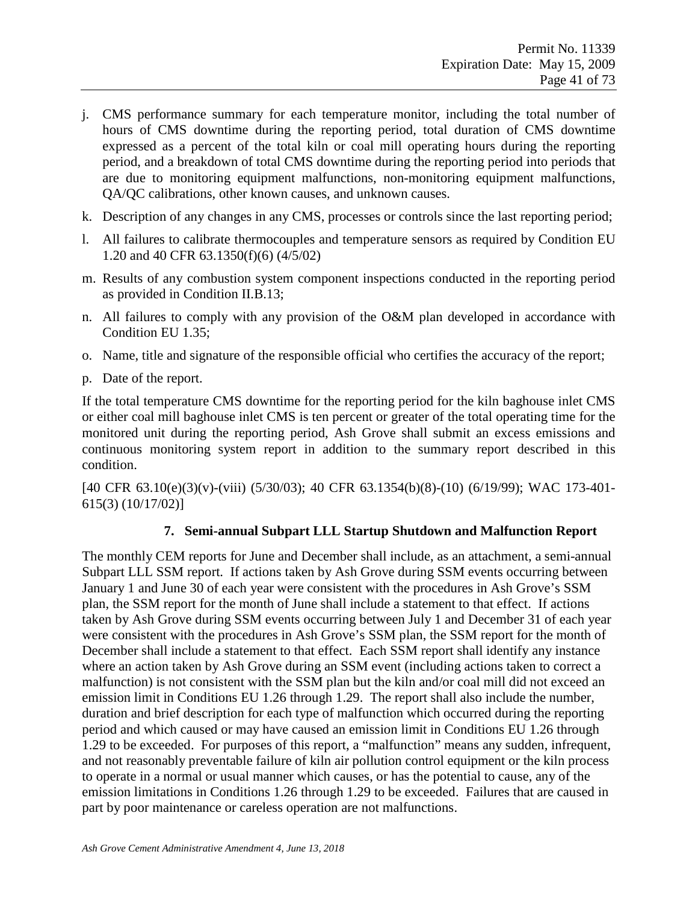j. CMS performance summary for each temperature monitor, including the total number of hours of CMS downtime during the reporting period, total duration of CMS downtime expressed as a percent of the total kiln or coal mill operating hours during the reporting period, and a breakdown of total CMS downtime during the reporting period into periods that are due to monitoring equipment malfunctions, non-monitoring equipment malfunctions, QA/QC calibrations, other known causes, and unknown causes.

k. Description of any changes in any CMS, processes or controls since the last reporting period;

l. All failures to calibrate thermocouples and temperature sensors as required by Condition EU 1.20 and 40 CFR 63.1350(f)(6) (4/5/02)

m. Results of any combustion system component inspections conducted in the reporting period as provided in Condition II.B.13;

n. All failures to comply with any provision of the O&M plan developed in accordance with Condition EU 1.35;

o. Name, title and signature of the responsible official who certifies the accuracy of the report;

p. Date of the report.

If the total temperature CMS downtime for the reporting period for the kiln baghouse inlet CMS or either coal mill baghouse inlet CMS is ten percent or greater of the total operating time for the monitored unit during the reporting period, Ash Grove shall submit an excess emissions and continuous monitoring system report in addition to the summary report described in this condition.

[40 CFR 63.10(e)(3)(v)-(viii) (5/30/03); 40 CFR 63.1354(b)(8)-(10) (6/19/99); WAC 173-401-615(3) (10/17/02)]

**7. Semi-annual Subpart LLL Startup Shutdown and Malfunction Report**

The monthly CEM reports for June and December shall include, as an attachment, a semi-annual Subpart LLL SSM report. If actions taken by Ash Grove during SSM events occurring between January 1 and June 30 of each year were consistent with the procedures in Ash Grove's SSM plan, the SSM report for the month of June shall include a statement to that effect. If actions taken by Ash Grove during SSM events occurring between July 1 and December 31 of each year were consistent with the procedures in Ash Grove's SSM plan, the SSM report for the month of December shall include a statement to that effect. Each SSM report shall identify any instance where an action taken by Ash Grove during an SSM event (including actions taken to correct a malfunction) is not consistent with the SSM plan but the kiln and/or coal mill did not exceed an emission limit in Conditions EU 1.26 through 1.29. The report shall also include the number, duration and brief description for each type of malfunction which occurred during the reporting period and which caused or may have caused an emission limit in Conditions EU 1.26 through 1.29 to be exceeded. For purposes of this report, a "malfunction" means any sudden, infrequent, and not reasonably preventable failure of kiln air pollution control equipment or the kiln process to operate in a normal or usual manner which causes, or has the potential to cause, any of the emission limitations in Conditions 1.26 through 1.29 to be exceeded. Failures that are caused in part by poor maintenance or careless operation are not malfunctions.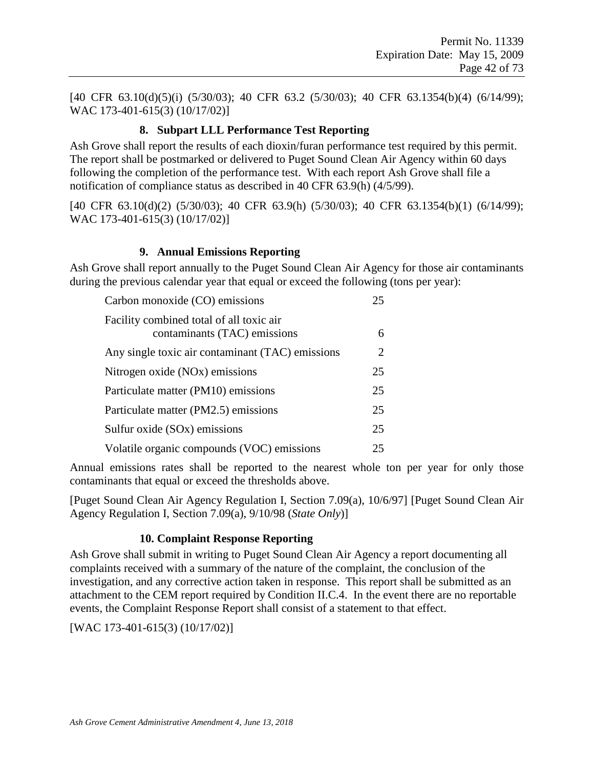[40 CFR 63.10(d)(5)(i) (5/30/03); 40 CFR 63.2 (5/30/03); 40 CFR 63.1354(b)(4) (6/14/99); WAC 173-401-615(3) (10/17/02)]

### 8. Subpart LLL Performance Test Reporting

Ash Grove shall report the results of each dioxin/furan performance test required by this permit. The report shall be postmarked or delivered to Puget Sound Clean Air Agency within 60 days following the completion of the performance test. With each report Ash Grove shall file a notification of compliance status as described in 40 CFR 63.9(h) (4/5/99).

[40 CFR 63.10(d)(2) (5/30/03); 40 CFR 63.9(h) (5/30/03); 40 CFR 63.1354(b)(1) (6/14/99); WAC 173-401-615(3) (10/17/02)]

### 9. Annual Emissions Reporting

Ash Grove shall report annually to the Puget Sound Clean Air Agency for those air contaminants during the previous calendar year that equal or exceed the following (tons per year):

| | |
|---|---|
| Carbon monoxide (CO) emissions | 25 |
| Facility combined total of all toxic air contaminants (TAC) emissions | 6 |
| Any single toxic air contaminant (TAC) emissions | 2 |
| Nitrogen oxide (NOx) emissions | 25 |
| Particulate matter (PM10) emissions | 25 |
| Particulate matter (PM2.5) emissions | 25 |
| Sulfur oxide (SOx) emissions | 25 |
| Volatile organic compounds (VOC) emissions | 25 |

Annual emissions rates shall be reported to the nearest whole ton per year for only those contaminants that equal or exceed the thresholds above.

[Puget Sound Clean Air Agency Regulation I, Section 7.09(a), 10/6/97] [Puget Sound Clean Air Agency Regulation I, Section 7.09(a), 9/10/98 (*State Only*)]

### 10. Complaint Response Reporting

Ash Grove shall submit in writing to Puget Sound Clean Air Agency a report documenting all complaints received with a summary of the nature of the complaint, the conclusion of the investigation, and any corrective action taken in response. This report shall be submitted as an attachment to the CEM report required by Condition II.C.4. In the event there are no reportable events, the Complaint Response Report shall consist of a statement to that effect.

[WAC 173-401-615(3) (10/17/02)]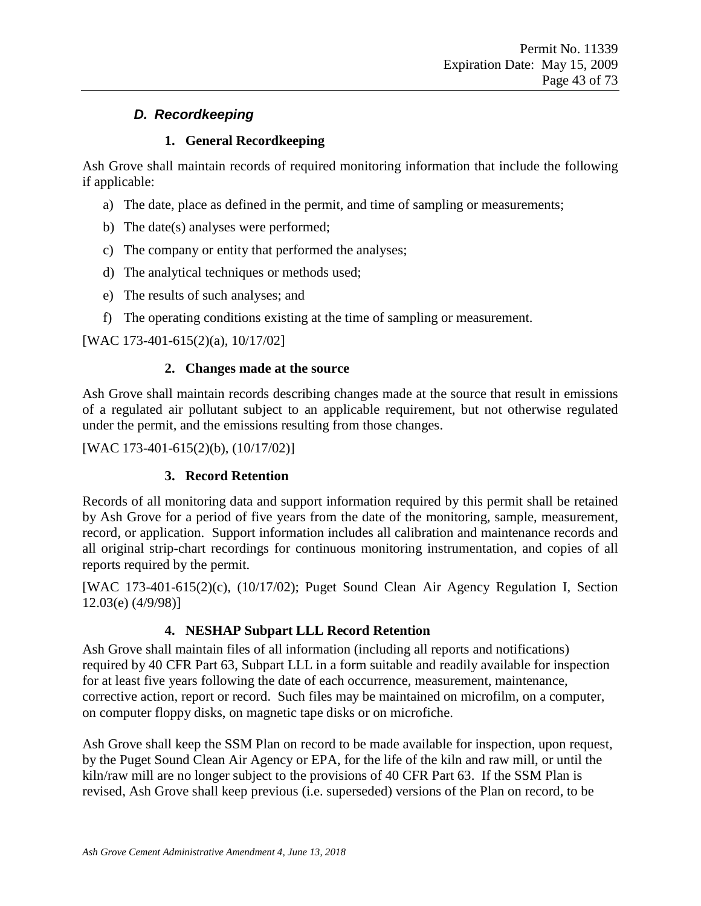## *D. Recordkeeping*

### 1. General Recordkeeping

Ash Grove shall maintain records of required monitoring information that include the following if applicable:

a) The date, place as defined in the permit, and time of sampling or measurements;

b) The date(s) analyses were performed;

c) The company or entity that performed the analyses;

d) The analytical techniques or methods used;

e) The results of such analyses; and

f) The operating conditions existing at the time of sampling or measurement.

[WAC 173-401-615(2)(a), 10/17/02]

### 2. Changes made at the source

Ash Grove shall maintain records describing changes made at the source that result in emissions of a regulated air pollutant subject to an applicable requirement, but not otherwise regulated under the permit, and the emissions resulting from those changes.

[WAC 173-401-615(2)(b), (10/17/02)]

### 3. Record Retention

Records of all monitoring data and support information required by this permit shall be retained by Ash Grove for a period of five years from the date of the monitoring, sample, measurement, record, or application. Support information includes all calibration and maintenance records and all original strip-chart recordings for continuous monitoring instrumentation, and copies of all reports required by the permit.

[WAC 173-401-615(2)(c), (10/17/02); Puget Sound Clean Air Agency Regulation I, Section 12.03(e) (4/9/98)]

### 4. NESHAP Subpart LLL Record Retention

Ash Grove shall maintain files of all information (including all reports and notifications) required by 40 CFR Part 63, Subpart LLL in a form suitable and readily available for inspection for at least five years following the date of each occurrence, measurement, maintenance, corrective action, report or record. Such files may be maintained on microfilm, on a computer, on computer floppy disks, on magnetic tape disks or on microfiche.

Ash Grove shall keep the SSM Plan on record to be made available for inspection, upon request, by the Puget Sound Clean Air Agency or EPA, for the life of the kiln and raw mill, or until the kiln/raw mill are no longer subject to the provisions of 40 CFR Part 63. If the SSM Plan is revised, Ash Grove shall keep previous (i.e. superseded) versions of the Plan on record, to be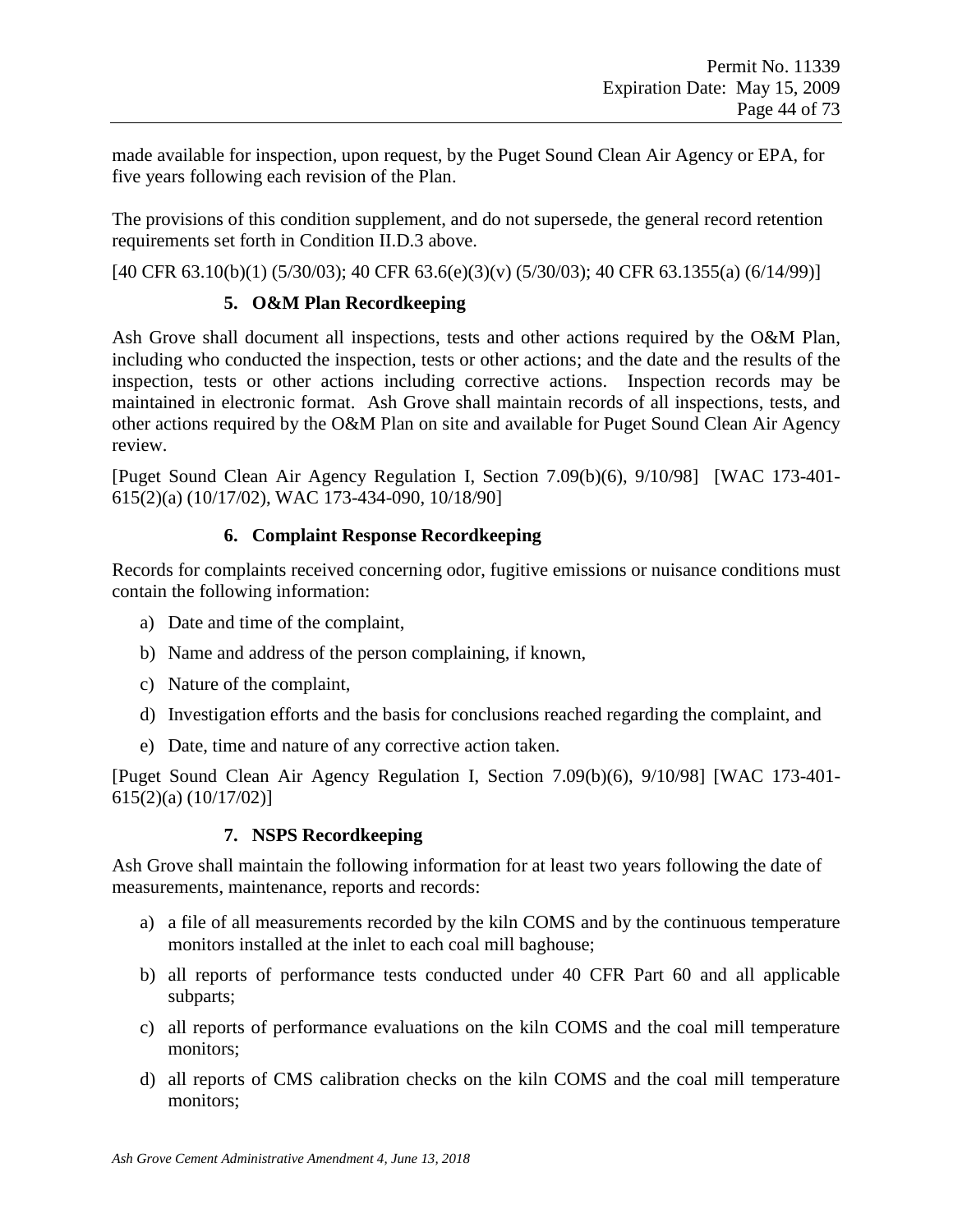made available for inspection, upon request, by the Puget Sound Clean Air Agency or EPA, for five years following each revision of the Plan.

The provisions of this condition supplement, and do not supersede, the general record retention requirements set forth in Condition II.D.3 above.

[40 CFR 63.10(b)(1) (5/30/03); 40 CFR 63.6(e)(3)(v) (5/30/03); 40 CFR 63.1355(a) (6/14/99)]

#### 5. O&M Plan Recordkeeping

Ash Grove shall document all inspections, tests and other actions required by the O&M Plan, including who conducted the inspection, tests or other actions; and the date and the results of the inspection, tests or other actions including corrective actions. Inspection records may be maintained in electronic format. Ash Grove shall maintain records of all inspections, tests, and other actions required by the O&M Plan on site and available for Puget Sound Clean Air Agency review.

[Puget Sound Clean Air Agency Regulation I, Section 7.09(b)(6), 9/10/98] [WAC 173-401-615(2)(a) (10/17/02), WAC 173-434-090, 10/18/90]

#### 6. Complaint Response Recordkeeping

Records for complaints received concerning odor, fugitive emissions or nuisance conditions must contain the following information:

a) Date and time of the complaint,

b) Name and address of the person complaining, if known,

c) Nature of the complaint,

d) Investigation efforts and the basis for conclusions reached regarding the complaint, and

e) Date, time and nature of any corrective action taken.

[Puget Sound Clean Air Agency Regulation I, Section 7.09(b)(6), 9/10/98] [WAC 173-401-615(2)(a) (10/17/02)]

#### 7. NSPS Recordkeeping

Ash Grove shall maintain the following information for at least two years following the date of measurements, maintenance, reports and records:

a) a file of all measurements recorded by the kiln COMS and by the continuous temperature monitors installed at the inlet to each coal mill baghouse;

b) all reports of performance tests conducted under 40 CFR Part 60 and all applicable subparts;

c) all reports of performance evaluations on the kiln COMS and the coal mill temperature monitors;

d) all reports of CMS calibration checks on the kiln COMS and the coal mill temperature monitors;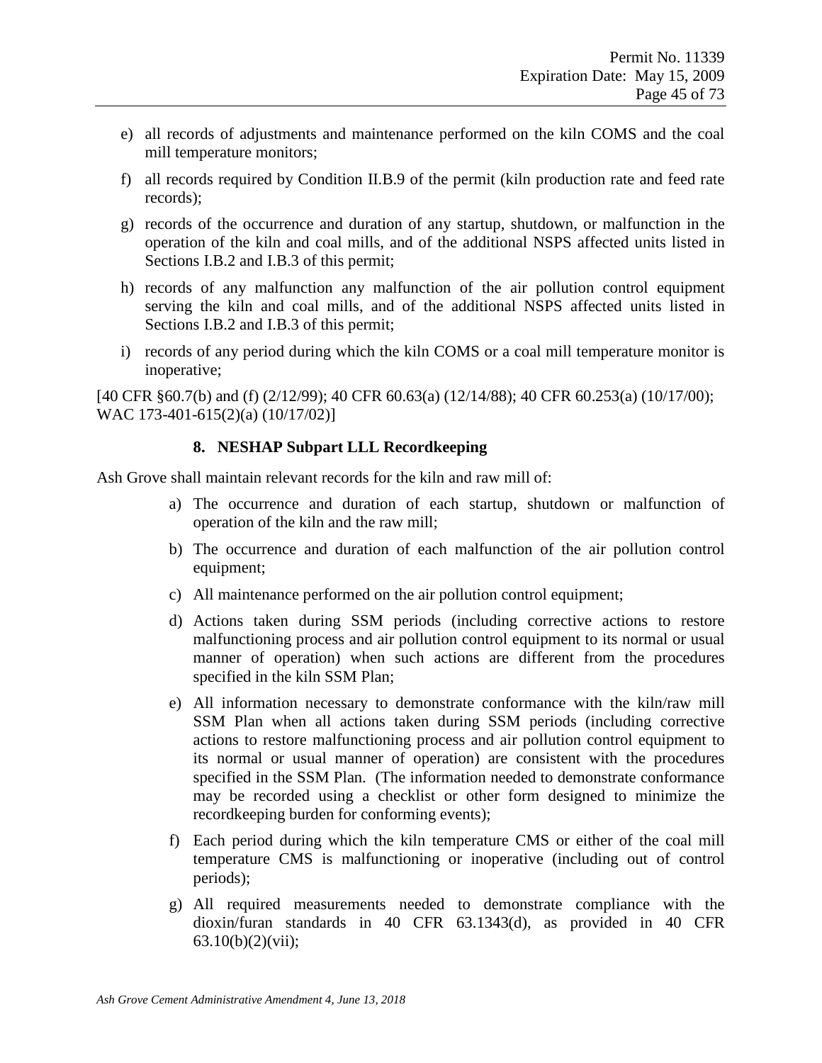e) all records of adjustments and maintenance performed on the kiln COMS and the coal mill temperature monitors;

f) all records required by Condition II.B.9 of the permit (kiln production rate and feed rate records);

g) records of the occurrence and duration of any startup, shutdown, or malfunction in the operation of the kiln and coal mills, and of the additional NSPS affected units listed in Sections I.B.2 and I.B.3 of this permit;

h) records of any malfunction any malfunction of the air pollution control equipment serving the kiln and coal mills, and of the additional NSPS affected units listed in Sections I.B.2 and I.B.3 of this permit;

i) records of any period during which the kiln COMS or a coal mill temperature monitor is inoperative;

[40 CFR §60.7(b) and (f) (2/12/99); 40 CFR 60.63(a) (12/14/88); 40 CFR 60.253(a) (10/17/00); WAC 173-401-615(2)(a) (10/17/02)]

**8. NESHAP Subpart LLL Recordkeeping**

Ash Grove shall maintain relevant records for the kiln and raw mill of:

a) The occurrence and duration of each startup, shutdown or malfunction of operation of the kiln and the raw mill;

b) The occurrence and duration of each malfunction of the air pollution control equipment;

c) All maintenance performed on the air pollution control equipment;

d) Actions taken during SSM periods (including corrective actions to restore malfunctioning process and air pollution control equipment to its normal or usual manner of operation) when such actions are different from the procedures specified in the kiln SSM Plan;

e) All information necessary to demonstrate conformance with the kiln/raw mill SSM Plan when all actions taken during SSM periods (including corrective actions to restore malfunctioning process and air pollution control equipment to its normal or usual manner of operation) are consistent with the procedures specified in the SSM Plan. (The information needed to demonstrate conformance may be recorded using a checklist or other form designed to minimize the recordkeeping burden for conforming events);

f) Each period during which the kiln temperature CMS or either of the coal mill temperature CMS is malfunctioning or inoperative (including out of control periods);

g) All required measurements needed to demonstrate compliance with the dioxin/furan standards in 40 CFR 63.1343(d), as provided in 40 CFR 63.10(b)(2)(vii);

*Ash Grove Cement Administrative Amendment 4, June 13, 2018*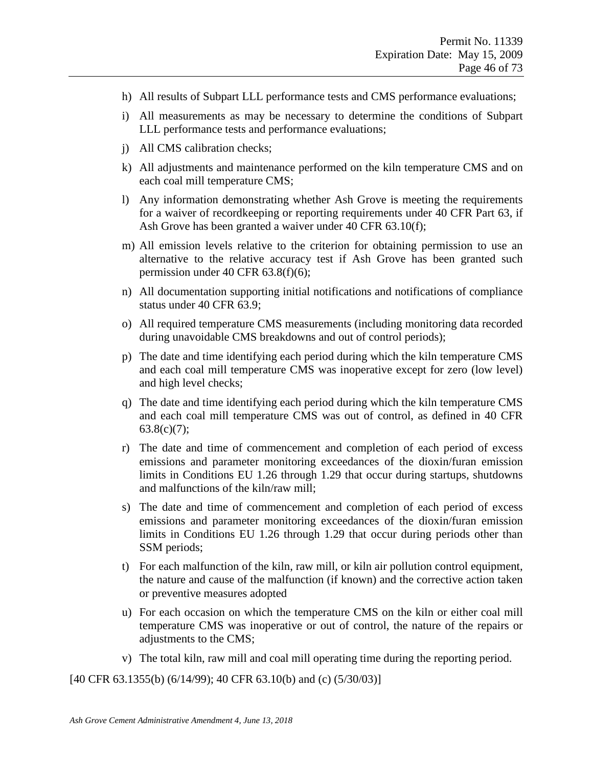h) All results of Subpart LLL performance tests and CMS performance evaluations;

i) All measurements as may be necessary to determine the conditions of Subpart LLL performance tests and performance evaluations;

j) All CMS calibration checks;

k) All adjustments and maintenance performed on the kiln temperature CMS and on each coal mill temperature CMS;

l) Any information demonstrating whether Ash Grove is meeting the requirements for a waiver of recordkeeping or reporting requirements under 40 CFR Part 63, if Ash Grove has been granted a waiver under 40 CFR 63.10(f);

m) All emission levels relative to the criterion for obtaining permission to use an alternative to the relative accuracy test if Ash Grove has been granted such permission under 40 CFR 63.8(f)(6);

n) All documentation supporting initial notifications and notifications of compliance status under 40 CFR 63.9;

o) All required temperature CMS measurements (including monitoring data recorded during unavoidable CMS breakdowns and out of control periods);

p) The date and time identifying each period during which the kiln temperature CMS and each coal mill temperature CMS was inoperative except for zero (low level) and high level checks;

q) The date and time identifying each period during which the kiln temperature CMS and each coal mill temperature CMS was out of control, as defined in 40 CFR 63.8(c)(7);

r) The date and time of commencement and completion of each period of excess emissions and parameter monitoring exceedances of the dioxin/furan emission limits in Conditions EU 1.26 through 1.29 that occur during startups, shutdowns and malfunctions of the kiln/raw mill;

s) The date and time of commencement and completion of each period of excess emissions and parameter monitoring exceedances of the dioxin/furan emission limits in Conditions EU 1.26 through 1.29 that occur during periods other than SSM periods;

t) For each malfunction of the kiln, raw mill, or kiln air pollution control equipment, the nature and cause of the malfunction (if known) and the corrective action taken or preventive measures adopted

u) For each occasion on which the temperature CMS on the kiln or either coal mill temperature CMS was inoperative or out of control, the nature of the repairs or adjustments to the CMS;

v) The total kiln, raw mill and coal mill operating time during the reporting period.

[40 CFR 63.1355(b) (6/14/99); 40 CFR 63.10(b) and (c) (5/30/03)]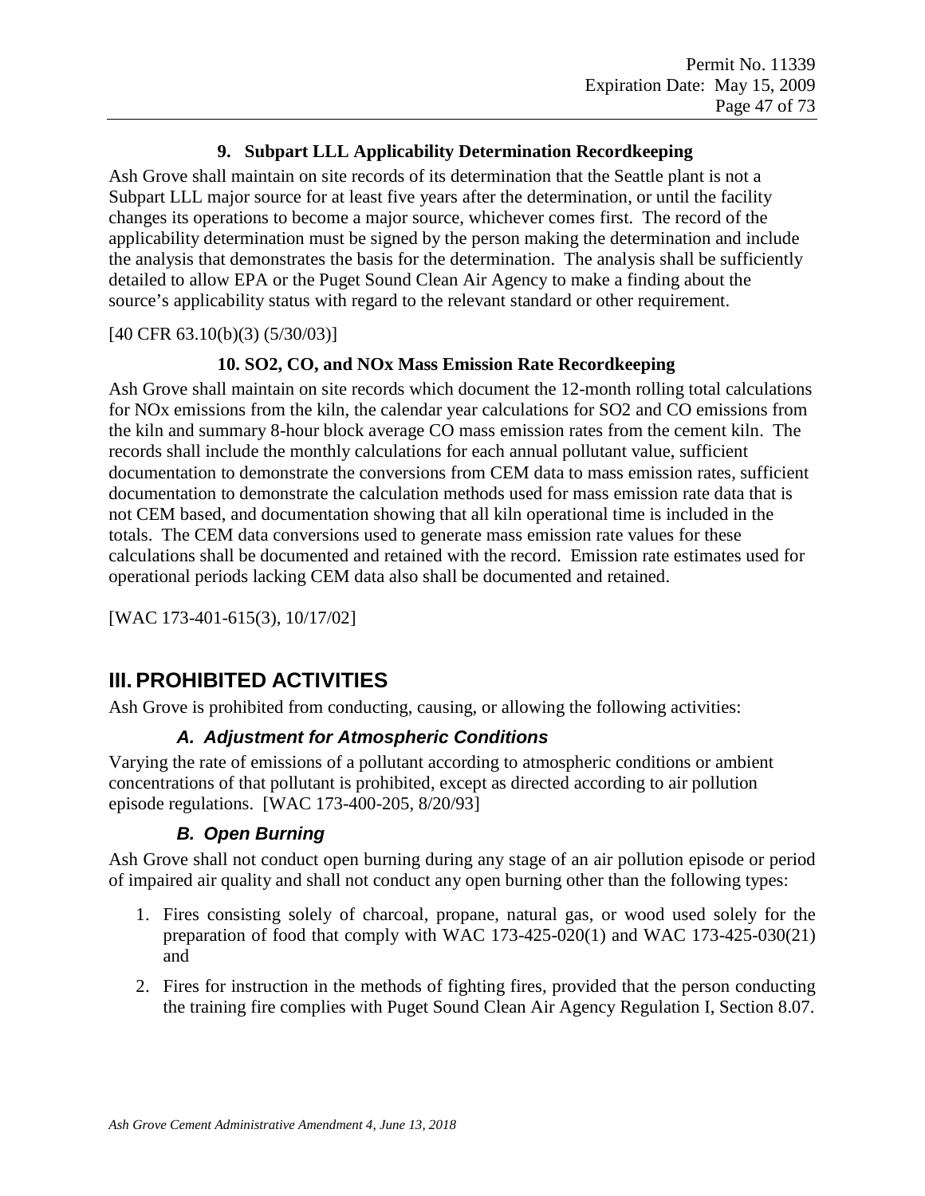### 9. Subpart LLL Applicability Determination Recordkeeping

Ash Grove shall maintain on site records of its determination that the Seattle plant is not a Subpart LLL major source for at least five years after the determination, or until the facility changes its operations to become a major source, whichever comes first. The record of the applicability determination must be signed by the person making the determination and include the analysis that demonstrates the basis for the determination. The analysis shall be sufficiently detailed to allow EPA or the Puget Sound Clean Air Agency to make a finding about the source's applicability status with regard to the relevant standard or other requirement.

[40 CFR 63.10(b)(3) (5/30/03)]

### 10. SO2, CO, and NOx Mass Emission Rate Recordkeeping

Ash Grove shall maintain on site records which document the 12-month rolling total calculations for NOx emissions from the kiln, the calendar year calculations for SO2 and CO emissions from the kiln and summary 8-hour block average CO mass emission rates from the cement kiln. The records shall include the monthly calculations for each annual pollutant value, sufficient documentation to demonstrate the conversions from CEM data to mass emission rates, sufficient documentation to demonstrate the calculation methods used for mass emission rate data that is not CEM based, and documentation showing that all kiln operational time is included in the totals. The CEM data conversions used to generate mass emission rate values for these calculations shall be documented and retained with the record. Emission rate estimates used for operational periods lacking CEM data also shall be documented and retained.

[WAC 173-401-615(3), 10/17/02]

# III. PROHIBITED ACTIVITIES

Ash Grove is prohibited from conducting, causing, or allowing the following activities:

## *A. Adjustment for Atmospheric Conditions*

Varying the rate of emissions of a pollutant according to atmospheric conditions or ambient concentrations of that pollutant is prohibited, except as directed according to air pollution episode regulations. [WAC 173-400-205, 8/20/93]

## *B. Open Burning*

Ash Grove shall not conduct open burning during any stage of an air pollution episode or period of impaired air quality and shall not conduct any open burning other than the following types:

1. Fires consisting solely of charcoal, propane, natural gas, or wood used solely for the preparation of food that comply with WAC 173-425-020(1) and WAC 173-425-030(21) and
2. Fires for instruction in the methods of fighting fires, provided that the person conducting the training fire complies with Puget Sound Clean Air Agency Regulation I, Section 8.07.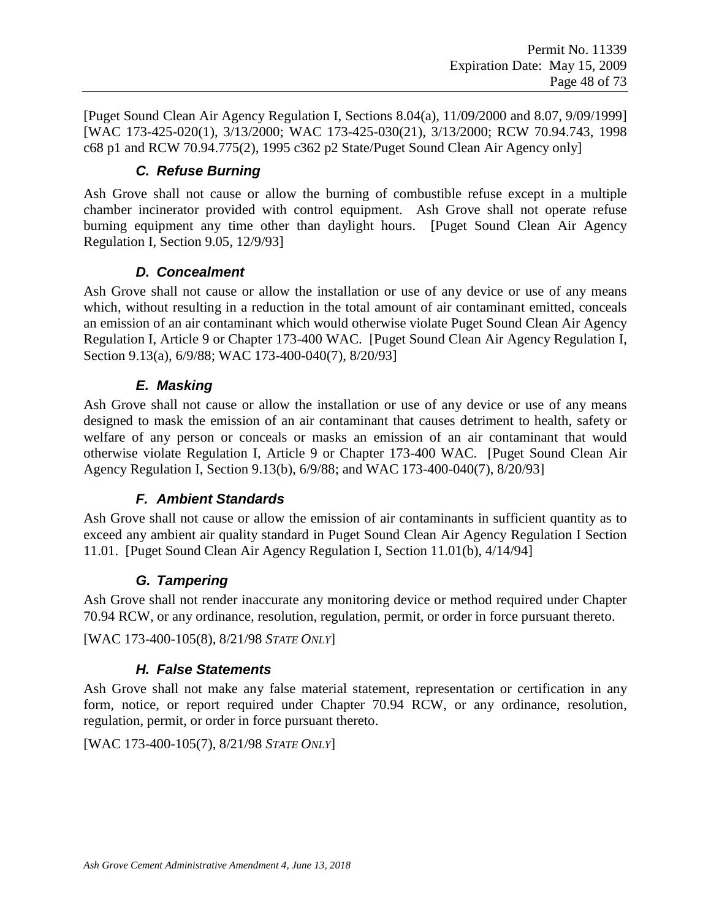[Puget Sound Clean Air Agency Regulation I, Sections 8.04(a), 11/09/2000 and 8.07, 9/09/1999] [WAC 173-425-020(1), 3/13/2000; WAC 173-425-030(21), 3/13/2000; RCW 70.94.743, 1998 c68 p1 and RCW 70.94.775(2), 1995 c362 p2 State/Puget Sound Clean Air Agency only]

### *C. Refuse Burning*

Ash Grove shall not cause or allow the burning of combustible refuse except in a multiple chamber incinerator provided with control equipment. Ash Grove shall not operate refuse burning equipment any time other than daylight hours. [Puget Sound Clean Air Agency Regulation I, Section 9.05, 12/9/93]

### *D. Concealment*

Ash Grove shall not cause or allow the installation or use of any device or use of any means which, without resulting in a reduction in the total amount of air contaminant emitted, conceals an emission of an air contaminant which would otherwise violate Puget Sound Clean Air Agency Regulation I, Article 9 or Chapter 173-400 WAC. [Puget Sound Clean Air Agency Regulation I, Section 9.13(a), 6/9/88; WAC 173-400-040(7), 8/20/93]

### *E. Masking*

Ash Grove shall not cause or allow the installation or use of any device or use of any means designed to mask the emission of an air contaminant that causes detriment to health, safety or welfare of any person or conceals or masks an emission of an air contaminant that would otherwise violate Regulation I, Article 9 or Chapter 173-400 WAC. [Puget Sound Clean Air Agency Regulation I, Section 9.13(b), 6/9/88; and WAC 173-400-040(7), 8/20/93]

### *F. Ambient Standards*

Ash Grove shall not cause or allow the emission of air contaminants in sufficient quantity as to exceed any ambient air quality standard in Puget Sound Clean Air Agency Regulation I Section 11.01. [Puget Sound Clean Air Agency Regulation I, Section 11.01(b), 4/14/94]

### *G. Tampering*

Ash Grove shall not render inaccurate any monitoring device or method required under Chapter 70.94 RCW, or any ordinance, resolution, regulation, permit, or order in force pursuant thereto.

[WAC 173-400-105(8), 8/21/98 *STATE ONLY*]

### *H. False Statements*

Ash Grove shall not make any false material statement, representation or certification in any form, notice, or report required under Chapter 70.94 RCW, or any ordinance, resolution, regulation, permit, or order in force pursuant thereto.

[WAC 173-400-105(7), 8/21/98 *STATE ONLY*]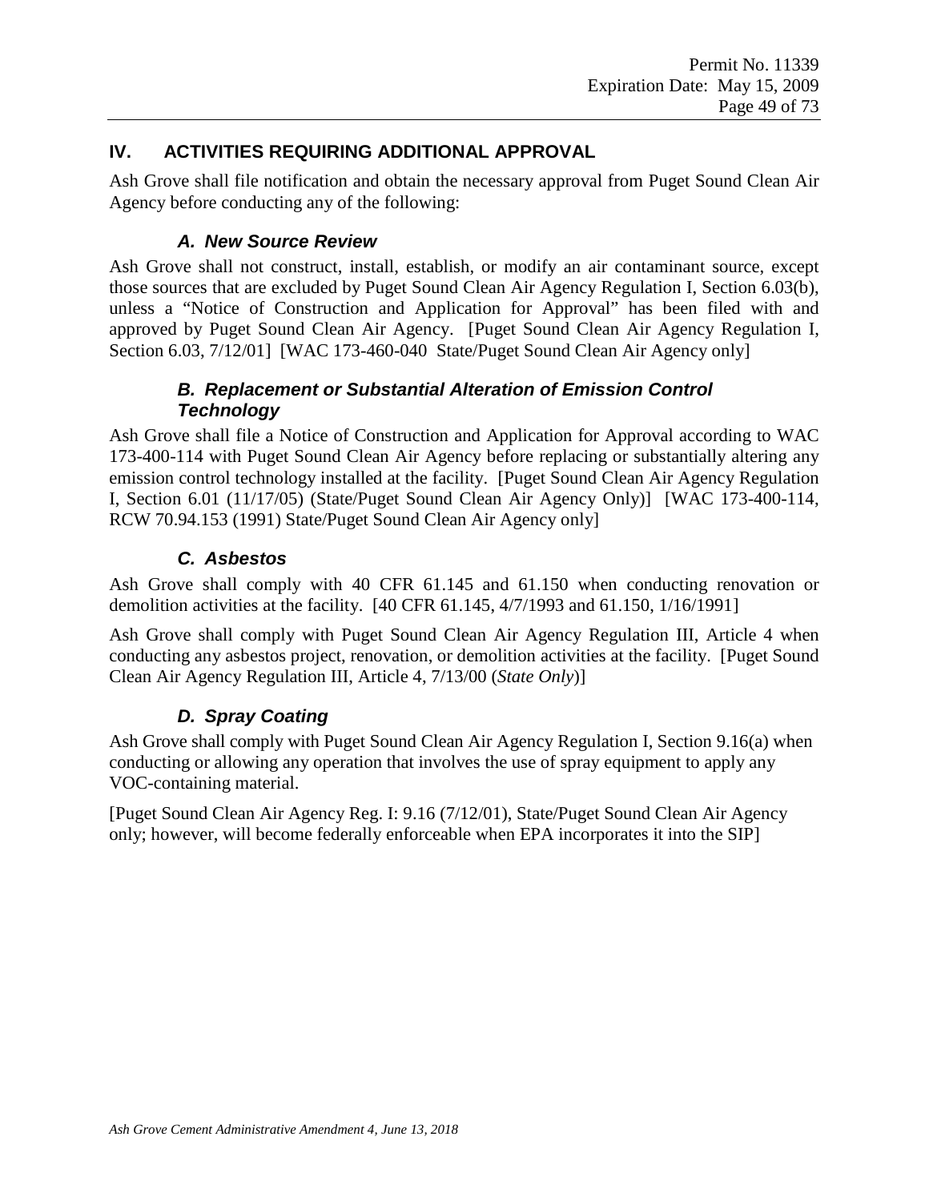## IV. ACTIVITIES REQUIRING ADDITIONAL APPROVAL

Ash Grove shall file notification and obtain the necessary approval from Puget Sound Clean Air Agency before conducting any of the following:

### *A. New Source Review*

Ash Grove shall not construct, install, establish, or modify an air contaminant source, except those sources that are excluded by Puget Sound Clean Air Agency Regulation I, Section 6.03(b), unless a "Notice of Construction and Application for Approval" has been filed with and approved by Puget Sound Clean Air Agency. [Puget Sound Clean Air Agency Regulation I, Section 6.03, 7/12/01] [WAC 173-460-040 State/Puget Sound Clean Air Agency only]

### *B. Replacement or Substantial Alteration of Emission Control Technology*

Ash Grove shall file a Notice of Construction and Application for Approval according to WAC 173-400-114 with Puget Sound Clean Air Agency before replacing or substantially altering any emission control technology installed at the facility. [Puget Sound Clean Air Agency Regulation I, Section 6.01 (11/17/05) (State/Puget Sound Clean Air Agency Only)] [WAC 173-400-114, RCW 70.94.153 (1991) State/Puget Sound Clean Air Agency only]

### *C. Asbestos*

Ash Grove shall comply with 40 CFR 61.145 and 61.150 when conducting renovation or demolition activities at the facility. [40 CFR 61.145, 4/7/1993 and 61.150, 1/16/1991]

Ash Grove shall comply with Puget Sound Clean Air Agency Regulation III, Article 4 when conducting any asbestos project, renovation, or demolition activities at the facility. [Puget Sound Clean Air Agency Regulation III, Article 4, 7/13/00 (*State Only*)]

### *D. Spray Coating*

Ash Grove shall comply with Puget Sound Clean Air Agency Regulation I, Section 9.16(a) when conducting or allowing any operation that involves the use of spray equipment to apply any VOC-containing material.

[Puget Sound Clean Air Agency Reg. I: 9.16 (7/12/01), State/Puget Sound Clean Air Agency only; however, will become federally enforceable when EPA incorporates it into the SIP]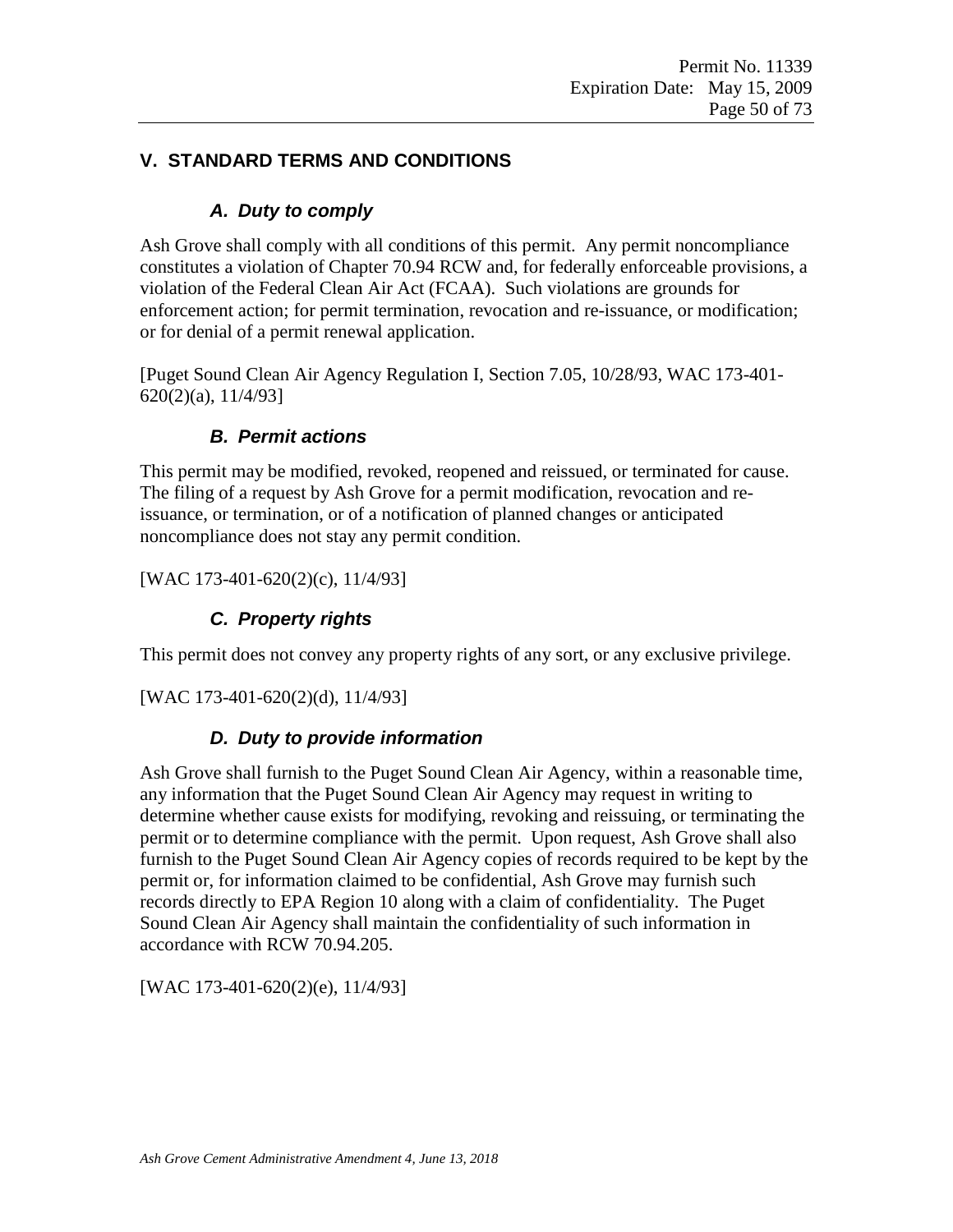## V. STANDARD TERMS AND CONDITIONS

### *A. Duty to comply*

Ash Grove shall comply with all conditions of this permit. Any permit noncompliance constitutes a violation of Chapter 70.94 RCW and, for federally enforceable provisions, a violation of the Federal Clean Air Act (FCAA). Such violations are grounds for enforcement action; for permit termination, revocation and re-issuance, or modification; or for denial of a permit renewal application.

[Puget Sound Clean Air Agency Regulation I, Section 7.05, 10/28/93, WAC 173-401-620(2)(a), 11/4/93]

### *B. Permit actions*

This permit may be modified, revoked, reopened and reissued, or terminated for cause. The filing of a request by Ash Grove for a permit modification, revocation and re-issuance, or termination, or of a notification of planned changes or anticipated noncompliance does not stay any permit condition.

[WAC 173-401-620(2)(c), 11/4/93]

### *C. Property rights*

This permit does not convey any property rights of any sort, or any exclusive privilege.

[WAC 173-401-620(2)(d), 11/4/93]

### *D. Duty to provide information*

Ash Grove shall furnish to the Puget Sound Clean Air Agency, within a reasonable time, any information that the Puget Sound Clean Air Agency may request in writing to determine whether cause exists for modifying, revoking and reissuing, or terminating the permit or to determine compliance with the permit. Upon request, Ash Grove shall also furnish to the Puget Sound Clean Air Agency copies of records required to be kept by the permit or, for information claimed to be confidential, Ash Grove may furnish such records directly to EPA Region 10 along with a claim of confidentiality. The Puget Sound Clean Air Agency shall maintain the confidentiality of such information in accordance with RCW 70.94.205.

[WAC 173-401-620(2)(e), 11/4/93]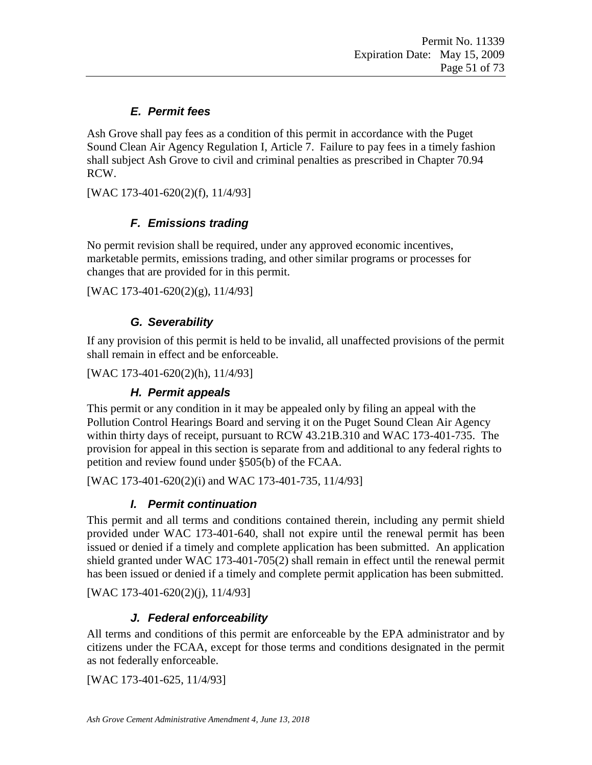### *E. Permit fees*

Ash Grove shall pay fees as a condition of this permit in accordance with the Puget Sound Clean Air Agency Regulation I, Article 7. Failure to pay fees in a timely fashion shall subject Ash Grove to civil and criminal penalties as prescribed in Chapter 70.94 RCW.

[WAC 173-401-620(2)(f), 11/4/93]

### *F. Emissions trading*

No permit revision shall be required, under any approved economic incentives, marketable permits, emissions trading, and other similar programs or processes for changes that are provided for in this permit.

[WAC 173-401-620(2)(g), 11/4/93]

### *G. Severability*

If any provision of this permit is held to be invalid, all unaffected provisions of the permit shall remain in effect and be enforceable.

[WAC 173-401-620(2)(h), 11/4/93]

### *H. Permit appeals*

This permit or any condition in it may be appealed only by filing an appeal with the Pollution Control Hearings Board and serving it on the Puget Sound Clean Air Agency within thirty days of receipt, pursuant to RCW 43.21B.310 and WAC 173-401-735. The provision for appeal in this section is separate from and additional to any federal rights to petition and review found under §505(b) of the FCAA.

[WAC 173-401-620(2)(i) and WAC 173-401-735, 11/4/93]

### *I. Permit continuation*

This permit and all terms and conditions contained therein, including any permit shield provided under WAC 173-401-640, shall not expire until the renewal permit has been issued or denied if a timely and complete application has been submitted. An application shield granted under WAC 173-401-705(2) shall remain in effect until the renewal permit has been issued or denied if a timely and complete permit application has been submitted.

[WAC 173-401-620(2)(j), 11/4/93]

### *J. Federal enforceability*

All terms and conditions of this permit are enforceable by the EPA administrator and by citizens under the FCAA, except for those terms and conditions designated in the permit as not federally enforceable.

[WAC 173-401-625, 11/4/93]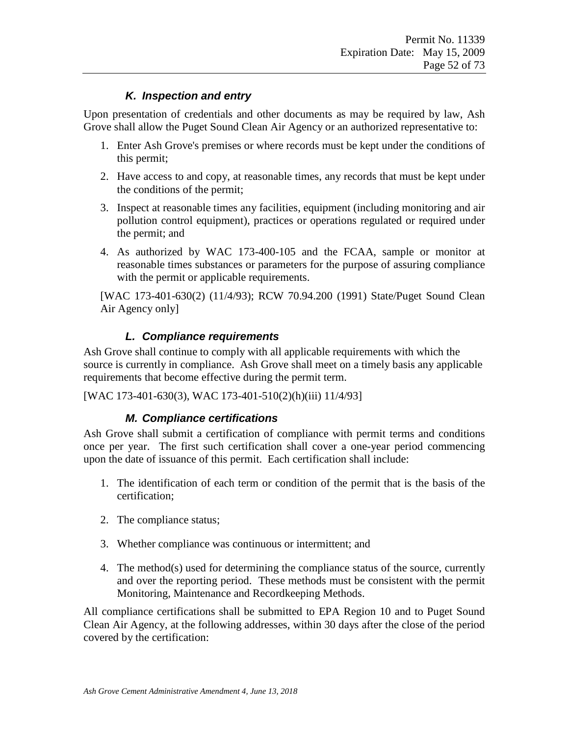### *K. Inspection and entry*

Upon presentation of credentials and other documents as may be required by law, Ash Grove shall allow the Puget Sound Clean Air Agency or an authorized representative to:

1. Enter Ash Grove's premises or where records must be kept under the conditions of this permit;
2. Have access to and copy, at reasonable times, any records that must be kept under the conditions of the permit;
3. Inspect at reasonable times any facilities, equipment (including monitoring and air pollution control equipment), practices or operations regulated or required under the permit; and
4. As authorized by WAC 173-400-105 and the FCAA, sample or monitor at reasonable times substances or parameters for the purpose of assuring compliance with the permit or applicable requirements.

[WAC 173-401-630(2) (11/4/93); RCW 70.94.200 (1991) State/Puget Sound Clean Air Agency only]

### *L. Compliance requirements*

Ash Grove shall continue to comply with all applicable requirements with which the source is currently in compliance. Ash Grove shall meet on a timely basis any applicable requirements that become effective during the permit term.

[WAC 173-401-630(3), WAC 173-401-510(2)(h)(iii) 11/4/93]

### *M. Compliance certifications*

Ash Grove shall submit a certification of compliance with permit terms and conditions once per year. The first such certification shall cover a one-year period commencing upon the date of issuance of this permit. Each certification shall include:

1. The identification of each term or condition of the permit that is the basis of the certification;
2. The compliance status;
3. Whether compliance was continuous or intermittent; and
4. The method(s) used for determining the compliance status of the source, currently and over the reporting period. These methods must be consistent with the permit Monitoring, Maintenance and Recordkeeping Methods.

All compliance certifications shall be submitted to EPA Region 10 and to Puget Sound Clean Air Agency, at the following addresses, within 30 days after the close of the period covered by the certification: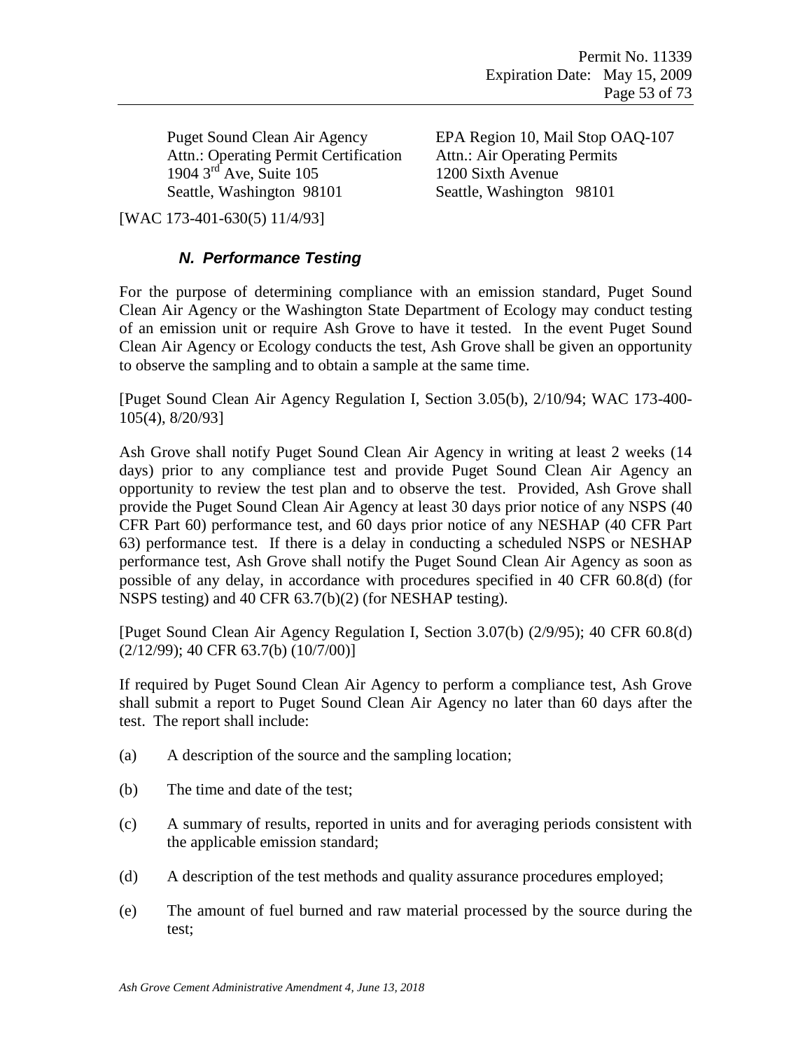Puget Sound Clean Air Agency
Attn.: Operating Permit Certification
1904 3rd Ave, Suite 105
Seattle, Washington 98101

EPA Region 10, Mail Stop OAQ-107
Attn.: Air Operating Permits
1200 Sixth Avenue
Seattle, Washington 98101

[WAC 173-401-630(5) 11/4/93]

### *N. Performance Testing*

For the purpose of determining compliance with an emission standard, Puget Sound Clean Air Agency or the Washington State Department of Ecology may conduct testing of an emission unit or require Ash Grove to have it tested. In the event Puget Sound Clean Air Agency or Ecology conducts the test, Ash Grove shall be given an opportunity to observe the sampling and to obtain a sample at the same time.

[Puget Sound Clean Air Agency Regulation I, Section 3.05(b), 2/10/94; WAC 173-400-105(4), 8/20/93]

Ash Grove shall notify Puget Sound Clean Air Agency in writing at least 2 weeks (14 days) prior to any compliance test and provide Puget Sound Clean Air Agency an opportunity to review the test plan and to observe the test. Provided, Ash Grove shall provide the Puget Sound Clean Air Agency at least 30 days prior notice of any NSPS (40 CFR Part 60) performance test, and 60 days prior notice of any NESHAP (40 CFR Part 63) performance test. If there is a delay in conducting a scheduled NSPS or NESHAP performance test, Ash Grove shall notify the Puget Sound Clean Air Agency as soon as possible of any delay, in accordance with procedures specified in 40 CFR 60.8(d) (for NSPS testing) and 40 CFR 63.7(b)(2) (for NESHAP testing).

[Puget Sound Clean Air Agency Regulation I, Section 3.07(b) (2/9/95); 40 CFR 60.8(d) (2/12/99); 40 CFR 63.7(b) (10/7/00)]

If required by Puget Sound Clean Air Agency to perform a compliance test, Ash Grove shall submit a report to Puget Sound Clean Air Agency no later than 60 days after the test. The report shall include:

(a) A description of the source and the sampling location;

(b) The time and date of the test;

(c) A summary of results, reported in units and for averaging periods consistent with the applicable emission standard;

(d) A description of the test methods and quality assurance procedures employed;

(e) The amount of fuel burned and raw material processed by the source during the test;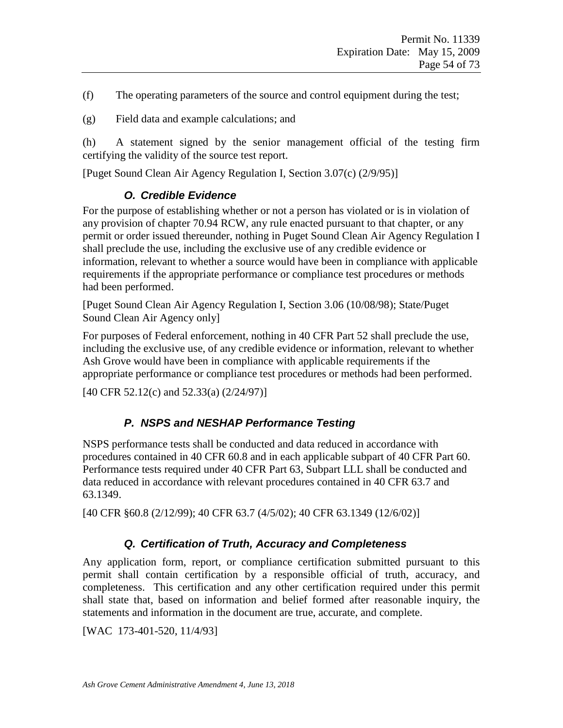(f) The operating parameters of the source and control equipment during the test;

(g) Field data and example calculations; and

(h) A statement signed by the senior management official of the testing firm certifying the validity of the source test report.

[Puget Sound Clean Air Agency Regulation I, Section 3.07(c) (2/9/95)]

### *O. Credible Evidence*

For the purpose of establishing whether or not a person has violated or is in violation of any provision of chapter 70.94 RCW, any rule enacted pursuant to that chapter, or any permit or order issued thereunder, nothing in Puget Sound Clean Air Agency Regulation I shall preclude the use, including the exclusive use of any credible evidence or information, relevant to whether a source would have been in compliance with applicable requirements if the appropriate performance or compliance test procedures or methods had been performed.

[Puget Sound Clean Air Agency Regulation I, Section 3.06 (10/08/98); State/Puget Sound Clean Air Agency only]

For purposes of Federal enforcement, nothing in 40 CFR Part 52 shall preclude the use, including the exclusive use, of any credible evidence or information, relevant to whether Ash Grove would have been in compliance with applicable requirements if the appropriate performance or compliance test procedures or methods had been performed.

[40 CFR 52.12(c) and 52.33(a) (2/24/97)]

### *P. NSPS and NESHAP Performance Testing*

NSPS performance tests shall be conducted and data reduced in accordance with procedures contained in 40 CFR 60.8 and in each applicable subpart of 40 CFR Part 60. Performance tests required under 40 CFR Part 63, Subpart LLL shall be conducted and data reduced in accordance with relevant procedures contained in 40 CFR 63.7 and 63.1349.

[40 CFR §60.8 (2/12/99); 40 CFR 63.7 (4/5/02); 40 CFR 63.1349 (12/6/02)]

### *Q. Certification of Truth, Accuracy and Completeness*

Any application form, report, or compliance certification submitted pursuant to this permit shall contain certification by a responsible official of truth, accuracy, and completeness. This certification and any other certification required under this permit shall state that, based on information and belief formed after reasonable inquiry, the statements and information in the document are true, accurate, and complete.

[WAC 173-401-520, 11/4/93]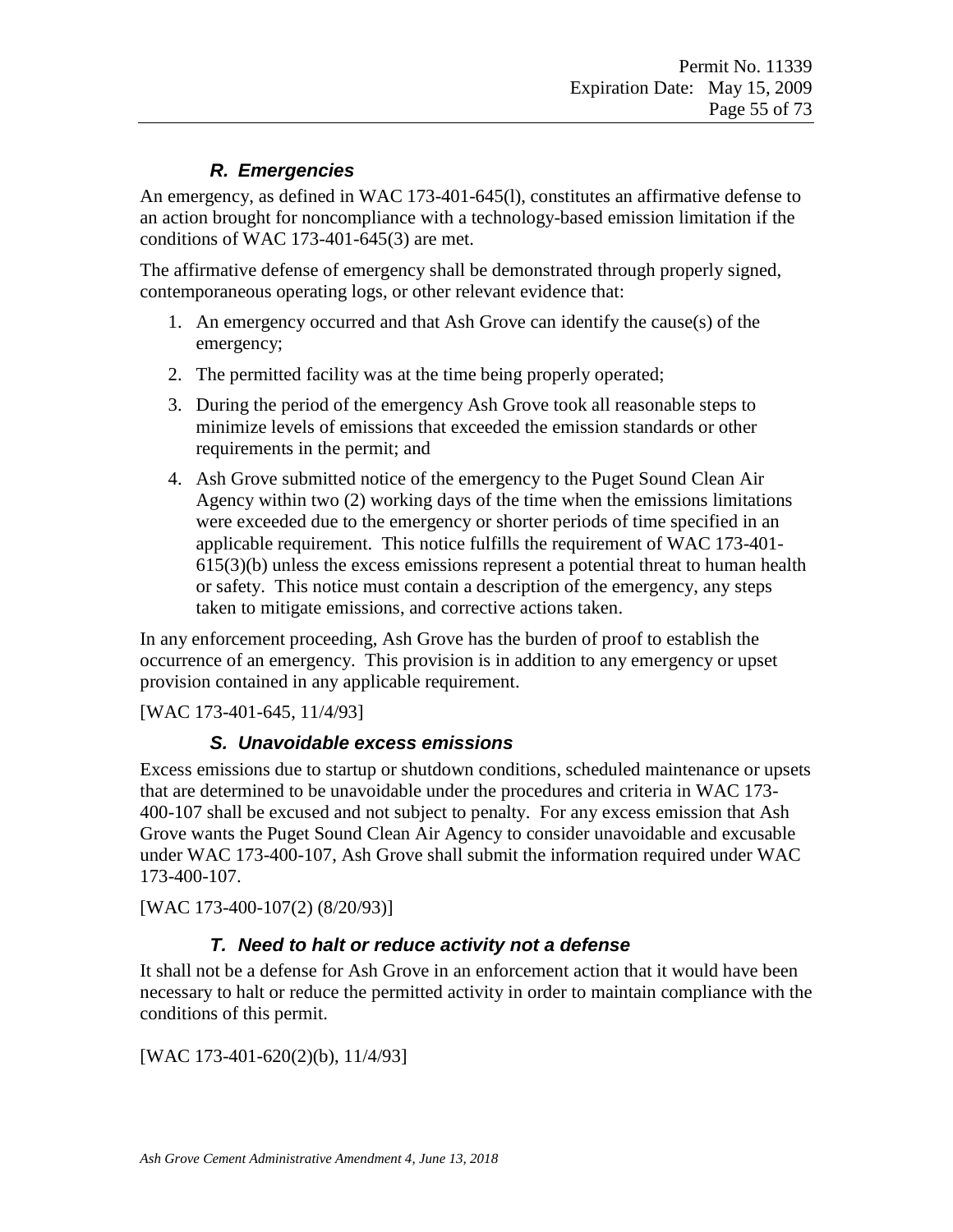### *R. Emergencies*

An emergency, as defined in WAC 173-401-645(l), constitutes an affirmative defense to an action brought for noncompliance with a technology-based emission limitation if the conditions of WAC 173-401-645(3) are met.

The affirmative defense of emergency shall be demonstrated through properly signed, contemporaneous operating logs, or other relevant evidence that:

1. An emergency occurred and that Ash Grove can identify the cause(s) of the emergency;
2. The permitted facility was at the time being properly operated;
3. During the period of the emergency Ash Grove took all reasonable steps to minimize levels of emissions that exceeded the emission standards or other requirements in the permit; and
4. Ash Grove submitted notice of the emergency to the Puget Sound Clean Air Agency within two (2) working days of the time when the emissions limitations were exceeded due to the emergency or shorter periods of time specified in an applicable requirement. This notice fulfills the requirement of WAC 173-401-615(3)(b) unless the excess emissions represent a potential threat to human health or safety. This notice must contain a description of the emergency, any steps taken to mitigate emissions, and corrective actions taken.

In any enforcement proceeding, Ash Grove has the burden of proof to establish the occurrence of an emergency. This provision is in addition to any emergency or upset provision contained in any applicable requirement.

[WAC 173-401-645, 11/4/93]

### *S. Unavoidable excess emissions*

Excess emissions due to startup or shutdown conditions, scheduled maintenance or upsets that are determined to be unavoidable under the procedures and criteria in WAC 173-400-107 shall be excused and not subject to penalty. For any excess emission that Ash Grove wants the Puget Sound Clean Air Agency to consider unavoidable and excusable under WAC 173-400-107, Ash Grove shall submit the information required under WAC 173-400-107.

[WAC 173-400-107(2) (8/20/93)]

### *T. Need to halt or reduce activity not a defense*

It shall not be a defense for Ash Grove in an enforcement action that it would have been necessary to halt or reduce the permitted activity in order to maintain compliance with the conditions of this permit.

[WAC 173-401-620(2)(b), 11/4/93]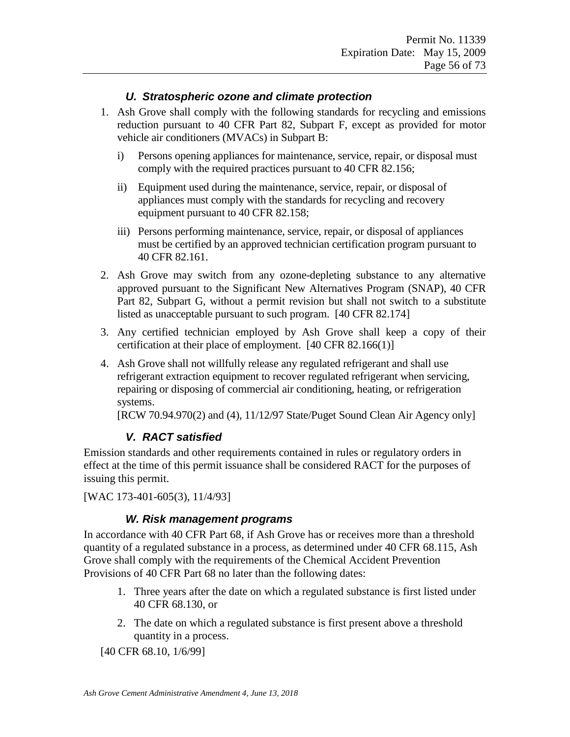### *U. Stratospheric ozone and climate protection*

1. Ash Grove shall comply with the following standards for recycling and emissions reduction pursuant to 40 CFR Part 82, Subpart F, except as provided for motor vehicle air conditioners (MVACs) in Subpart B:

   i) Persons opening appliances for maintenance, service, repair, or disposal must comply with the required practices pursuant to 40 CFR 82.156;

   ii) Equipment used during the maintenance, service, repair, or disposal of appliances must comply with the standards for recycling and recovery equipment pursuant to 40 CFR 82.158;

   iii) Persons performing maintenance, service, repair, or disposal of appliances must be certified by an approved technician certification program pursuant to 40 CFR 82.161.

2. Ash Grove may switch from any ozone-depleting substance to any alternative approved pursuant to the Significant New Alternatives Program (SNAP), 40 CFR Part 82, Subpart G, without a permit revision but shall not switch to a substitute listed as unacceptable pursuant to such program. [40 CFR 82.174]

3. Any certified technician employed by Ash Grove shall keep a copy of their certification at their place of employment. [40 CFR 82.166(1)]

4. Ash Grove shall not willfully release any regulated refrigerant and shall use refrigerant extraction equipment to recover regulated refrigerant when servicing, repairing or disposing of commercial air conditioning, heating, or refrigeration systems.
   [RCW 70.94.970(2) and (4), 11/12/97 State/Puget Sound Clean Air Agency only]

### *V. RACT satisfied*

Emission standards and other requirements contained in rules or regulatory orders in effect at the time of this permit issuance shall be considered RACT for the purposes of issuing this permit.

[WAC 173-401-605(3), 11/4/93]

### *W. Risk management programs*

In accordance with 40 CFR Part 68, if Ash Grove has or receives more than a threshold quantity of a regulated substance in a process, as determined under 40 CFR 68.115, Ash Grove shall comply with the requirements of the Chemical Accident Prevention Provisions of 40 CFR Part 68 no later than the following dates:

1. Three years after the date on which a regulated substance is first listed under 40 CFR 68.130, or

2. The date on which a regulated substance is first present above a threshold quantity in a process.

[40 CFR 68.10, 1/6/99]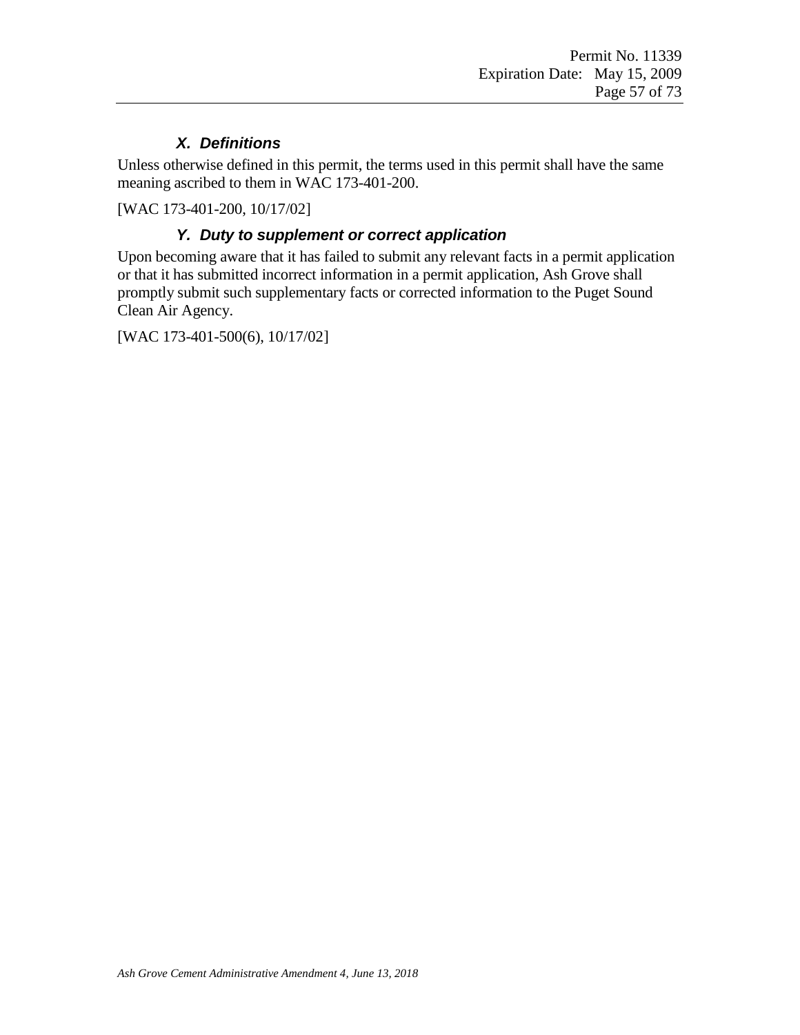### *X. Definitions*

Unless otherwise defined in this permit, the terms used in this permit shall have the same meaning ascribed to them in WAC 173-401-200.

[WAC 173-401-200, 10/17/02]

### *Y. Duty to supplement or correct application*

Upon becoming aware that it has failed to submit any relevant facts in a permit application or that it has submitted incorrect information in a permit application, Ash Grove shall promptly submit such supplementary facts or corrected information to the Puget Sound Clean Air Agency.

[WAC 173-401-500(6), 10/17/02]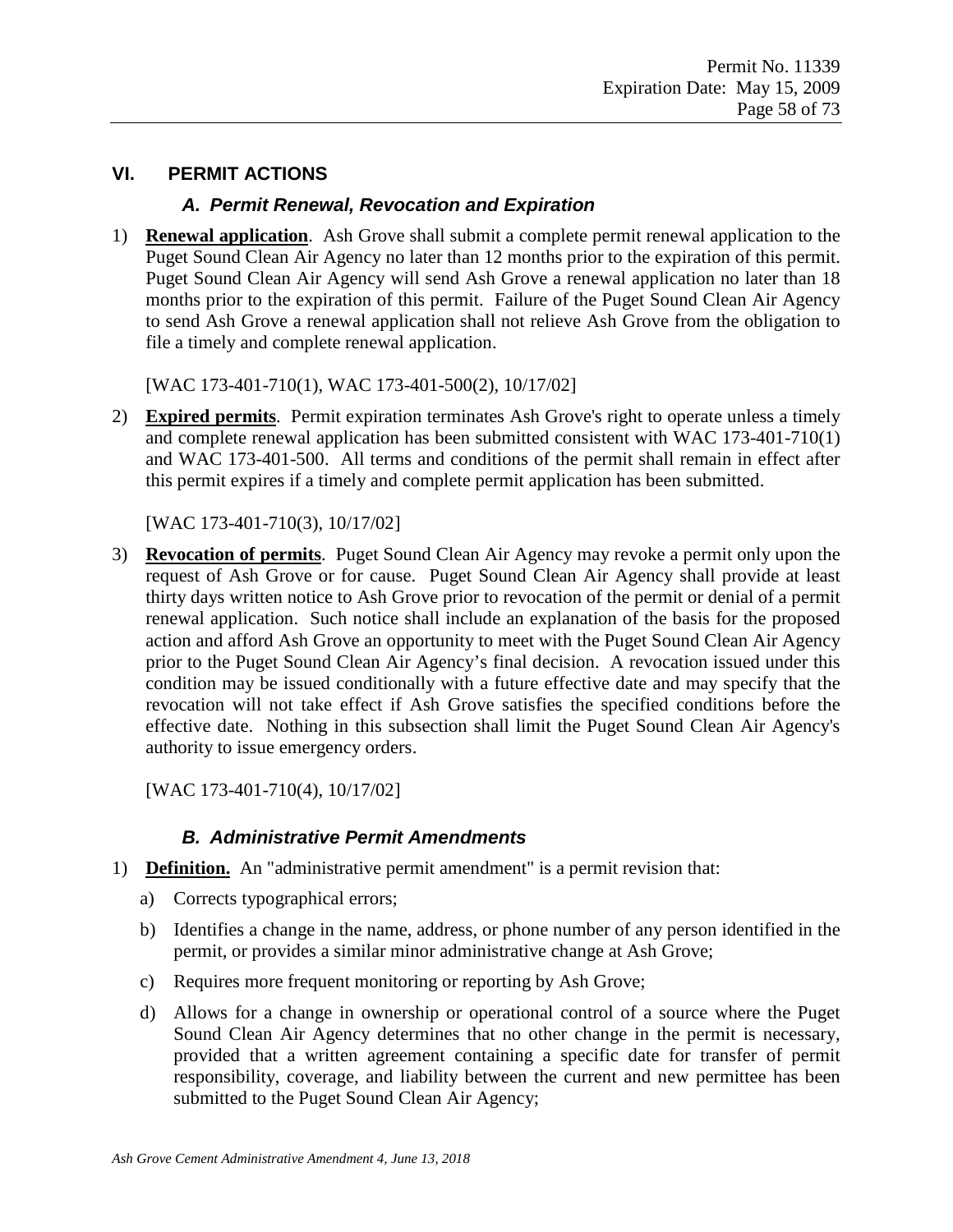## VI. PERMIT ACTIONS

### *A. Permit Renewal, Revocation and Expiration*

1) **Renewal application**. Ash Grove shall submit a complete permit renewal application to the Puget Sound Clean Air Agency no later than 12 months prior to the expiration of this permit. Puget Sound Clean Air Agency will send Ash Grove a renewal application no later than 18 months prior to the expiration of this permit. Failure of the Puget Sound Clean Air Agency to send Ash Grove a renewal application shall not relieve Ash Grove from the obligation to file a timely and complete renewal application.

   [WAC 173-401-710(1), WAC 173-401-500(2), 10/17/02]

2) **Expired permits**. Permit expiration terminates Ash Grove's right to operate unless a timely and complete renewal application has been submitted consistent with WAC 173-401-710(1) and WAC 173-401-500. All terms and conditions of the permit shall remain in effect after this permit expires if a timely and complete permit application has been submitted.

   [WAC 173-401-710(3), 10/17/02]

3) **Revocation of permits**. Puget Sound Clean Air Agency may revoke a permit only upon the request of Ash Grove or for cause. Puget Sound Clean Air Agency shall provide at least thirty days written notice to Ash Grove prior to revocation of the permit or denial of a permit renewal application. Such notice shall include an explanation of the basis for the proposed action and afford Ash Grove an opportunity to meet with the Puget Sound Clean Air Agency prior to the Puget Sound Clean Air Agency's final decision. A revocation issued under this condition may be issued conditionally with a future effective date and may specify that the revocation will not take effect if Ash Grove satisfies the specified conditions before the effective date. Nothing in this subsection shall limit the Puget Sound Clean Air Agency's authority to issue emergency orders.

   [WAC 173-401-710(4), 10/17/02]

### *B. Administrative Permit Amendments*

1) **Definition.** An "administrative permit amendment" is a permit revision that:

   a) Corrects typographical errors;

   b) Identifies a change in the name, address, or phone number of any person identified in the permit, or provides a similar minor administrative change at Ash Grove;

   c) Requires more frequent monitoring or reporting by Ash Grove;

   d) Allows for a change in ownership or operational control of a source where the Puget Sound Clean Air Agency determines that no other change in the permit is necessary, provided that a written agreement containing a specific date for transfer of permit responsibility, coverage, and liability between the current and new permittee has been submitted to the Puget Sound Clean Air Agency;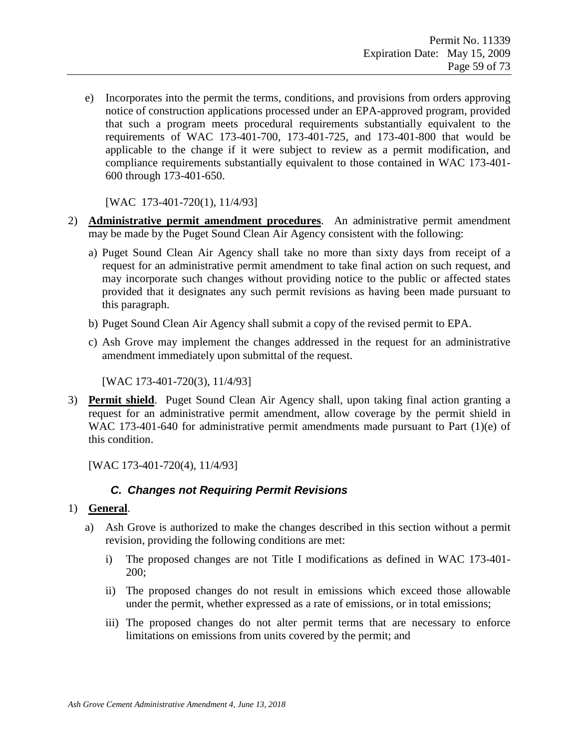e) Incorporates into the permit the terms, conditions, and provisions from orders approving notice of construction applications processed under an EPA-approved program, provided that such a program meets procedural requirements substantially equivalent to the requirements of WAC 173-401-700, 173-401-725, and 173-401-800 that would be applicable to the change if it were subject to review as a permit modification, and compliance requirements substantially equivalent to those contained in WAC 173-401-600 through 173-401-650.

[WAC 173-401-720(1), 11/4/93]

2) **Administrative permit amendment procedures**. An administrative permit amendment may be made by the Puget Sound Clean Air Agency consistent with the following:

a) Puget Sound Clean Air Agency shall take no more than sixty days from receipt of a request for an administrative permit amendment to take final action on such request, and may incorporate such changes without providing notice to the public or affected states provided that it designates any such permit revisions as having been made pursuant to this paragraph.

b) Puget Sound Clean Air Agency shall submit a copy of the revised permit to EPA.

c) Ash Grove may implement the changes addressed in the request for an administrative amendment immediately upon submittal of the request.

[WAC 173-401-720(3), 11/4/93]

3) **Permit shield**. Puget Sound Clean Air Agency shall, upon taking final action granting a request for an administrative permit amendment, allow coverage by the permit shield in WAC 173-401-640 for administrative permit amendments made pursuant to Part (1)(e) of this condition.

[WAC 173-401-720(4), 11/4/93]

### *C. Changes not Requiring Permit Revisions*

1) **General**.

a) Ash Grove is authorized to make the changes described in this section without a permit revision, providing the following conditions are met:

i) The proposed changes are not Title I modifications as defined in WAC 173-401-200;

ii) The proposed changes do not result in emissions which exceed those allowable under the permit, whether expressed as a rate of emissions, or in total emissions;

iii) The proposed changes do not alter permit terms that are necessary to enforce limitations on emissions from units covered by the permit; and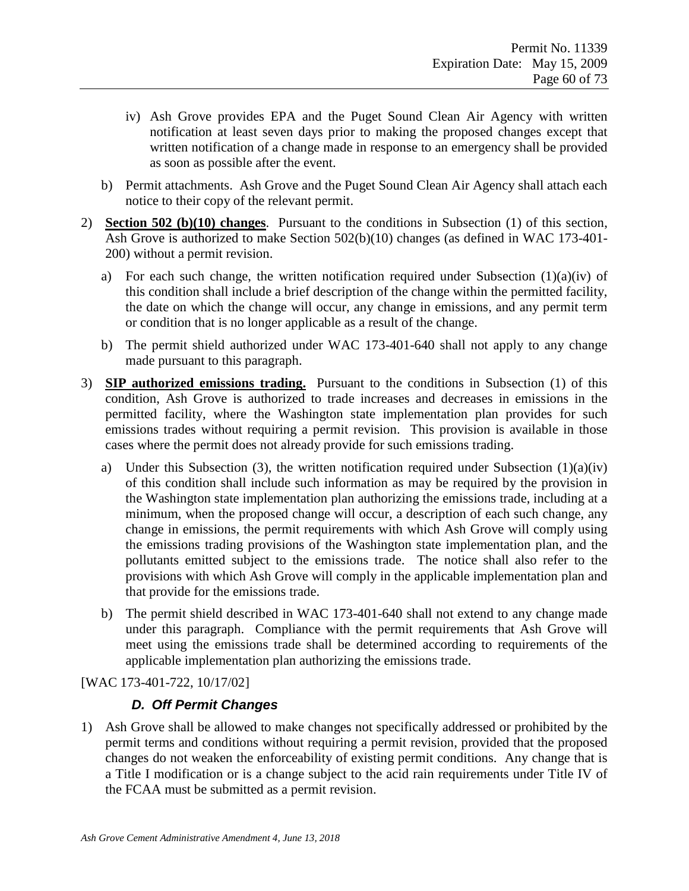iv) Ash Grove provides EPA and the Puget Sound Clean Air Agency with written notification at least seven days prior to making the proposed changes except that written notification of a change made in response to an emergency shall be provided as soon as possible after the event.

b) Permit attachments. Ash Grove and the Puget Sound Clean Air Agency shall attach each notice to their copy of the relevant permit.

2) **Section 502 (b)(10) changes**. Pursuant to the conditions in Subsection (1) of this section, Ash Grove is authorized to make Section 502(b)(10) changes (as defined in WAC 173-401-200) without a permit revision.

   a) For each such change, the written notification required under Subsection (1)(a)(iv) of this condition shall include a brief description of the change within the permitted facility, the date on which the change will occur, any change in emissions, and any permit term or condition that is no longer applicable as a result of the change.

   b) The permit shield authorized under WAC 173-401-640 shall not apply to any change made pursuant to this paragraph.

3) **SIP authorized emissions trading.** Pursuant to the conditions in Subsection (1) of this condition, Ash Grove is authorized to trade increases and decreases in emissions in the permitted facility, where the Washington state implementation plan provides for such emissions trades without requiring a permit revision. This provision is available in those cases where the permit does not already provide for such emissions trading.

   a) Under this Subsection (3), the written notification required under Subsection (1)(a)(iv) of this condition shall include such information as may be required by the provision in the Washington state implementation plan authorizing the emissions trade, including at a minimum, when the proposed change will occur, a description of each such change, any change in emissions, the permit requirements with which Ash Grove will comply using the emissions trading provisions of the Washington state implementation plan, and the pollutants emitted subject to the emissions trade. The notice shall also refer to the provisions with which Ash Grove will comply in the applicable implementation plan and that provide for the emissions trade.

   b) The permit shield described in WAC 173-401-640 shall not extend to any change made under this paragraph. Compliance with the permit requirements that Ash Grove will meet using the emissions trade shall be determined according to requirements of the applicable implementation plan authorizing the emissions trade.

[WAC 173-401-722, 10/17/02]

### *D. Off Permit Changes*

1) Ash Grove shall be allowed to make changes not specifically addressed or prohibited by the permit terms and conditions without requiring a permit revision, provided that the proposed changes do not weaken the enforceability of existing permit conditions. Any change that is a Title I modification or is a change subject to the acid rain requirements under Title IV of the FCAA must be submitted as a permit revision.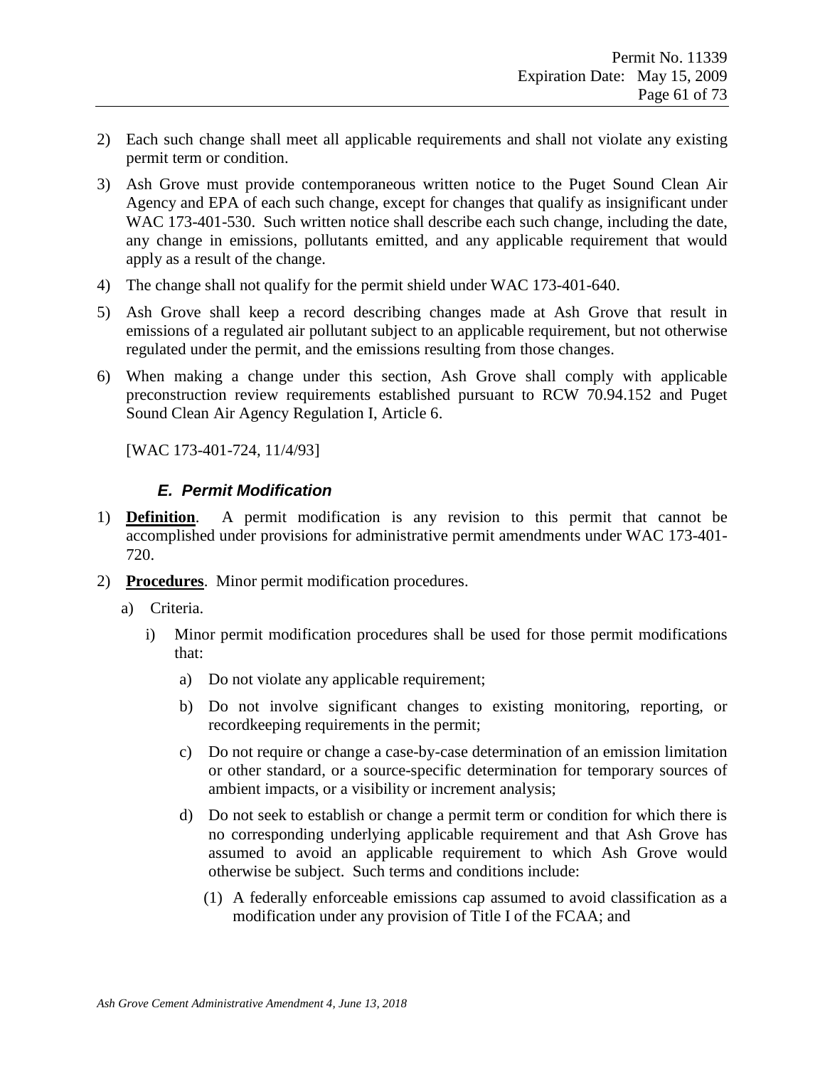2) Each such change shall meet all applicable requirements and shall not violate any existing permit term or condition.

3) Ash Grove must provide contemporaneous written notice to the Puget Sound Clean Air Agency and EPA of each such change, except for changes that qualify as insignificant under WAC 173-401-530. Such written notice shall describe each such change, including the date, any change in emissions, pollutants emitted, and any applicable requirement that would apply as a result of the change.

4) The change shall not qualify for the permit shield under WAC 173-401-640.

5) Ash Grove shall keep a record describing changes made at Ash Grove that result in emissions of a regulated air pollutant subject to an applicable requirement, but not otherwise regulated under the permit, and the emissions resulting from those changes.

6) When making a change under this section, Ash Grove shall comply with applicable preconstruction review requirements established pursuant to RCW 70.94.152 and Puget Sound Clean Air Agency Regulation I, Article 6.

[WAC 173-401-724, 11/4/93]

### *E. Permit Modification*

1) **Definition**. A permit modification is any revision to this permit that cannot be accomplished under provisions for administrative permit amendments under WAC 173-401-720.

2) **Procedures**. Minor permit modification procedures.

   a) Criteria.

      i) Minor permit modification procedures shall be used for those permit modifications that:

         a) Do not violate any applicable requirement;

         b) Do not involve significant changes to existing monitoring, reporting, or recordkeeping requirements in the permit;

         c) Do not require or change a case-by-case determination of an emission limitation or other standard, or a source-specific determination for temporary sources of ambient impacts, or a visibility or increment analysis;

         d) Do not seek to establish or change a permit term or condition for which there is no corresponding underlying applicable requirement and that Ash Grove has assumed to avoid an applicable requirement to which Ash Grove would otherwise be subject. Such terms and conditions include:

            (1) A federally enforceable emissions cap assumed to avoid classification as a modification under any provision of Title I of the FCAA; and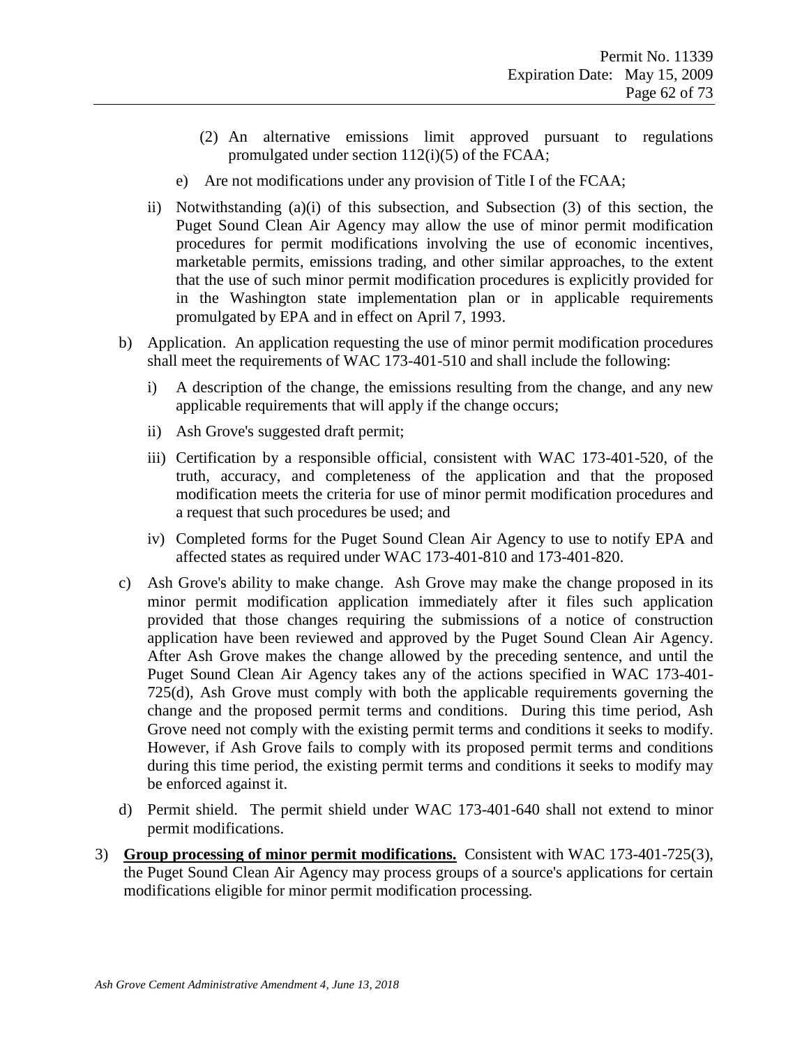(2) An alternative emissions limit approved pursuant to regulations promulgated under section 112(i)(5) of the FCAA;

e) Are not modifications under any provision of Title I of the FCAA;

ii) Notwithstanding (a)(i) of this subsection, and Subsection (3) of this section, the Puget Sound Clean Air Agency may allow the use of minor permit modification procedures for permit modifications involving the use of economic incentives, marketable permits, emissions trading, and other similar approaches, to the extent that the use of such minor permit modification procedures is explicitly provided for in the Washington state implementation plan or in applicable requirements promulgated by EPA and in effect on April 7, 1993.

b) Application. An application requesting the use of minor permit modification procedures shall meet the requirements of WAC 173-401-510 and shall include the following:

i) A description of the change, the emissions resulting from the change, and any new applicable requirements that will apply if the change occurs;

ii) Ash Grove's suggested draft permit;

iii) Certification by a responsible official, consistent with WAC 173-401-520, of the truth, accuracy, and completeness of the application and that the proposed modification meets the criteria for use of minor permit modification procedures and a request that such procedures be used; and

iv) Completed forms for the Puget Sound Clean Air Agency to use to notify EPA and affected states as required under WAC 173-401-810 and 173-401-820.

c) Ash Grove's ability to make change. Ash Grove may make the change proposed in its minor permit modification application immediately after it files such application provided that those changes requiring the submissions of a notice of construction application have been reviewed and approved by the Puget Sound Clean Air Agency. After Ash Grove makes the change allowed by the preceding sentence, and until the Puget Sound Clean Air Agency takes any of the actions specified in WAC 173-401-725(d), Ash Grove must comply with both the applicable requirements governing the change and the proposed permit terms and conditions. During this time period, Ash Grove need not comply with the existing permit terms and conditions it seeks to modify. However, if Ash Grove fails to comply with its proposed permit terms and conditions during this time period, the existing permit terms and conditions it seeks to modify may be enforced against it.

d) Permit shield. The permit shield under WAC 173-401-640 shall not extend to minor permit modifications.

3) **Group processing of minor permit modifications.** Consistent with WAC 173-401-725(3), the Puget Sound Clean Air Agency may process groups of a source's applications for certain modifications eligible for minor permit modification processing.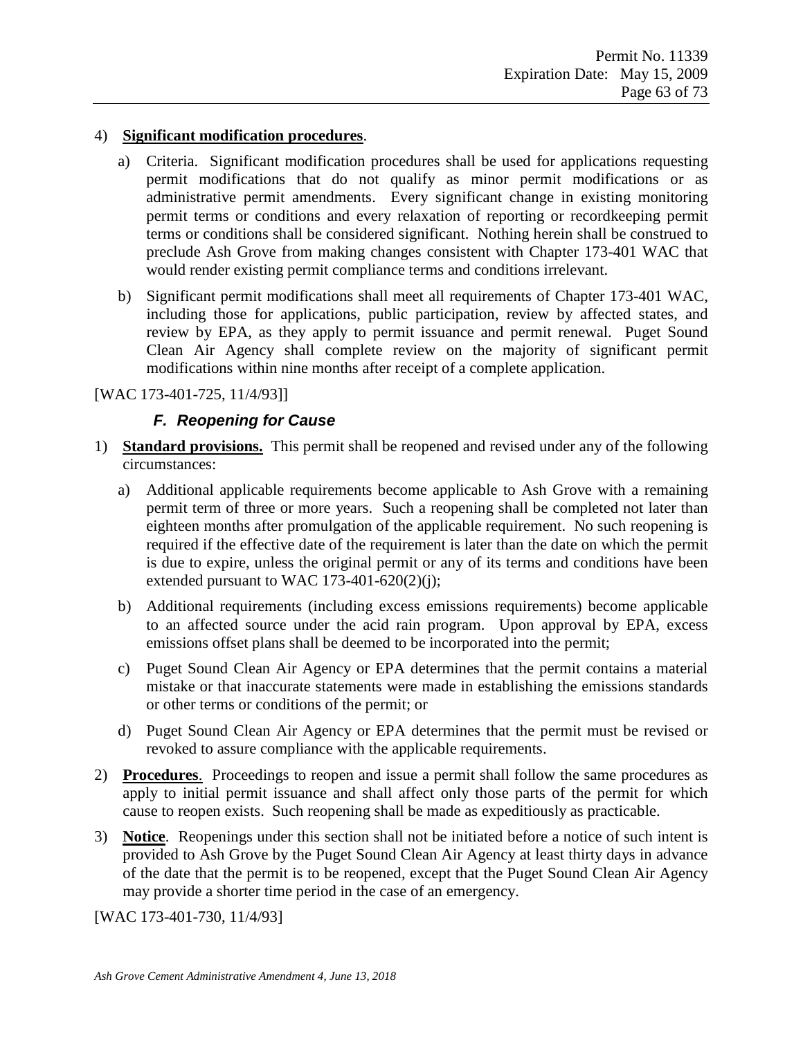4) **Significant modification procedures**.

   a) Criteria. Significant modification procedures shall be used for applications requesting permit modifications that do not qualify as minor permit modifications or as administrative permit amendments. Every significant change in existing monitoring permit terms or conditions and every relaxation of reporting or recordkeeping permit terms or conditions shall be considered significant. Nothing herein shall be construed to preclude Ash Grove from making changes consistent with Chapter 173-401 WAC that would render existing permit compliance terms and conditions irrelevant.

   b) Significant permit modifications shall meet all requirements of Chapter 173-401 WAC, including those for applications, public participation, review by affected states, and review by EPA, as they apply to permit issuance and permit renewal. Puget Sound Clean Air Agency shall complete review on the majority of significant permit modifications within nine months after receipt of a complete application.

[WAC 173-401-725, 11/4/93]]

### *F. Reopening for Cause*

1) **Standard provisions.** This permit shall be reopened and revised under any of the following circumstances:

   a) Additional applicable requirements become applicable to Ash Grove with a remaining permit term of three or more years. Such a reopening shall be completed not later than eighteen months after promulgation of the applicable requirement. No such reopening is required if the effective date of the requirement is later than the date on which the permit is due to expire, unless the original permit or any of its terms and conditions have been extended pursuant to WAC 173-401-620(2)(j);

   b) Additional requirements (including excess emissions requirements) become applicable to an affected source under the acid rain program. Upon approval by EPA, excess emissions offset plans shall be deemed to be incorporated into the permit;

   c) Puget Sound Clean Air Agency or EPA determines that the permit contains a material mistake or that inaccurate statements were made in establishing the emissions standards or other terms or conditions of the permit; or

   d) Puget Sound Clean Air Agency or EPA determines that the permit must be revised or revoked to assure compliance with the applicable requirements.

2) **Procedures**. Proceedings to reopen and issue a permit shall follow the same procedures as apply to initial permit issuance and shall affect only those parts of the permit for which cause to reopen exists. Such reopening shall be made as expeditiously as practicable.

3) **Notice**. Reopenings under this section shall not be initiated before a notice of such intent is provided to Ash Grove by the Puget Sound Clean Air Agency at least thirty days in advance of the date that the permit is to be reopened, except that the Puget Sound Clean Air Agency may provide a shorter time period in the case of an emergency.

[WAC 173-401-730, 11/4/93]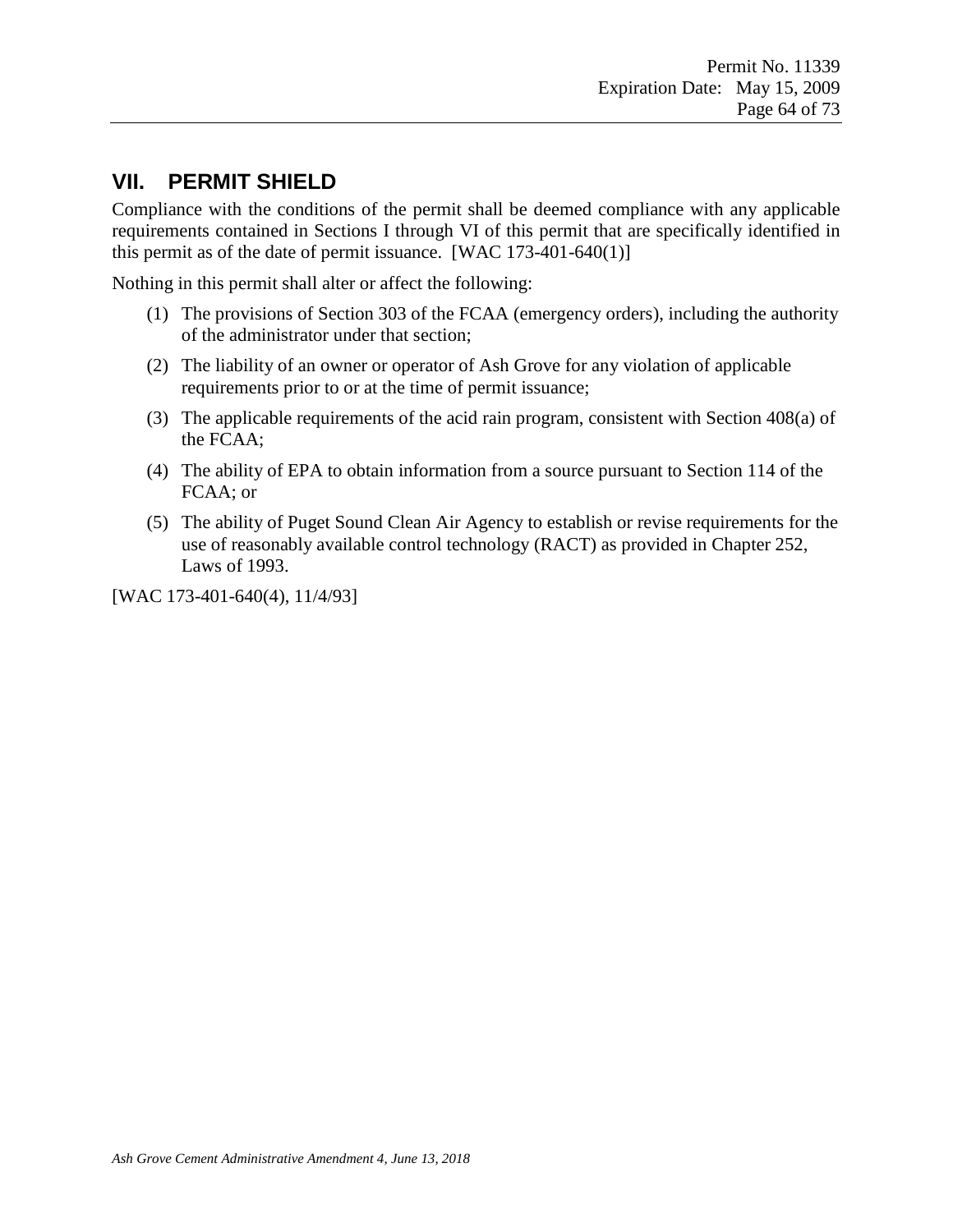## VII. PERMIT SHIELD

Compliance with the conditions of the permit shall be deemed compliance with any applicable requirements contained in Sections I through VI of this permit that are specifically identified in this permit as of the date of permit issuance. [WAC 173-401-640(1)]

Nothing in this permit shall alter or affect the following:

(1) The provisions of Section 303 of the FCAA (emergency orders), including the authority of the administrator under that section;

(2) The liability of an owner or operator of Ash Grove for any violation of applicable requirements prior to or at the time of permit issuance;

(3) The applicable requirements of the acid rain program, consistent with Section 408(a) of the FCAA;

(4) The ability of EPA to obtain information from a source pursuant to Section 114 of the FCAA; or

(5) The ability of Puget Sound Clean Air Agency to establish or revise requirements for the use of reasonably available control technology (RACT) as provided in Chapter 252, Laws of 1993.

[WAC 173-401-640(4), 11/4/93]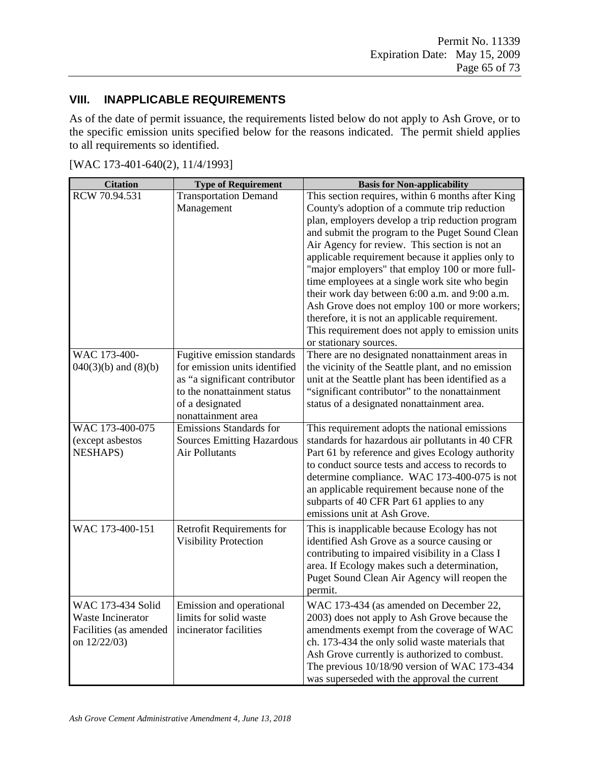## VIII. INAPPLICABLE REQUIREMENTS

As of the date of permit issuance, the requirements listed below do not apply to Ash Grove, or to the specific emission units specified below for the reasons indicated. The permit shield applies to all requirements so identified.

[WAC 173-401-640(2), 11/4/1993]

| Citation | Type of Requirement | Basis for Non-applicability |
|---|---|---|
| RCW 70.94.531 | Transportation Demand Management | This section requires, within 6 months after King County's adoption of a commute trip reduction plan, employers develop a trip reduction program and submit the program to the Puget Sound Clean Air Agency for review. This section is not an applicable requirement because it applies only to "major employers" that employ 100 or more full-time employees at a single work site who begin their work day between 6:00 a.m. and 9:00 a.m. Ash Grove does not employ 100 or more workers; therefore, it is not an applicable requirement. This requirement does not apply to emission units or stationary sources. |
| WAC 173-400-040(3)(b) and (8)(b) | Fugitive emission standards for emission units identified as "a significant contributor to the nonattainment status of a designated nonattainment area | There are no designated nonattainment areas in the vicinity of the Seattle plant, and no emission unit at the Seattle plant has been identified as a "significant contributor" to the nonattainment status of a designated nonattainment area. |
| WAC 173-400-075 (except asbestos NESHAPS) | Emissions Standards for Sources Emitting Hazardous Air Pollutants | This requirement adopts the national emissions standards for hazardous air pollutants in 40 CFR Part 61 by reference and gives Ecology authority to conduct source tests and access to records to determine compliance. WAC 173-400-075 is not an applicable requirement because none of the subparts of 40 CFR Part 61 applies to any emissions unit at Ash Grove. |
| WAC 173-400-151 | Retrofit Requirements for Visibility Protection | This is inapplicable because Ecology has not identified Ash Grove as a source causing or contributing to impaired visibility in a Class I area. If Ecology makes such a determination, Puget Sound Clean Air Agency will reopen the permit. |
| WAC 173-434 Solid Waste Incinerator Facilities (as amended on 12/22/03) | Emission and operational limits for solid waste incinerator facilities | WAC 173-434 (as amended on December 22, 2003) does not apply to Ash Grove because the amendments exempt from the coverage of WAC ch. 173-434 the only solid waste materials that Ash Grove currently is authorized to combust. The previous 10/18/90 version of WAC 173-434 was superseded with the approval the current |

*Ash Grove Cement Administrative Amendment 4, June 13, 2018*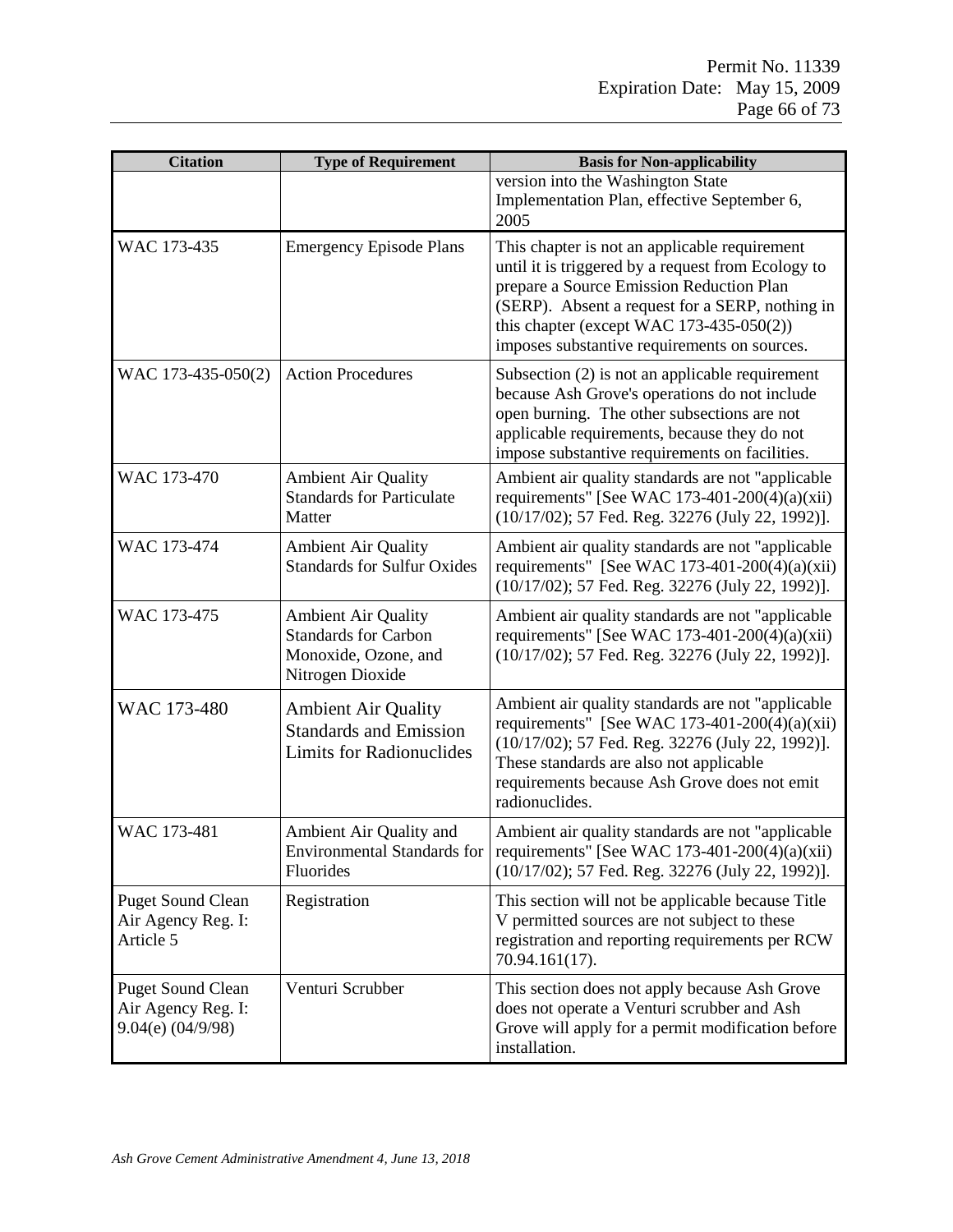| Citation | Type of Requirement | Basis for Non-applicability |
|---|---|---|
| | | version into the Washington State Implementation Plan, effective September 6, 2005 |
| WAC 173-435 | Emergency Episode Plans | This chapter is not an applicable requirement until it is triggered by a request from Ecology to prepare a Source Emission Reduction Plan (SERP). Absent a request for a SERP, nothing in this chapter (except WAC 173-435-050(2)) imposes substantive requirements on sources. |
| WAC 173-435-050(2) | Action Procedures | Subsection (2) is not an applicable requirement because Ash Grove's operations do not include open burning. The other subsections are not applicable requirements, because they do not impose substantive requirements on facilities. |
| WAC 173-470 | Ambient Air Quality Standards for Particulate Matter | Ambient air quality standards are not "applicable requirements" [See WAC 173-401-200(4)(a)(xii) (10/17/02); 57 Fed. Reg. 32276 (July 22, 1992)]. |
| WAC 173-474 | Ambient Air Quality Standards for Sulfur Oxides | Ambient air quality standards are not "applicable requirements" [See WAC 173-401-200(4)(a)(xii) (10/17/02); 57 Fed. Reg. 32276 (July 22, 1992)]. |
| WAC 173-475 | Ambient Air Quality Standards for Carbon Monoxide, Ozone, and Nitrogen Dioxide | Ambient air quality standards are not "applicable requirements" [See WAC 173-401-200(4)(a)(xii) (10/17/02); 57 Fed. Reg. 32276 (July 22, 1992)]. |
| WAC 173-480 | Ambient Air Quality Standards and Emission Limits for Radionuclides | Ambient air quality standards are not "applicable requirements" [See WAC 173-401-200(4)(a)(xii) (10/17/02); 57 Fed. Reg. 32276 (July 22, 1992)]. These standards are also not applicable requirements because Ash Grove does not emit radionuclides. |
| WAC 173-481 | Ambient Air Quality and Environmental Standards for Fluorides | Ambient air quality standards are not "applicable requirements" [See WAC 173-401-200(4)(a)(xii) (10/17/02); 57 Fed. Reg. 32276 (July 22, 1992)]. |
| Puget Sound Clean Air Agency Reg. I: Article 5 | Registration | This section will not be applicable because Title V permitted sources are not subject to these registration and reporting requirements per RCW 70.94.161(17). |
| Puget Sound Clean Air Agency Reg. I: 9.04(e) (04/9/98) | Venturi Scrubber | This section does not apply because Ash Grove does not operate a Venturi scrubber and Ash Grove will apply for a permit modification before installation. |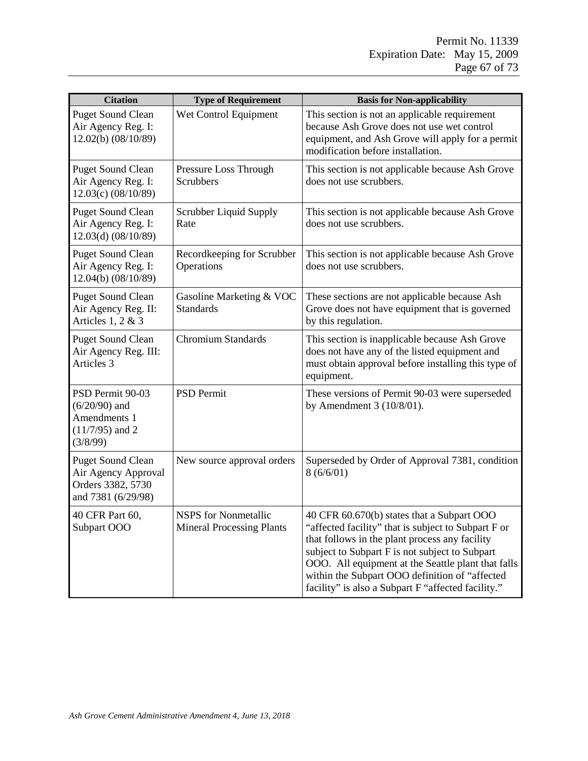| Citation | Type of Requirement | Basis for Non-applicability |
|---|---|---|
| Puget Sound Clean Air Agency Reg. I: 12.02(b) (08/10/89) | Wet Control Equipment | This section is not an applicable requirement because Ash Grove does not use wet control equipment, and Ash Grove will apply for a permit modification before installation. |
| Puget Sound Clean Air Agency Reg. I: 12.03(c) (08/10/89) | Pressure Loss Through Scrubbers | This section is not applicable because Ash Grove does not use scrubbers. |
| Puget Sound Clean Air Agency Reg. I: 12.03(d) (08/10/89) | Scrubber Liquid Supply Rate | This section is not applicable because Ash Grove does not use scrubbers. |
| Puget Sound Clean Air Agency Reg. I: 12.04(b) (08/10/89) | Recordkeeping for Scrubber Operations | This section is not applicable because Ash Grove does not use scrubbers. |
| Puget Sound Clean Air Agency Reg. II: Articles 1, 2 & 3 | Gasoline Marketing & VOC Standards | These sections are not applicable because Ash Grove does not have equipment that is governed by this regulation. |
| Puget Sound Clean Air Agency Reg. III: Articles 3 | Chromium Standards | This section is inapplicable because Ash Grove does not have any of the listed equipment and must obtain approval before installing this type of equipment. |
| PSD Permit 90-03 (6/20/90) and Amendments 1 (11/7/95) and 2 (3/8/99) | PSD Permit | These versions of Permit 90-03 were superseded by Amendment 3 (10/8/01). |
| Puget Sound Clean Air Agency Approval Orders 3382, 5730 and 7381 (6/29/98) | New source approval orders | Superseded by Order of Approval 7381, condition 8 (6/6/01) |
| 40 CFR Part 60, Subpart OOO | NSPS for Nonmetallic Mineral Processing Plants | 40 CFR 60.670(b) states that a Subpart OOO "affected facility" that is subject to Subpart F or that follows in the plant process any facility subject to Subpart F is not subject to Subpart OOO. All equipment at the Seattle plant that falls within the Subpart OOO definition of "affected facility" is also a Subpart F "affected facility." |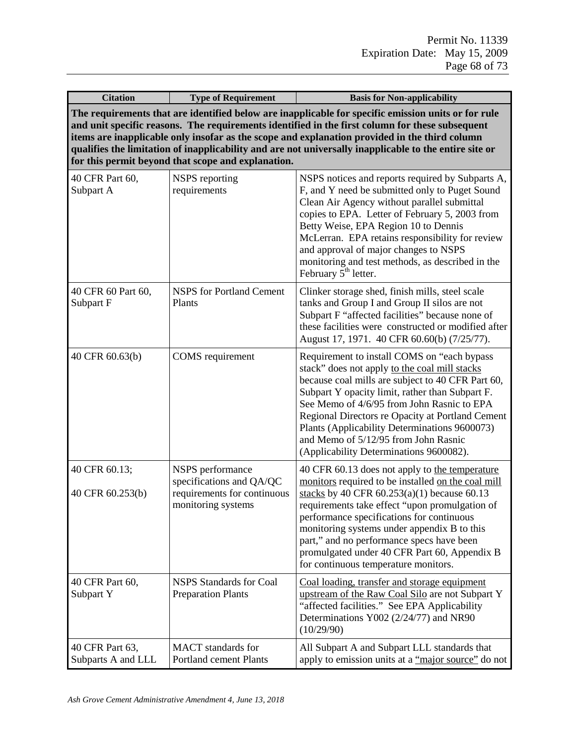| Citation | Type of Requirement | Basis for Non-applicability |
|---|---|---|
| **The requirements that are identified below are inapplicable for specific emission units or for rule and unit specific reasons. The requirements identified in the first column for these subsequent items are inapplicable only insofar as the scope and explanation provided in the third column qualifies the limitation of inapplicability and are not universally inapplicable to the entire site or for this permit beyond that scope and explanation.** | | |
| 40 CFR Part 60, Subpart A | NSPS reporting requirements | NSPS notices and reports required by Subparts A, F, and Y need be submitted only to Puget Sound Clean Air Agency without parallel submittal copies to EPA. Letter of February 5, 2003 from Betty Weise, EPA Region 10 to Dennis McLerran. EPA retains responsibility for review and approval of major changes to NSPS monitoring and test methods, as described in the February 5th letter. |
| 40 CFR 60 Part 60, Subpart F | NSPS for Portland Cement Plants | Clinker storage shed, finish mills, steel scale tanks and Group I and Group II silos are not Subpart F "affected facilities" because none of these facilities were constructed or modified after August 17, 1971. 40 CFR 60.60(b) (7/25/77). |
| 40 CFR 60.63(b) | COMS requirement | Requirement to install COMS on "each bypass stack" does not apply to the coal mill stacks because coal mills are subject to 40 CFR Part 60, Subpart Y opacity limit, rather than Subpart F. See Memo of 4/6/95 from John Rasnic to EPA Regional Directors re Opacity at Portland Cement Plants (Applicability Determinations 9600073) and Memo of 5/12/95 from John Rasnic (Applicability Determinations 9600082). |
| 40 CFR 60.13;<br>40 CFR 60.253(b) | NSPS performance specifications and QA/QC requirements for continuous monitoring systems | 40 CFR 60.13 does not apply to the temperature monitors required to be installed on the coal mill stacks by 40 CFR 60.253(a)(1) because 60.13 requirements take effect "upon promulgation of performance specifications for continuous monitoring systems under appendix B to this part," and no performance specs have been promulgated under 40 CFR Part 60, Appendix B for continuous temperature monitors. |
| 40 CFR Part 60, Subpart Y | NSPS Standards for Coal Preparation Plants | Coal loading, transfer and storage equipment upstream of the Raw Coal Silo are not Subpart Y "affected facilities." See EPA Applicability Determinations Y002 (2/24/77) and NR90 (10/29/90) |
| 40 CFR Part 63, Subparts A and LLL | MACT standards for Portland cement Plants | All Subpart A and Subpart LLL standards that apply to emission units at a "major source" do not |

*Ash Grove Cement Administrative Amendment 4, June 13, 2018*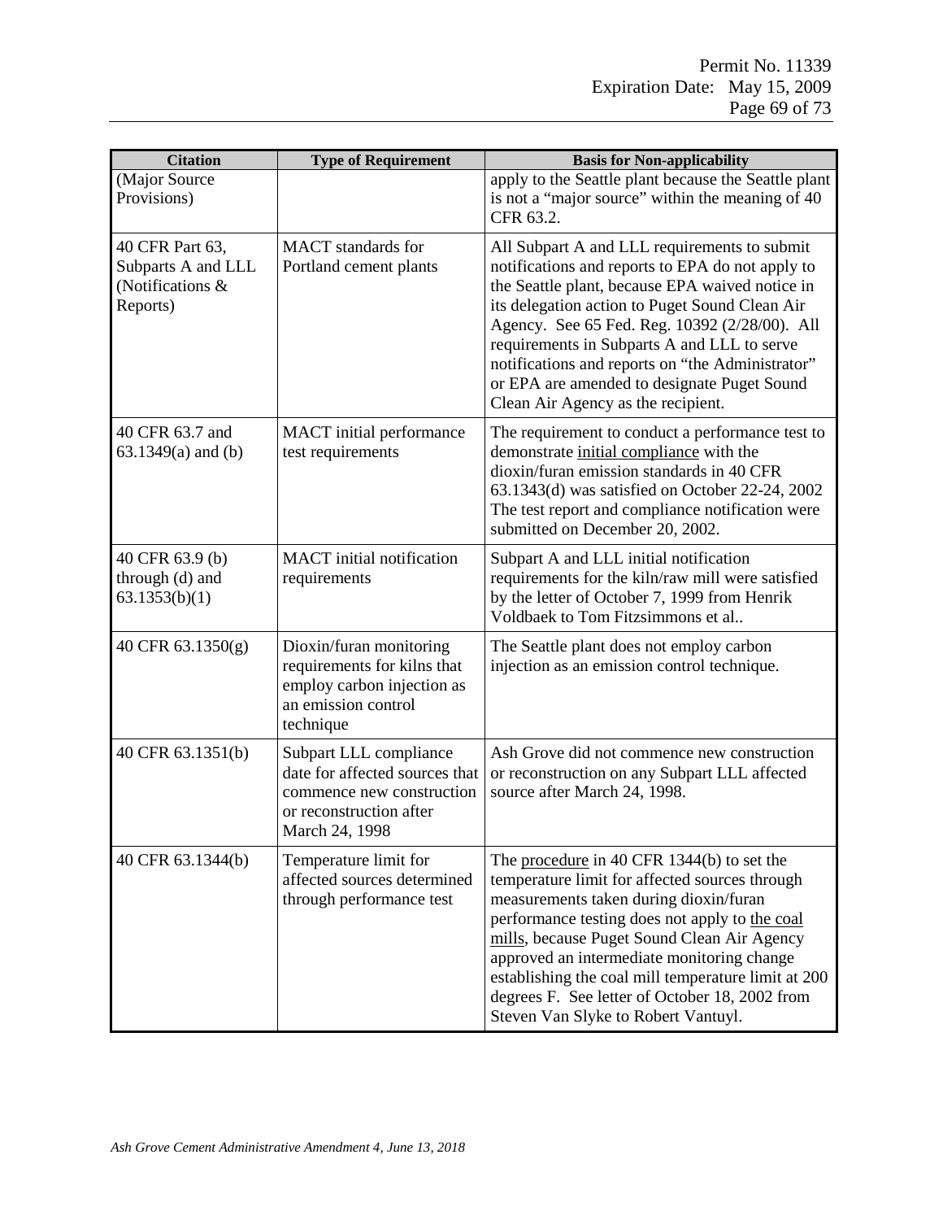| Citation | Type of Requirement | Basis for Non-applicability |
|---|---|---|
| (Major Source Provisions) | | apply to the Seattle plant because the Seattle plant is not a "major source" within the meaning of 40 CFR 63.2. |
| 40 CFR Part 63, Subparts A and LLL (Notifications & Reports) | MACT standards for Portland cement plants | All Subpart A and LLL requirements to submit notifications and reports to EPA do not apply to the Seattle plant, because EPA waived notice in its delegation action to Puget Sound Clean Air Agency. See 65 Fed. Reg. 10392 (2/28/00). All requirements in Subparts A and LLL to serve notifications and reports on "the Administrator" or EPA are amended to designate Puget Sound Clean Air Agency as the recipient. |
| 40 CFR 63.7 and 63.1349(a) and (b) | MACT initial performance test requirements | The requirement to conduct a performance test to demonstrate <u>initial compliance</u> with the dioxin/furan emission standards in 40 CFR 63.1343(d) was satisfied on October 22-24, 2002 The test report and compliance notification were submitted on December 20, 2002. |
| 40 CFR 63.9 (b) through (d) and 63.1353(b)(1) | MACT initial notification requirements | Subpart A and LLL initial notification requirements for the kiln/raw mill were satisfied by the letter of October 7, 1999 from Henrik Voldbaek to Tom Fitzsimmons et al.. |
| 40 CFR 63.1350(g) | Dioxin/furan monitoring requirements for kilns that employ carbon injection as an emission control technique | The Seattle plant does not employ carbon injection as an emission control technique. |
| 40 CFR 63.1351(b) | Subpart LLL compliance date for affected sources that commence new construction or reconstruction after March 24, 1998 | Ash Grove did not commence new construction or reconstruction on any Subpart LLL affected source after March 24, 1998. |
| 40 CFR 63.1344(b) | Temperature limit for affected sources determined through performance test | The <u>procedure</u> in 40 CFR 1344(b) to set the temperature limit for affected sources through measurements taken during dioxin/furan performance testing does not apply to <u>the coal mills</u>, because Puget Sound Clean Air Agency approved an intermediate monitoring change establishing the coal mill temperature limit at 200 degrees F. See letter of October 18, 2002 from Steven Van Slyke to Robert Vantuyl. |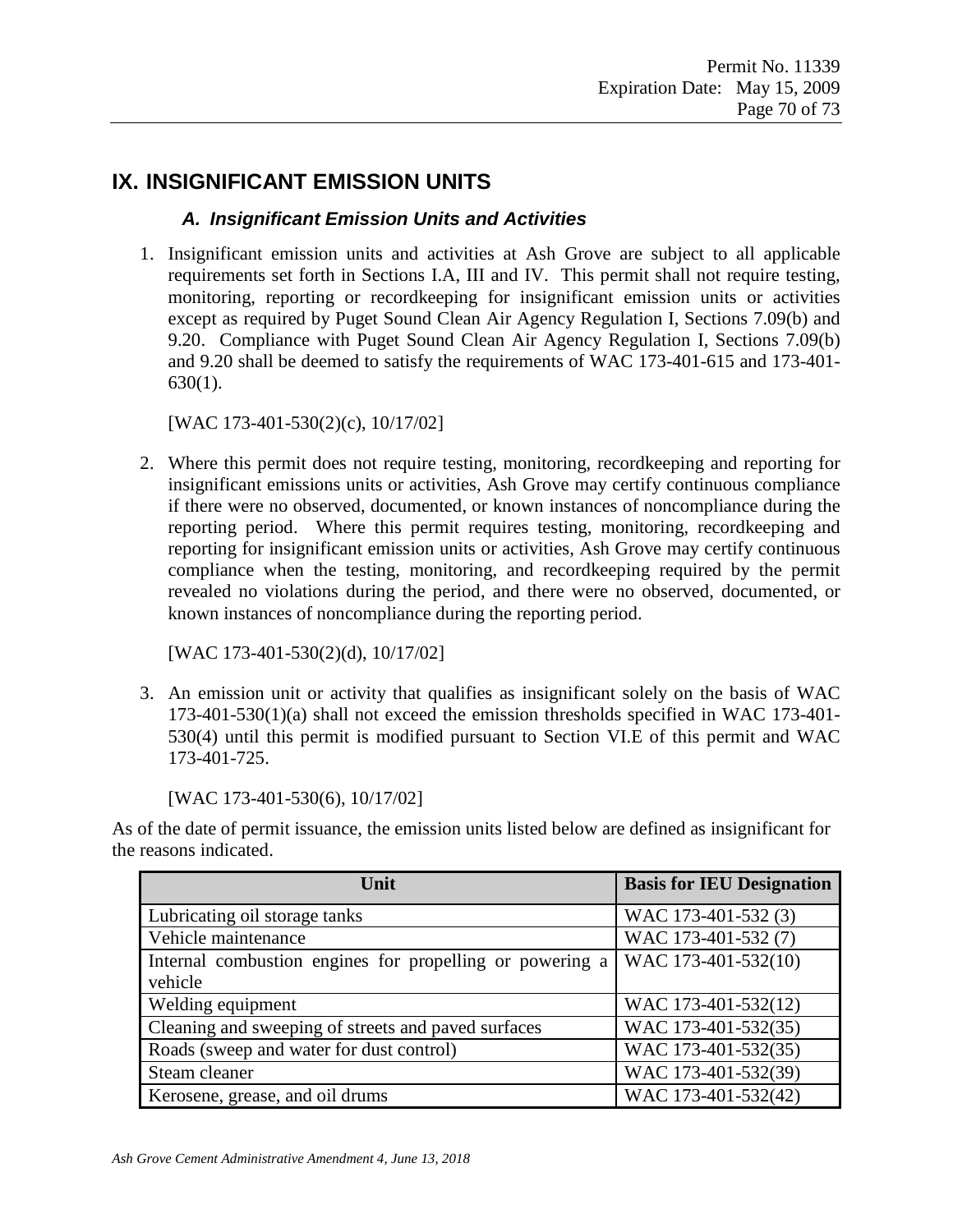# IX. INSIGNIFICANT EMISSION UNITS

## *A. Insignificant Emission Units and Activities*

1. Insignificant emission units and activities at Ash Grove are subject to all applicable requirements set forth in Sections I.A, III and IV. This permit shall not require testing, monitoring, reporting or recordkeeping for insignificant emission units or activities except as required by Puget Sound Clean Air Agency Regulation I, Sections 7.09(b) and 9.20. Compliance with Puget Sound Clean Air Agency Regulation I, Sections 7.09(b) and 9.20 shall be deemed to satisfy the requirements of WAC 173-401-615 and 173-401-630(1).

   [WAC 173-401-530(2)(c), 10/17/02]

2. Where this permit does not require testing, monitoring, recordkeeping and reporting for insignificant emissions units or activities, Ash Grove may certify continuous compliance if there were no observed, documented, or known instances of noncompliance during the reporting period. Where this permit requires testing, monitoring, recordkeeping and reporting for insignificant emission units or activities, Ash Grove may certify continuous compliance when the testing, monitoring, and recordkeeping required by the permit revealed no violations during the period, and there were no observed, documented, or known instances of noncompliance during the reporting period.

   [WAC 173-401-530(2)(d), 10/17/02]

3. An emission unit or activity that qualifies as insignificant solely on the basis of WAC 173-401-530(1)(a) shall not exceed the emission thresholds specified in WAC 173-401-530(4) until this permit is modified pursuant to Section VI.E of this permit and WAC 173-401-725.

   [WAC 173-401-530(6), 10/17/02]

As of the date of permit issuance, the emission units listed below are defined as insignificant for the reasons indicated.

| Unit | Basis for IEU Designation |
|---|---|
| Lubricating oil storage tanks | WAC 173-401-532 (3) |
| Vehicle maintenance | WAC 173-401-532 (7) |
| Internal combustion engines for propelling or powering a vehicle | WAC 173-401-532(10) |
| Welding equipment | WAC 173-401-532(12) |
| Cleaning and sweeping of streets and paved surfaces | WAC 173-401-532(35) |
| Roads (sweep and water for dust control) | WAC 173-401-532(35) |
| Steam cleaner | WAC 173-401-532(39) |
| Kerosene, grease, and oil drums | WAC 173-401-532(42) |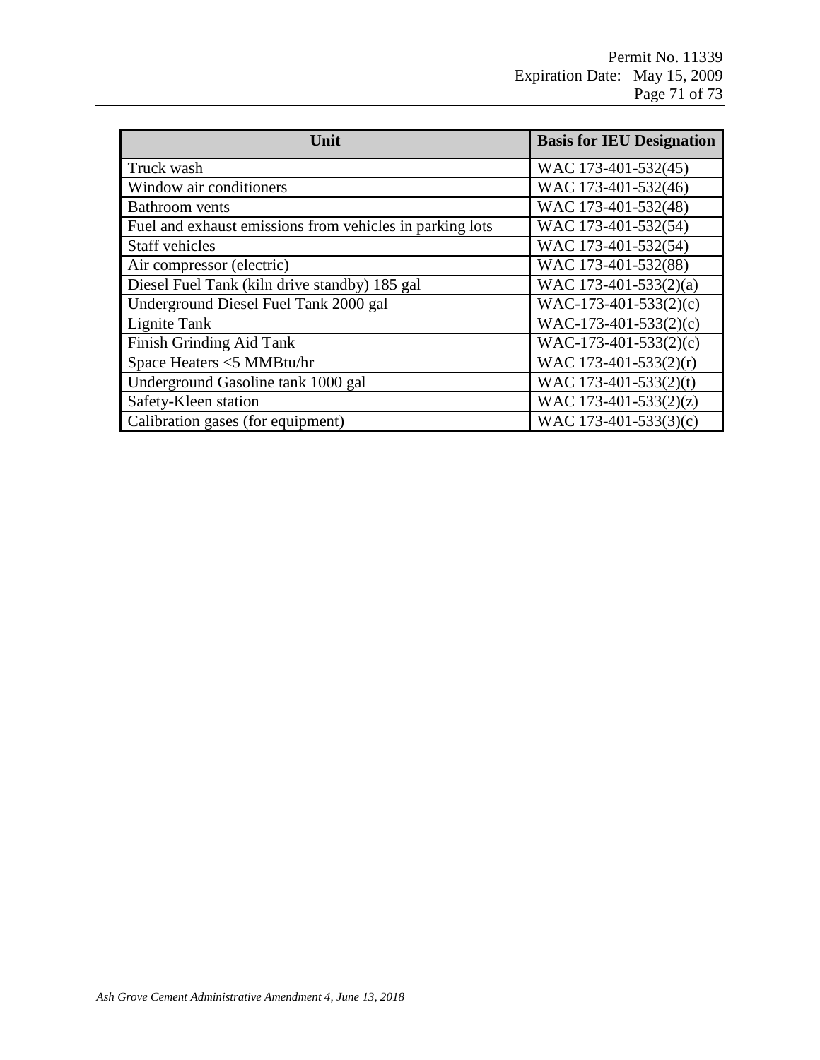| Unit | Basis for IEU Designation |
|---|---|
| Truck wash | WAC 173-401-532(45) |
| Window air conditioners | WAC 173-401-532(46) |
| Bathroom vents | WAC 173-401-532(48) |
| Fuel and exhaust emissions from vehicles in parking lots | WAC 173-401-532(54) |
| Staff vehicles | WAC 173-401-532(54) |
| Air compressor (electric) | WAC 173-401-532(88) |
| Diesel Fuel Tank (kiln drive standby) 185 gal | WAC 173-401-533(2)(a) |
| Underground Diesel Fuel Tank 2000 gal | WAC-173-401-533(2)(c) |
| Lignite Tank | WAC-173-401-533(2)(c) |
| Finish Grinding Aid Tank | WAC-173-401-533(2)(c) |
| Space Heaters <5 MMBtu/hr | WAC 173-401-533(2)(r) |
| Underground Gasoline tank 1000 gal | WAC 173-401-533(2)(t) |
| Safety-Kleen station | WAC 173-401-533(2)(z) |
| Calibration gases (for equipment) | WAC 173-401-533(3)(c) |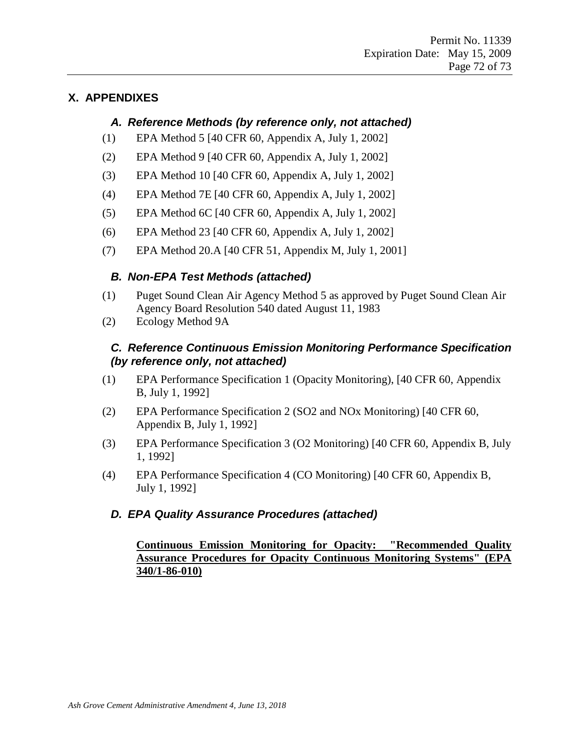## X. APPENDIXES

### *A. Reference Methods (by reference only, not attached)*

(1) EPA Method 5 [40 CFR 60, Appendix A, July 1, 2002]

(2) EPA Method 9 [40 CFR 60, Appendix A, July 1, 2002]

(3) EPA Method 10 [40 CFR 60, Appendix A, July 1, 2002]

(4) EPA Method 7E [40 CFR 60, Appendix A, July 1, 2002]

(5) EPA Method 6C [40 CFR 60, Appendix A, July 1, 2002]

(6) EPA Method 23 [40 CFR 60, Appendix A, July 1, 2002]

(7) EPA Method 20.A [40 CFR 51, Appendix M, July 1, 2001]

### *B. Non-EPA Test Methods (attached)*

(1) Puget Sound Clean Air Agency Method 5 as approved by Puget Sound Clean Air Agency Board Resolution 540 dated August 11, 1983

(2) Ecology Method 9A

### *C. Reference Continuous Emission Monitoring Performance Specification (by reference only, not attached)*

(1) EPA Performance Specification 1 (Opacity Monitoring), [40 CFR 60, Appendix B, July 1, 1992]

(2) EPA Performance Specification 2 (SO2 and NOx Monitoring) [40 CFR 60, Appendix B, July 1, 1992]

(3) EPA Performance Specification 3 (O2 Monitoring) [40 CFR 60, Appendix B, July 1, 1992]

(4) EPA Performance Specification 4 (CO Monitoring) [40 CFR 60, Appendix B, July 1, 1992]

### *D. EPA Quality Assurance Procedures (attached)*

**Continuous Emission Monitoring for Opacity: "Recommended Quality Assurance Procedures for Opacity Continuous Monitoring Systems" (EPA 340/1-86-010)**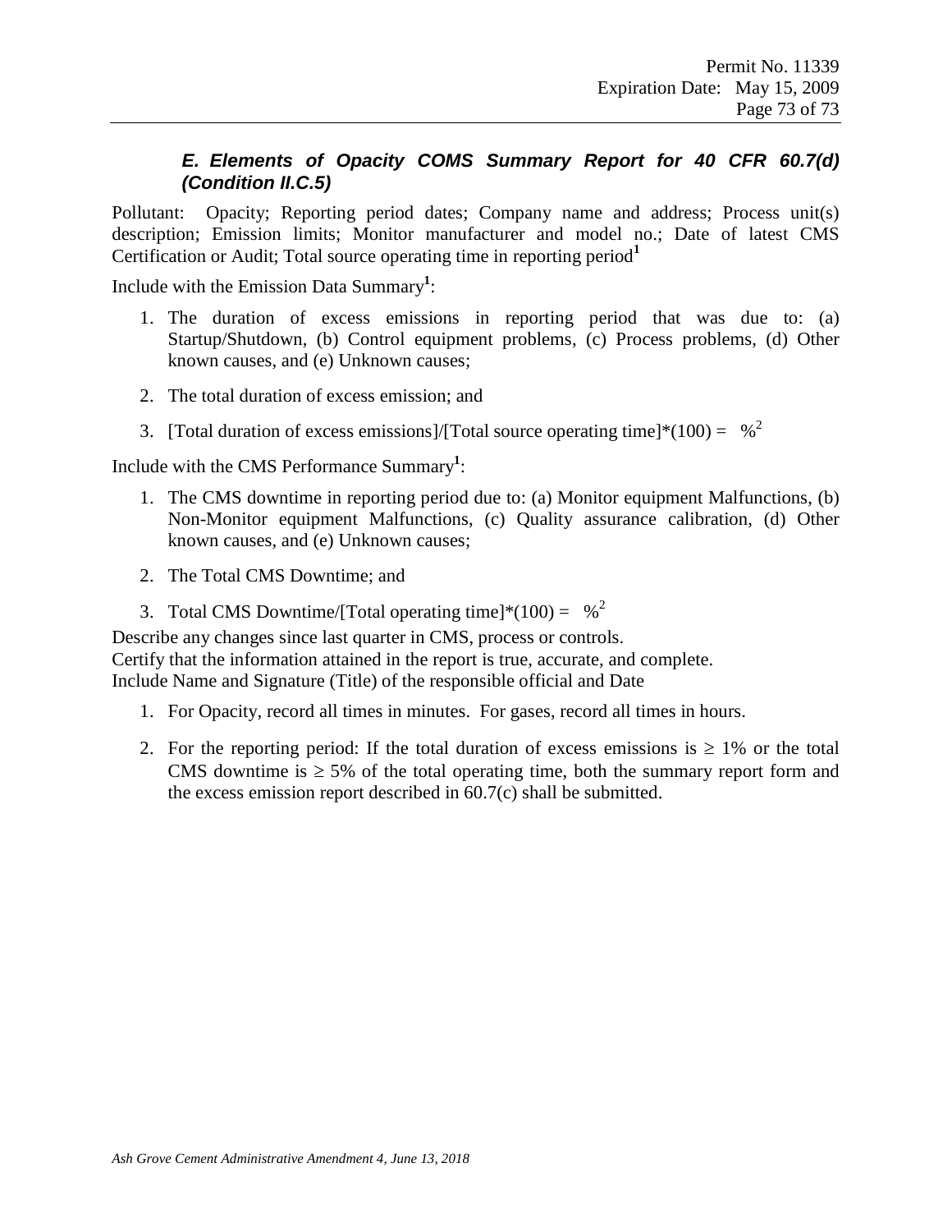### *E. Elements of Opacity COMS Summary Report for 40 CFR 60.7(d) (Condition II.C.5)*

Pollutant: Opacity; Reporting period dates; Company name and address; Process unit(s) description; Emission limits; Monitor manufacturer and model no.; Date of latest CMS Certification or Audit; Total source operating time in reporting period[1]

Include with the Emission Data Summary[1]:

1. The duration of excess emissions in reporting period that was due to: (a) Startup/Shutdown, (b) Control equipment problems, (c) Process problems, (d) Other known causes, and (e) Unknown causes;
2. The total duration of excess emission; and
3. [Total duration of excess emissions]/[Total source operating time]*(100) = %[2]

Include with the CMS Performance Summary[1]:

1. The CMS downtime in reporting period due to: (a) Monitor equipment Malfunctions, (b) Non-Monitor equipment Malfunctions, (c) Quality assurance calibration, (d) Other known causes, and (e) Unknown causes;
2. The Total CMS Downtime; and
3. Total CMS Downtime/[Total operating time]*(100) = %[2]

Describe any changes since last quarter in CMS, process or controls.
Certify that the information attained in the report is true, accurate, and complete.
Include Name and Signature (Title) of the responsible official and Date

1. For Opacity, record all times in minutes. For gases, record all times in hours.
2. For the reporting period: If the total duration of excess emissions is $\geq$ 1% or the total CMS downtime is $\geq$ 5% of the total operating time, both the summary report form and the excess emission report described in 60.7(c) shall be submitted.

*Ash Grove Cement Administrative Amendment 4, June 13, 2018*